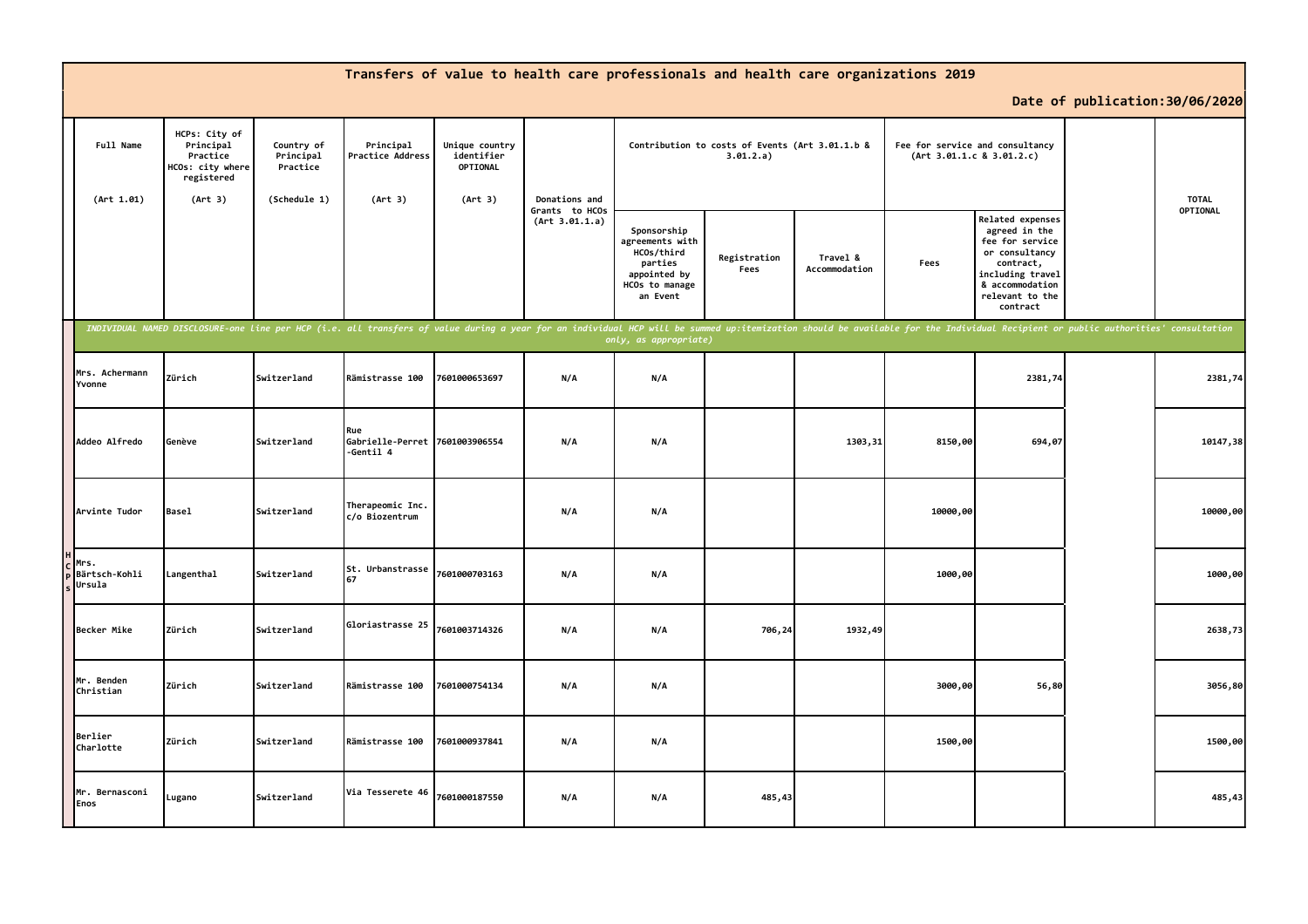# Transfers of value to health care professionals and health care organizations 2019

**Date of publication:30/06/2020**

| | Full Name (Art 1.01) | HCPs: City of Principal Practice HCOs: city where registered (Art 3) | Country of Principal Practice (Schedule 1) | Principal Practice Address (Art 3) | Unique country identifier OPTIONAL (Art 3) | Donations and Grants to HCOs (Art 3.01.1.a) | Contribution to costs of Events (Art 3.01.1.b & 3.01.2.a) | | | Fee for service and consultancy (Art 3.01.1.c & 3.01.2.c) | | | TOTAL OPTIONAL |
|---|---|---|---|---|---|---|---|---|---|---|---|---|---|
| | | | | | | | Sponsorship agreements with HCOs/third parties appointed by HCOs to manage an Event | Registration Fees | Travel & Accommodation | Fees | Related expenses agreed in the fee for service or consultancy contract, including travel & accommodation relevant to the contract | | |
| | *INDIVIDUAL NAMED DISCLOSURE-one line per HCP (i.e. all transfers of value during a year for an individual HCP will be summed up:itemization should be available for the Individual Recipient or public authorities' consultation only, as appropriate)* | | | | | | | | | | | | |
| HCPs | Mrs. Achermann Yvonne | Zürich | Switzerland | Rämistrasse 100 | 7601000653697 | N/A | N/A | | | | 2381,74 | | 2381,74 |
| | Addeo Alfredo | Genève | Switzerland | Rue Gabrielle-Perret -Gentil 4 | 7601003906554 | N/A | N/A | | 1303,31 | 8150,00 | 694,07 | | 10147,38 |
| | Arvinte Tudor | Basel | Switzerland | Therapeomic Inc. c/o Biozentrum | | N/A | N/A | | | 10000,00 | | | 10000,00 |
| | Mrs. Bärtsch-Kohli Ursula | Langenthal | Switzerland | St. Urbanstrasse 67 | 7601000703163 | N/A | N/A | | | 1000,00 | | | 1000,00 |
| | Becker Mike | Zürich | Switzerland | Gloriastrasse 25 | 7601003714326 | N/A | N/A | 706,24 | 1932,49 | | | | 2638,73 |
| | Mr. Benden Christian | Zürich | Switzerland | Rämistrasse 100 | 7601000754134 | N/A | N/A | | | 3000,00 | 56,80 | | 3056,80 |
| | Berlier Charlotte | Zürich | Switzerland | Rämistrasse 100 | 7601000937841 | N/A | N/A | | | 1500,00 | | | 1500,00 |
| | Mr. Bernasconi Enos | Lugano | Switzerland | Via Tesserete 46 | 7601000187550 | N/A | N/A | 485,43 | | | | | 485,43 |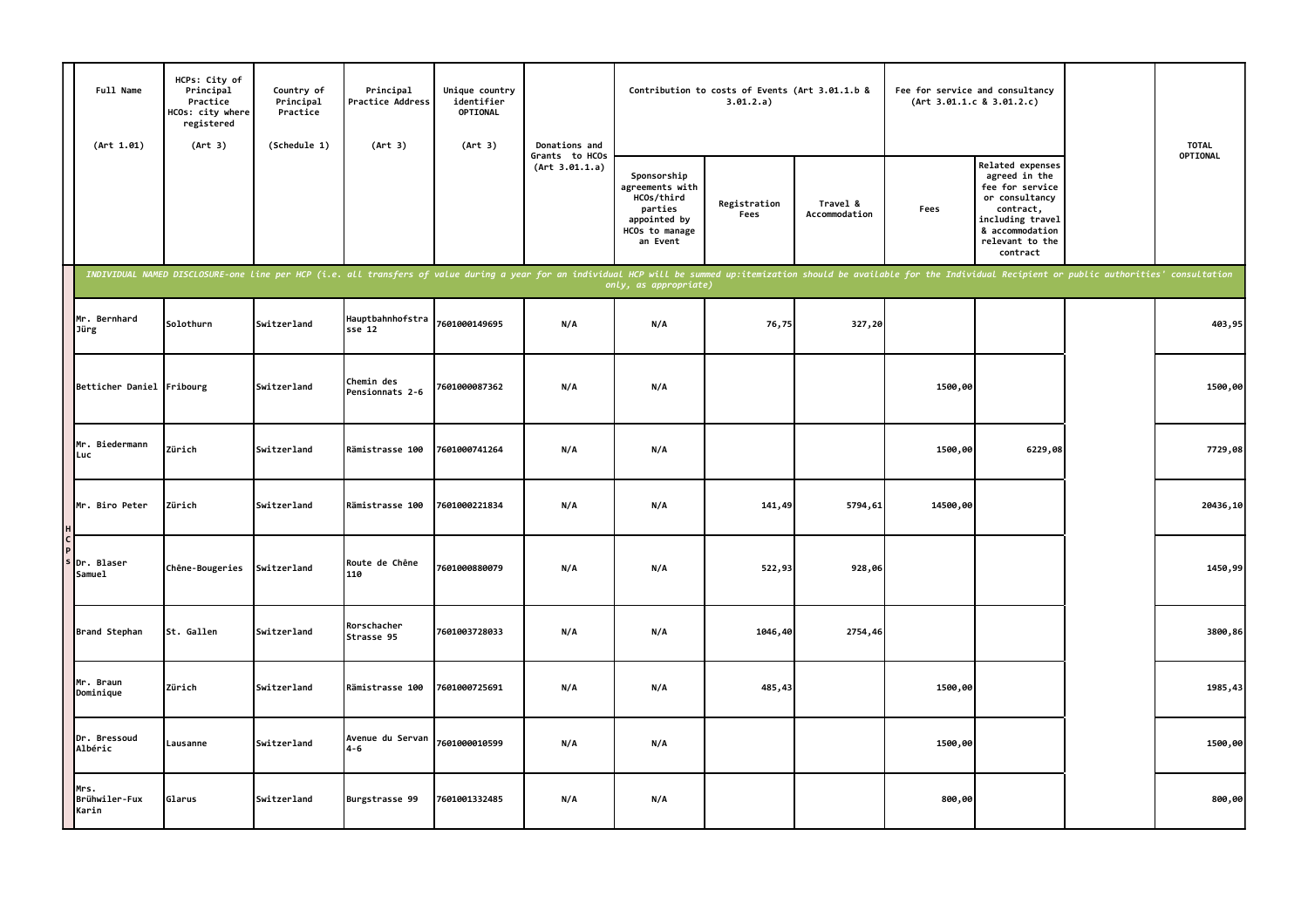| | Full Name (Art 1.01) | HCPs: City of Principal Practice HCOs: city where registered (Art 3) | Country of Principal Practice (Schedule 1) | Principal Practice Address (Art 3) | Unique country identifier OPTIONAL (Art 3) | Donations and Grants to HCOs (Art 3.01.1.a) | Contribution to costs of Events (Art 3.01.1.b & 3.01.2.a) | | | Fee for service and consultancy (Art 3.01.1.c & 3.01.2.c) | | | TOTAL OPTIONAL |
|---|---|---|---|---|---|---|---|---|---|---|---|---|---|
| | | | | | | | Sponsorship agreements with HCOs/third parties appointed by HCOs to manage an Event | Registration Fees | Travel & Accommodation | Fees | Related expenses agreed in the fee for service or consultancy contract, including travel & accommodation relevant to the contract | | |
| | *INDIVIDUAL NAMED DISCLOSURE-one line per HCP (i.e. all transfers of value during a year for an individual HCP will be summed up:itemization should be available for the Individual Recipient or public authorities' consultation only, as appropriate)* | | | | | | | | | | | | |
| HCPs | Mr. Bernhard Jürg | Solothurn | Switzerland | Hauptbahnhofstrasse 12 | 7601000149695 | N/A | N/A | 76,75 | 327,20 | | | | 403,95 |
| | Betticher Daniel | Fribourg | Switzerland | Chemin des Pensionnats 2-6 | 7601000087362 | N/A | N/A | | | 1500,00 | | | 1500,00 |
| | Mr. Biedermann Luc | Zürich | Switzerland | Rämistrasse 100 | 7601000741264 | N/A | N/A | | | 1500,00 | 6229,08 | | 7729,08 |
| | Mr. Biro Peter | Zürich | Switzerland | Rämistrasse 100 | 7601000221834 | N/A | N/A | 141,49 | 5794,61 | 14500,00 | | | 20436,10 |
| | Dr. Blaser Samuel | Chêne-Bougeries | Switzerland | Route de Chêne 110 | 7601000880079 | N/A | N/A | 522,93 | 928,06 | | | | 1450,99 |
| | Brand Stephan | St. Gallen | Switzerland | Rorschacher Strasse 95 | 7601003728033 | N/A | N/A | 1046,40 | 2754,46 | | | | 3800,86 |
| | Mr. Braun Dominique | Zürich | Switzerland | Rämistrasse 100 | 7601000725691 | N/A | N/A | 485,43 | | 1500,00 | | | 1985,43 |
| | Dr. Bressoud Albéric | Lausanne | Switzerland | Avenue du Servan 4-6 | 7601000010599 | N/A | N/A | | | 1500,00 | | | 1500,00 |
| | Mrs. Brühwiler-Fux Karin | Glarus | Switzerland | Burgstrasse 99 | 7601001332485 | N/A | N/A | | | 800,00 | | | 800,00 |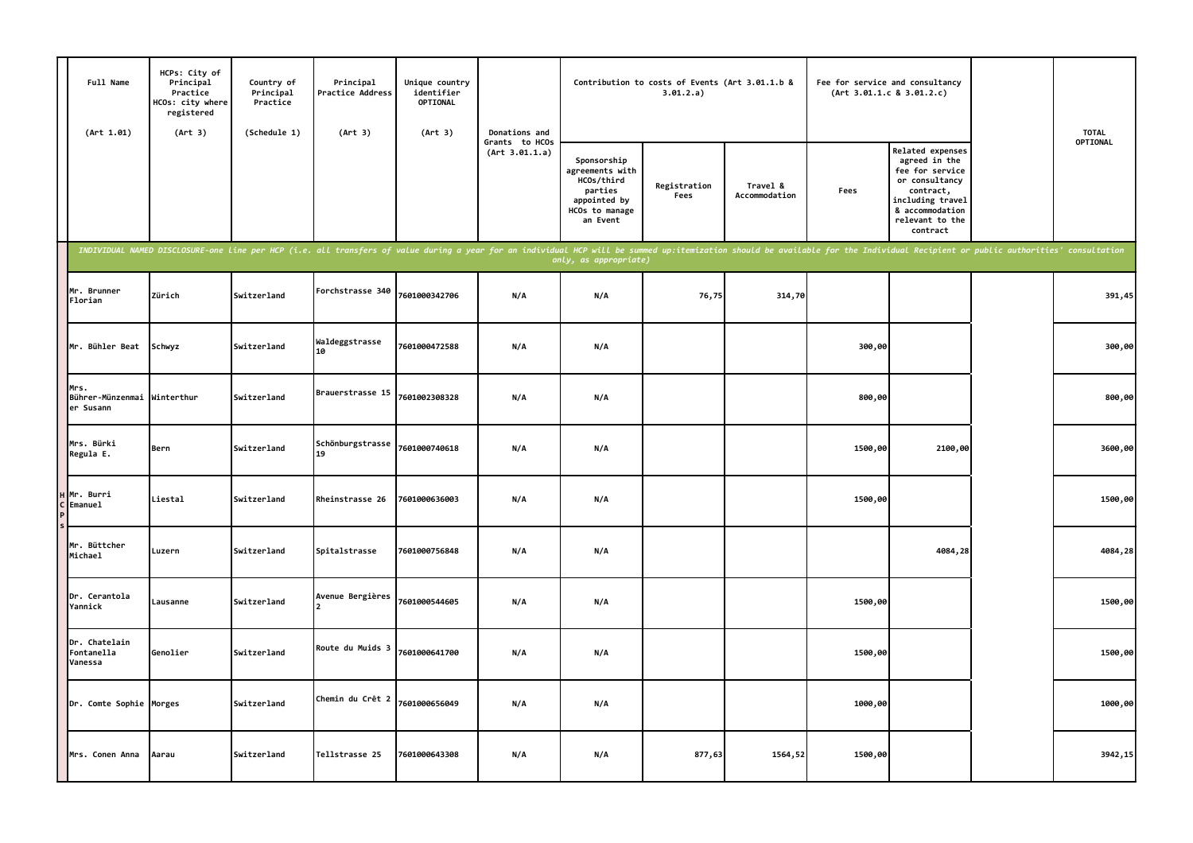| Full Name (Art 1.01) | HCPs: City of Principal Practice HCOs: city where registered (Art 3) | Country of Principal Practice (Schedule 1) | Principal Practice Address (Art 3) | Unique country identifier OPTIONAL (Art 3) | Donations and Grants to HCOs (Art 3.01.1.a) | Contribution to costs of Events (Art 3.01.1.b & 3.01.2.a) | | | Fee for service and consultancy (Art 3.01.1.c & 3.01.2.c) | | | TOTAL OPTIONAL |
|---|---|---|---|---|---|---|---|---|---|---|---|---|
| | | | | | | Sponsorship agreements with HCOs/third parties appointed by HCOs to manage an Event | Registration Fees | Travel & Accommodation | Fees | Related expenses agreed in the fee for service or consultancy contract, including travel & accommodation relevant to the contract | | |
| *INDIVIDUAL NAMED DISCLOSURE-one line per HCP (i.e. all transfers of value during a year for an individual HCP will be summed up:itemization should be available for the Individual Recipient or public authorities' consultation only, as appropriate)* | | | | | | | | | | | | |
| Mr. Brunner Florian | Zürich | Switzerland | Forchstrasse 340 | 7601000342706 | N/A | N/A | 76,75 | 314,70 | | | | 391,45 |
| Mr. Bühler Beat | Schwyz | Switzerland | Waldeggstrasse 10 | 7601000472588 | N/A | N/A | | | 300,00 | | | 300,00 |
| Mrs. Bührer-Münzenmaier Susann | Winterthur | Switzerland | Brauerstrasse 15 | 7601002308328 | N/A | N/A | | | 800,00 | | | 800,00 |
| Mrs. Bürki Regula E. | Bern | Switzerland | Schönburgstrasse 19 | 7601000740618 | N/A | N/A | | | 1500,00 | 2100,00 | | 3600,00 |
| Mr. Burri Emanuel | Liestal | Switzerland | Rheinstrasse 26 | 7601000636003 | N/A | N/A | | | 1500,00 | | | 1500,00 |
| Mr. Büttcher Michael | Luzern | Switzerland | Spitalstrasse | 7601000756848 | N/A | N/A | | | | 4084,28 | | 4084,28 |
| Dr. Cerantola Yannick | Lausanne | Switzerland | Avenue Bergières 2 | 7601000544605 | N/A | N/A | | | 1500,00 | | | 1500,00 |
| Dr. Chatelain Fontanella Vanessa | Genolier | Switzerland | Route du Muids 3 | 7601000641700 | N/A | N/A | | | 1500,00 | | | 1500,00 |
| Dr. Comte Sophie | Morges | Switzerland | Chemin du Crêt 2 | 7601000656049 | N/A | N/A | | | 1000,00 | | | 1000,00 |
| Mrs. Conen Anna | Aarau | Switzerland | Tellstrasse 25 | 7601000643308 | N/A | N/A | 877,63 | 1564,52 | 1500,00 | | | 3942,15 |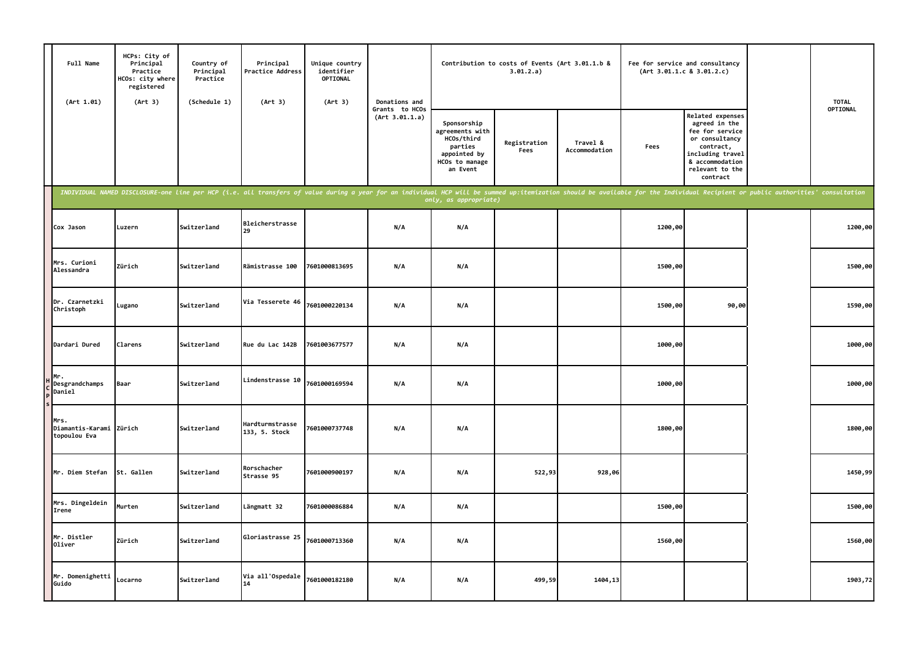| Full Name (Art 1.01) | HCPs: City of Principal Practice HCOs: city where registered (Art 3) | Country of Principal Practice (Schedule 1) | Principal Practice Address (Art 3) | Unique country identifier OPTIONAL (Art 3) | Donations and Grants to HCOs (Art 3.01.1.a) | Contribution to costs of Events (Art 3.01.1.b & 3.01.2.a) | | | Fee for service and consultancy (Art 3.01.1.c & 3.01.2.c) | | | TOTAL OPTIONAL |
|---|---|---|---|---|---|---|---|---|---|---|---|---|
| | | | | | | Sponsorship agreements with HCOs/third parties appointed by HCOs to manage an Event | Registration Fees | Travel & Accommodation | Fees | Related expenses agreed in the fee for service or consultancy contract, including travel & accommodation relevant to the contract | | |
| *INDIVIDUAL NAMED DISCLOSURE-one line per HCP (i.e. all transfers of value during a year for an individual HCP will be summed up:itemization should be available for the Individual Recipient or public authorities' consultation only, as appropriate)* | | | | | | | | | | | | |
| Cox Jason | Luzern | Switzerland | Bleicherstrasse 29 | | N/A | N/A | | | 1200,00 | | | 1200,00 |
| Mrs. Curioni Alessandra | Zürich | Switzerland | Rämistrasse 100 | 7601000813695 | N/A | N/A | | | 1500,00 | | | 1500,00 |
| Dr. Czarnetzki Christoph | Lugano | Switzerland | Via Tesserete 46 | 7601000220134 | N/A | N/A | | | 1500,00 | 90,00 | | 1590,00 |
| Dardari Dured | Clarens | Switzerland | Rue du Lac 142B | 7601003677577 | N/A | N/A | | | 1000,00 | | | 1000,00 |
| Mr. Desgrandchamps Daniel | Baar | Switzerland | Lindenstrasse 10 | 7601000169594 | N/A | N/A | | | 1000,00 | | | 1000,00 |
| Mrs. Diamantis-Karamitopoulou Eva | Zürich | Switzerland | Hardturmstrasse 133, 5. Stock | 7601000737748 | N/A | N/A | | | 1800,00 | | | 1800,00 |
| Mr. Diem Stefan | St. Gallen | Switzerland | Rorschacher Strasse 95 | 7601000900197 | N/A | N/A | 522,93 | 928,06 | | | | 1450,99 |
| Mrs. Dingeldein Irene | Murten | Switzerland | Längmatt 32 | 7601000086884 | N/A | N/A | | | 1500,00 | | | 1500,00 |
| Mr. Distler Oliver | Zürich | Switzerland | Gloriastrasse 25 | 7601000713360 | N/A | N/A | | | 1560,00 | | | 1560,00 |
| Mr. Domenighetti Guido | Locarno | Switzerland | Via all'Ospedale 14 | 7601000182180 | N/A | N/A | 499,59 | 1404,13 | | | | 1903,72 |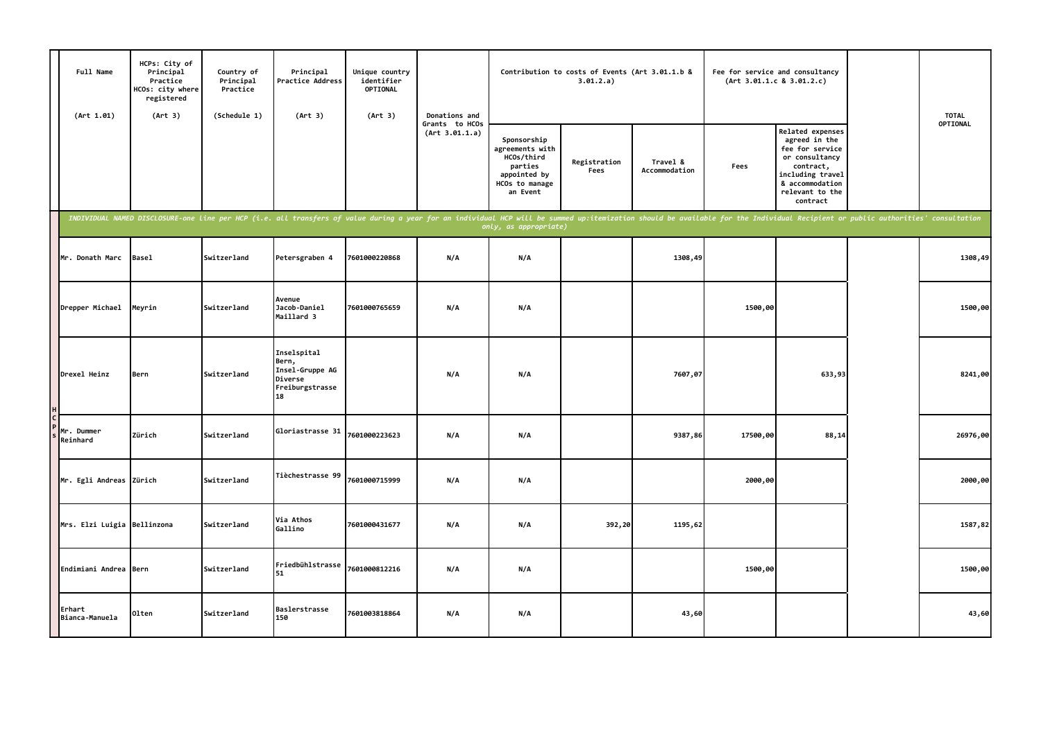| Full Name (Art 1.01) | HCPs: City of Principal Practice HCOs: city where registered (Art 3) | Country of Principal Practice (Schedule 1) | Principal Practice Address (Art 3) | Unique country identifier OPTIONAL (Art 3) | Donations and Grants to HCOs (Art 3.01.1.a) | Contribution to costs of Events (Art 3.01.1.b & 3.01.2.a) | | | Fee for service and consultancy (Art 3.01.1.c & 3.01.2.c) | | | TOTAL OPTIONAL |
|---|---|---|---|---|---|---|---|---|---|---|---|---|
| | | | | | | Sponsorship agreements with HCOs/third parties appointed by HCOs to manage an Event | Registration Fees | Travel & Accommodation | Fees | Related expenses agreed in the fee for service or consultancy contract, including travel & accommodation relevant to the contract | | |
| *INDIVIDUAL NAMED DISCLOSURE-one line per HCP (i.e. all transfers of value during a year for an individual HCP will be summed up:itemization should be available for the Individual Recipient or public authorities' consultation only, as appropriate)* | | | | | | | | | | | | |
| Mr. Donath Marc | Basel | Switzerland | Petersgraben 4 | 7601000220868 | N/A | N/A | | 1308,49 | | | | 1308,49 |
| Drepper Michael | Meyrin | Switzerland | Avenue Jacob-Daniel Maillard 3 | 7601000765659 | N/A | N/A | | | 1500,00 | | | 1500,00 |
| Drexel Heinz | Bern | Switzerland | Inselspital Bern, Insel-Gruppe AG Diverse Freiburgstrasse 18 | | N/A | N/A | | 7607,07 | | 633,93 | | 8241,00 |
| Mr. Dummer Reinhard | Zürich | Switzerland | Gloriastrasse 31 | 7601000223623 | N/A | N/A | | 9387,86 | 17500,00 | 88,14 | | 26976,00 |
| Mr. Egli Andreas | Zürich | Switzerland | Tièchestrasse 99 | 7601000715999 | N/A | N/A | | | 2000,00 | | | 2000,00 |
| Mrs. Elzi Luigia | Bellinzona | Switzerland | Via Athos Gallino | 7601000431677 | N/A | N/A | 392,20 | 1195,62 | | | | 1587,82 |
| Endimiani Andrea | Bern | Switzerland | Friedbühlstrasse 51 | 7601000812216 | N/A | N/A | | | 1500,00 | | | 1500,00 |
| Erhart Bianca-Manuela | Olten | Switzerland | Baslerstrasse 150 | 7601003818864 | N/A | N/A | | 43,60 | | | | 43,60 |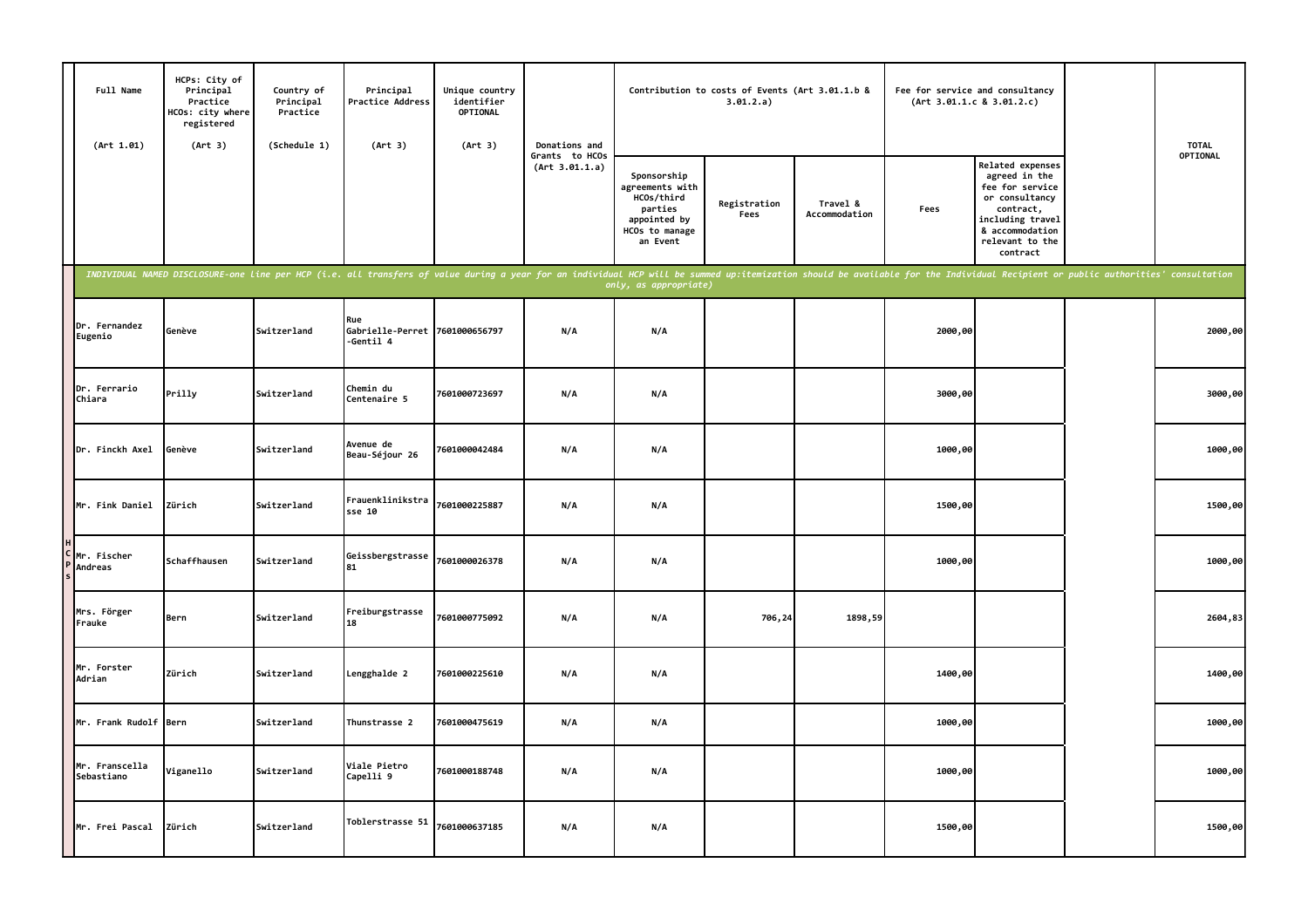| | Full Name (Art 1.01) | HCPs: City of Principal Practice HCOs: city where registered (Art 3) | Country of Principal Practice (Schedule 1) | Principal Practice Address (Art 3) | Unique country identifier OPTIONAL (Art 3) | Donations and Grants to HCOs (Art 3.01.1.a) | Contribution to costs of Events (Art 3.01.1.b & 3.01.2.a) | | | Fee for service and consultancy (Art 3.01.1.c & 3.01.2.c) | | | TOTAL OPTIONAL |
|---|---|---|---|---|---|---|---|---|---|---|---|---|---|
| | | | | | | | Sponsorship agreements with HCOs/third parties appointed by HCOs to manage an Event | Registration Fees | Travel & Accommodation | Fees | Related expenses agreed in the fee for service or consultancy contract, including travel & accommodation relevant to the contract | | |
| | *INDIVIDUAL NAMED DISCLOSURE-one line per HCP (i.e. all transfers of value during a year for an individual HCP will be summed up:itemization should be available for the Individual Recipient or public authorities' consultation only, as appropriate)* | | | | | | | | | | | | |
| HCPs | Dr. Fernandez Eugenio | Genève | Switzerland | Rue Gabrielle-Perret-Gentil 4 | 7601000656797 | N/A | N/A | | | 2000,00 | | | 2000,00 |
| | Dr. Ferrario Chiara | Prilly | Switzerland | Chemin du Centenaire 5 | 7601000723697 | N/A | N/A | | | 3000,00 | | | 3000,00 |
| | Dr. Finckh Axel | Genève | Switzerland | Avenue de Beau-Séjour 26 | 7601000042484 | N/A | N/A | | | 1000,00 | | | 1000,00 |
| | Mr. Fink Daniel | Zürich | Switzerland | Frauenklinikstrasse 10 | 7601000225887 | N/A | N/A | | | 1500,00 | | | 1500,00 |
| | Mr. Fischer Andreas | Schaffhausen | Switzerland | Geissbergstrasse 81 | 7601000026378 | N/A | N/A | | | 1000,00 | | | 1000,00 |
| | Mrs. Förger Frauke | Bern | Switzerland | Freiburgstrasse 18 | 7601000775092 | N/A | N/A | 706,24 | 1898,59 | | | | 2604,83 |
| | Mr. Forster Adrian | Zürich | Switzerland | Lengghalde 2 | 7601000225610 | N/A | N/A | | | 1400,00 | | | 1400,00 |
| | Mr. Frank Rudolf | Bern | Switzerland | Thunstrasse 2 | 7601000475619 | N/A | N/A | | | 1000,00 | | | 1000,00 |
| | Mr. Franscella Sebastiano | Viganello | Switzerland | Viale Pietro Capelli 9 | 7601000188748 | N/A | N/A | | | 1000,00 | | | 1000,00 |
| | Mr. Frei Pascal | Zürich | Switzerland | Toblerstrasse 51 | 7601000637185 | N/A | N/A | | | 1500,00 | | | 1500,00 |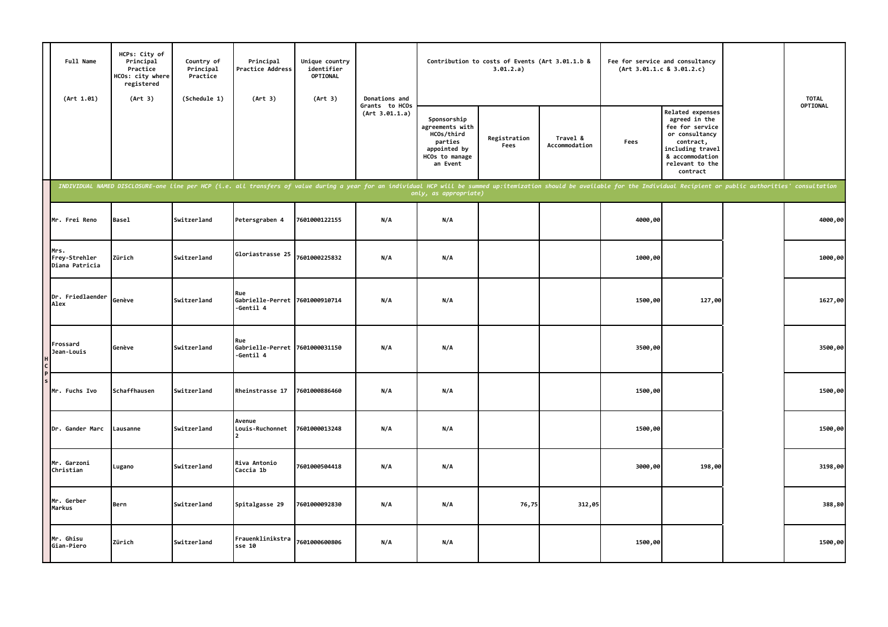| Full Name (Art 1.01) | HCPs: City of Principal Practice HCOs: city where registered (Art 3) | Country of Principal Practice (Schedule 1) | Principal Practice Address (Art 3) | Unique country identifier OPTIONAL (Art 3) | Donations and Grants to HCOs (Art 3.01.1.a) | Contribution to costs of Events (Art 3.01.1.b & 3.01.2.a) | | | Fee for service and consultancy (Art 3.01.1.c & 3.01.2.c) | | | TOTAL OPTIONAL |
|---|---|---|---|---|---|---|---|---|---|---|---|---|
| | | | | | | Sponsorship agreements with HCOs/third parties appointed by HCOs to manage an Event | Registration Fees | Travel & Accommodation | Fees | Related expenses agreed in the fee for service or consultancy contract, including travel & accommodation relevant to the contract | | |
| *INDIVIDUAL NAMED DISCLOSURE-one line per HCP (i.e. all transfers of value during a year for an individual HCP will be summed up:itemization should be available for the Individual Recipient or public authorities' consultation only, as appropriate)* | | | | | | | | | | | | |
| Mr. Frei Reno | Basel | Switzerland | Petersgraben 4 | 7601000122155 | N/A | N/A | | | 4000,00 | | | 4000,00 |
| Mrs. Frey-Strehler Diana Patricia | Zürich | Switzerland | Gloriastrasse 25 | 7601000225832 | N/A | N/A | | | 1000,00 | | | 1000,00 |
| Dr. Friedlaender Alex | Genève | Switzerland | Rue Gabrielle-Perret-Gentil 4 | 7601000910714 | N/A | N/A | | | 1500,00 | 127,00 | | 1627,00 |
| Frossard Jean-Louis | Genève | Switzerland | Rue Gabrielle-Perret-Gentil 4 | 7601000031150 | N/A | N/A | | | 3500,00 | | | 3500,00 |
| Mr. Fuchs Ivo | Schaffhausen | Switzerland | Rheinstrasse 17 | 7601000886460 | N/A | N/A | | | 1500,00 | | | 1500,00 |
| Dr. Gander Marc | Lausanne | Switzerland | Avenue Louis-Ruchonnet 2 | 7601000013248 | N/A | N/A | | | 1500,00 | | | 1500,00 |
| Mr. Garzoni Christian | Lugano | Switzerland | Riva Antonio Caccia 1b | 7601000504418 | N/A | N/A | | | 3000,00 | 198,00 | | 3198,00 |
| Mr. Gerber Markus | Bern | Switzerland | Spitalgasse 29 | 7601000092830 | N/A | N/A | 76,75 | 312,05 | | | | 388,80 |
| Mr. Ghisu Gian-Piero | Zürich | Switzerland | Frauenklinikstrasse 10 | 7601000600806 | N/A | N/A | | | 1500,00 | | | 1500,00 |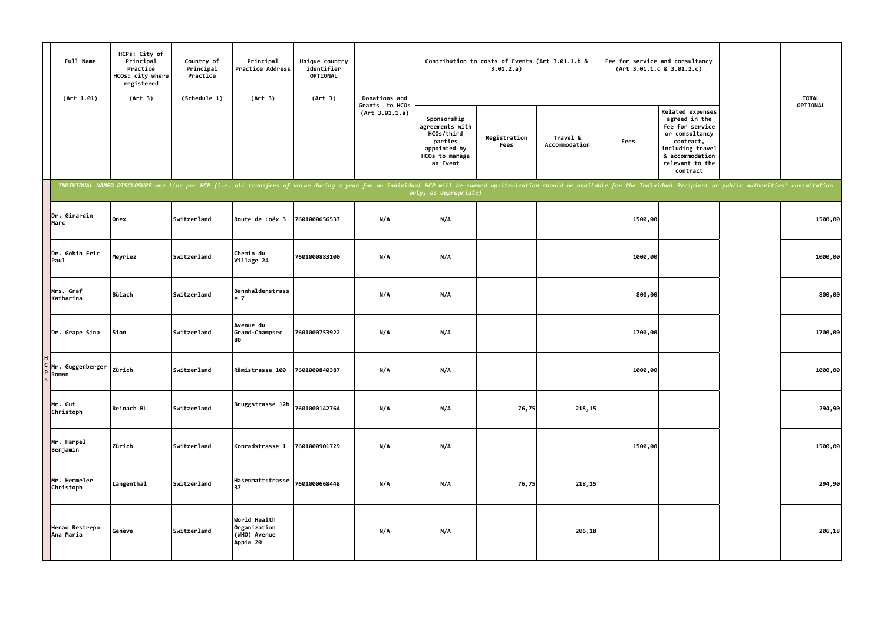| | Full Name (Art 1.01) | HCPs: City of Principal Practice HCOs: city where registered (Art 3) | Country of Principal Practice (Schedule 1) | Principal Practice Address (Art 3) | Unique country identifier OPTIONAL (Art 3) | Donations and Grants to HCOs (Art 3.01.1.a) | Contribution to costs of Events (Art 3.01.1.b & 3.01.2.a) | | | Fee for service and consultancy (Art 3.01.1.c & 3.01.2.c) | | | TOTAL OPTIONAL |
|---|---|---|---|---|---|---|---|---|---|---|---|---|---|
| | | | | | | | Sponsorship agreements with HCOs/third parties appointed by HCOs to manage an Event | Registration Fees | Travel & Accommodation | Fees | Related expenses agreed in the fee for service or consultancy contract, including travel & accommodation relevant to the contract | | |
| | *INDIVIDUAL NAMED DISCLOSURE-one line per HCP (i.e. all transfers of value during a year for an individual HCP will be summed up:itemization should be available for the Individual Recipient or public authorities' consultation only, as appropriate)* | | | | | | | | | | | | |
| HCPs | Dr. Girardin Marc | Onex | Switzerland | Route de Loëx 3 | 7601000656537 | N/A | N/A | | | 1500,00 | | | 1500,00 |
| | Dr. Gobin Eric Paul | Meyriez | Switzerland | Chemin du Village 24 | 7601000883100 | N/A | N/A | | | 1000,00 | | | 1000,00 |
| | Mrs. Graf Katharina | Bülach | Switzerland | Bannhaldenstrasse 7 | | N/A | N/A | | | 800,00 | | | 800,00 |
| | Dr. Grape Sina | Sion | Switzerland | Avenue du Grand-Champsec 80 | 7601000753922 | N/A | N/A | | | 1700,00 | | | 1700,00 |
| | Mr. Guggenberger Roman | Zürich | Switzerland | Rämistrasse 100 | 7601000840387 | N/A | N/A | | | 1000,00 | | | 1000,00 |
| | Mr. Gut Christoph | Reinach BL | Switzerland | Bruggstrasse 12b | 7601000142764 | N/A | N/A | 76,75 | 218,15 | | | | 294,90 |
| | Mr. Hampel Benjamin | Zürich | Switzerland | Konradstrasse 1 | 7601000901729 | N/A | N/A | | | 1500,00 | | | 1500,00 |
| | Mr. Hemmeler Christoph | Langenthal | Switzerland | Hasenmattstrasse 37 | 7601000668448 | N/A | N/A | 76,75 | 218,15 | | | | 294,90 |
| | Henao Restrepo Ana Maria | Genève | Switzerland | World Health Organization (WHO) Avenue Appia 20 | | N/A | N/A | | 206,18 | | | | 206,18 |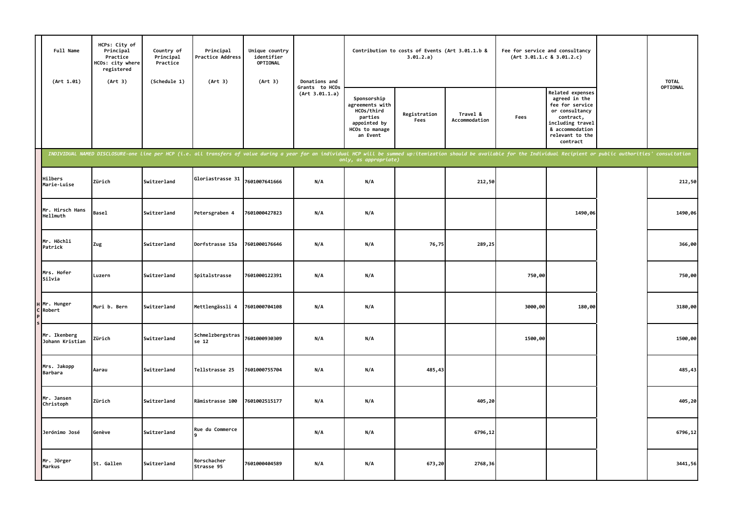| | Full Name (Art 1.01) | HCPs: City of Principal Practice HCOs: city where registered (Art 3) | Country of Principal Practice (Schedule 1) | Principal Practice Address (Art 3) | Unique country identifier OPTIONAL (Art 3) | Donations and Grants to HCOs (Art 3.01.1.a) | Contribution to costs of Events (Art 3.01.1.b & 3.01.2.a) | | | Fee for service and consultancy (Art 3.01.1.c & 3.01.2.c) | | | TOTAL OPTIONAL |
|---|---|---|---|---|---|---|---|---|---|---|---|---|---|
| | | | | | | | Sponsorship agreements with HCOs/third parties appointed by HCOs to manage an Event | Registration Fees | Travel & Accommodation | Fees | Related expenses agreed in the fee for service or consultancy contract, including travel & accommodation relevant to the contract | | |
| | *INDIVIDUAL NAMED DISCLOSURE-one line per HCP (i.e. all transfers of value during a year for an individual HCP will be summed up:itemization should be available for the Individual Recipient or public authorities' consultation only, as appropriate)* | | | | | | | | | | | | |
| HCPs | Hilbers Marie-Luise | Zürich | Switzerland | Gloriastrasse 31 | 7601007641666 | N/A | N/A | | 212,50 | | | | 212,50 |
| | Mr. Hirsch Hans Hellmuth | Basel | Switzerland | Petersgraben 4 | 7601000427823 | N/A | N/A | | | | 1490,06 | | 1490,06 |
| | Mr. Höchli Patrick | Zug | Switzerland | Dorfstrasse 15a | 7601000176646 | N/A | N/A | 76,75 | 289,25 | | | | 366,00 |
| | Mrs. Hofer Silvia | Luzern | Switzerland | Spitalstrasse | 7601000122391 | N/A | N/A | | | 750,00 | | | 750,00 |
| | Mr. Hunger Robert | Muri b. Bern | Switzerland | Mettlengässli 4 | 7601000704108 | N/A | N/A | | | 3000,00 | 180,00 | | 3180,00 |
| | Mr. Ikenberg Johann Kristian | Zürich | Switzerland | Schmelzbergstrasse 12 | 7601000930309 | N/A | N/A | | | 1500,00 | | | 1500,00 |
| | Mrs. Jakopp Barbara | Aarau | Switzerland | Tellstrasse 25 | 7601000755704 | N/A | N/A | 485,43 | | | | | 485,43 |
| | Mr. Jansen Christoph | Zürich | Switzerland | Rämistrasse 100 | 7601002515177 | N/A | N/A | | 405,20 | | | | 405,20 |
| | Jerónimo José | Genève | Switzerland | Rue du Commerce 9 | | N/A | N/A | | 6796,12 | | | | 6796,12 |
| | Mr. Jörger Markus | St. Gallen | Switzerland | Rorschacher Strasse 95 | 7601000404589 | N/A | N/A | 673,20 | 2768,36 | | | | 3441,56 |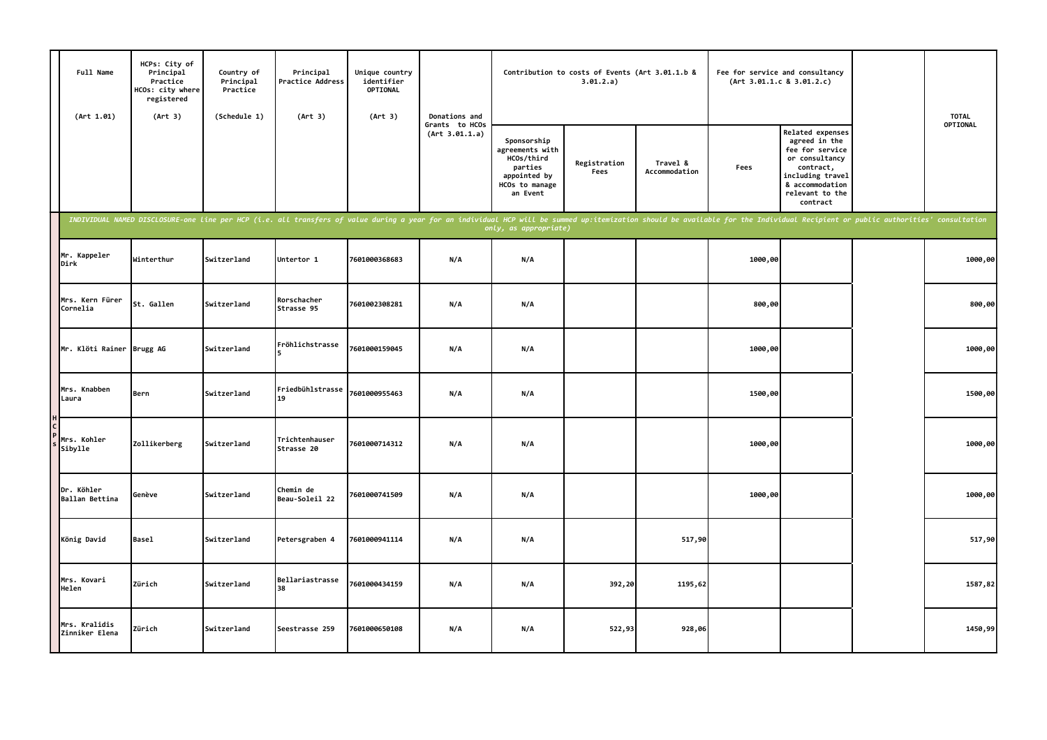| | Full Name (Art 1.01) | HCPs: City of Principal Practice HCOs: city where registered (Art 3) | Country of Principal Practice (Schedule 1) | Principal Practice Address (Art 3) | Unique country identifier OPTIONAL (Art 3) | Donations and Grants to HCOs (Art 3.01.1.a) | Contribution to costs of Events (Art 3.01.1.b & 3.01.2.a) | | | Fee for service and consultancy (Art 3.01.1.c & 3.01.2.c) | | | TOTAL OPTIONAL |
|---|---|---|---|---|---|---|---|---|---|---|---|---|---|
| | | | | | | | Sponsorship agreements with HCOs/third parties appointed by HCOs to manage an Event | Registration Fees | Travel & Accommodation | Fees | Related expenses agreed in the fee for service or consultancy contract, including travel & accommodation relevant to the contract | | |
| | INDIVIDUAL NAMED DISCLOSURE-one line per HCP (i.e. all transfers of value during a year for an individual HCP will be summed up:itemization should be available for the Individual Recipient or public authorities' consultation only, as appropriate) | | | | | | | | | | | | |
| HCPs | Mr. Kappeler Dirk | Winterthur | Switzerland | Untertor 1 | 7601000368683 | N/A | N/A | | | 1000,00 | | | 1000,00 |
| | Mrs. Kern Fürer Cornelia | St. Gallen | Switzerland | Rorschacher Strasse 95 | 7601002308281 | N/A | N/A | | | 800,00 | | | 800,00 |
| | Mr. Klöti Rainer | Brugg AG | Switzerland | Fröhlichstrasse 5 | 7601000159045 | N/A | N/A | | | 1000,00 | | | 1000,00 |
| | Mrs. Knabben Laura | Bern | Switzerland | Friedbühlstrasse 19 | 7601000955463 | N/A | N/A | | | 1500,00 | | | 1500,00 |
| | Mrs. Kohler Sibylle | Zollikerberg | Switzerland | Trichtenhauser Strasse 20 | 7601000714312 | N/A | N/A | | | 1000,00 | | | 1000,00 |
| | Dr. Köhler Ballan Bettina | Genève | Switzerland | Chemin de Beau-Soleil 22 | 7601000741509 | N/A | N/A | | | 1000,00 | | | 1000,00 |
| | König David | Basel | Switzerland | Petersgraben 4 | 7601000941114 | N/A | N/A | | 517,90 | | | | 517,90 |
| | Mrs. Kovari Helen | Zürich | Switzerland | Bellariastrasse 38 | 7601000434159 | N/A | N/A | 392,20 | 1195,62 | | | | 1587,82 |
| | Mrs. Kralidis Zinniker Elena | Zürich | Switzerland | Seestrasse 259 | 7601000650108 | N/A | N/A | 522,93 | 928,06 | | | | 1450,99 |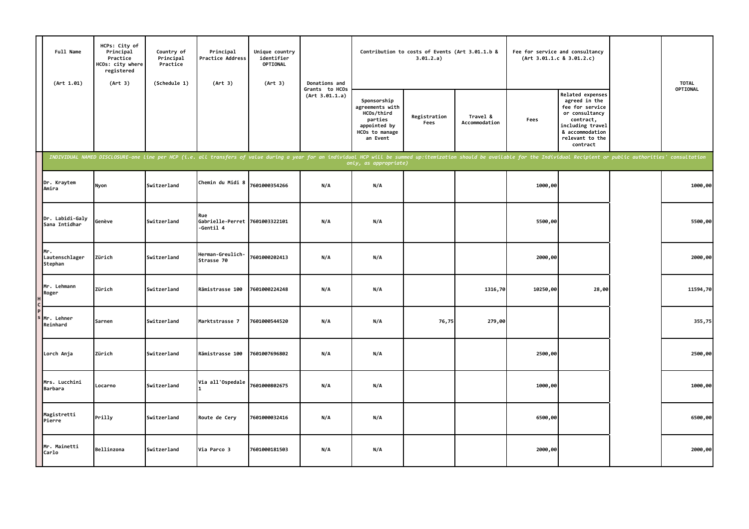| Full Name (Art 1.01) | HCPs: City of Principal Practice HCOs: city where registered (Art 3) | Country of Principal Practice (Schedule 1) | Principal Practice Address (Art 3) | Unique country identifier OPTIONAL (Art 3) | Donations and Grants to HCOs (Art 3.01.1.a) | Contribution to costs of Events (Art 3.01.1.b & 3.01.2.a) | | | Fee for service and consultancy (Art 3.01.1.c & 3.01.2.c) | | | TOTAL OPTIONAL |
|---|---|---|---|---|---|---|---|---|---|---|---|---|
| | | | | | | Sponsorship agreements with HCOs/third parties appointed by HCOs to manage an Event | Registration Fees | Travel & Accommodation | Fees | Related expenses agreed in the fee for service or consultancy contract, including travel & accommodation relevant to the contract | | |
| *INDIVIDUAL NAMED DISCLOSURE-one line per HCP (i.e. all transfers of value during a year for an individual HCP will be summed up:itemization should be available for the Individual Recipient or public authorities' consultation only, as appropriate)* | | | | | | | | | | | | |
| Dr. Kraytem Amira | Nyon | Switzerland | Chemin du Midi 8 | 7601000354266 | N/A | N/A | | | 1000,00 | | | 1000,00 |
| Dr. Labidi-Galy Sana Intidhar | Genève | Switzerland | Rue Gabrielle-Perret-Gentil 4 | 7601003322101 | N/A | N/A | | | 5500,00 | | | 5500,00 |
| Mr. Lautenschlager Stephan | Zürich | Switzerland | Herman-Greulich-Strasse 70 | 7601000202413 | N/A | N/A | | | 2000,00 | | | 2000,00 |
| Mr. Lehmann Roger | Zürich | Switzerland | Rämistrasse 100 | 7601000224248 | N/A | N/A | | 1316,70 | 10250,00 | 28,00 | | 11594,70 |
| Mr. Lehner Reinhard | Sarnen | Switzerland | Marktstrasse 7 | 7601000544520 | N/A | N/A | 76,75 | 279,00 | | | | 355,75 |
| Lorch Anja | Zürich | Switzerland | Rämistrasse 100 | 7601007696802 | N/A | N/A | | | 2500,00 | | | 2500,00 |
| Mrs. Lucchini Barbara | Locarno | Switzerland | Via all'Ospedale 1 | 7601000802675 | N/A | N/A | | | 1000,00 | | | 1000,00 |
| Magistretti Pierre | Prilly | Switzerland | Route de Cery | 7601000032416 | N/A | N/A | | | 6500,00 | | | 6500,00 |
| Mr. Mainetti Carlo | Bellinzona | Switzerland | Via Parco 3 | 7601000181503 | N/A | N/A | | | 2000,00 | | | 2000,00 |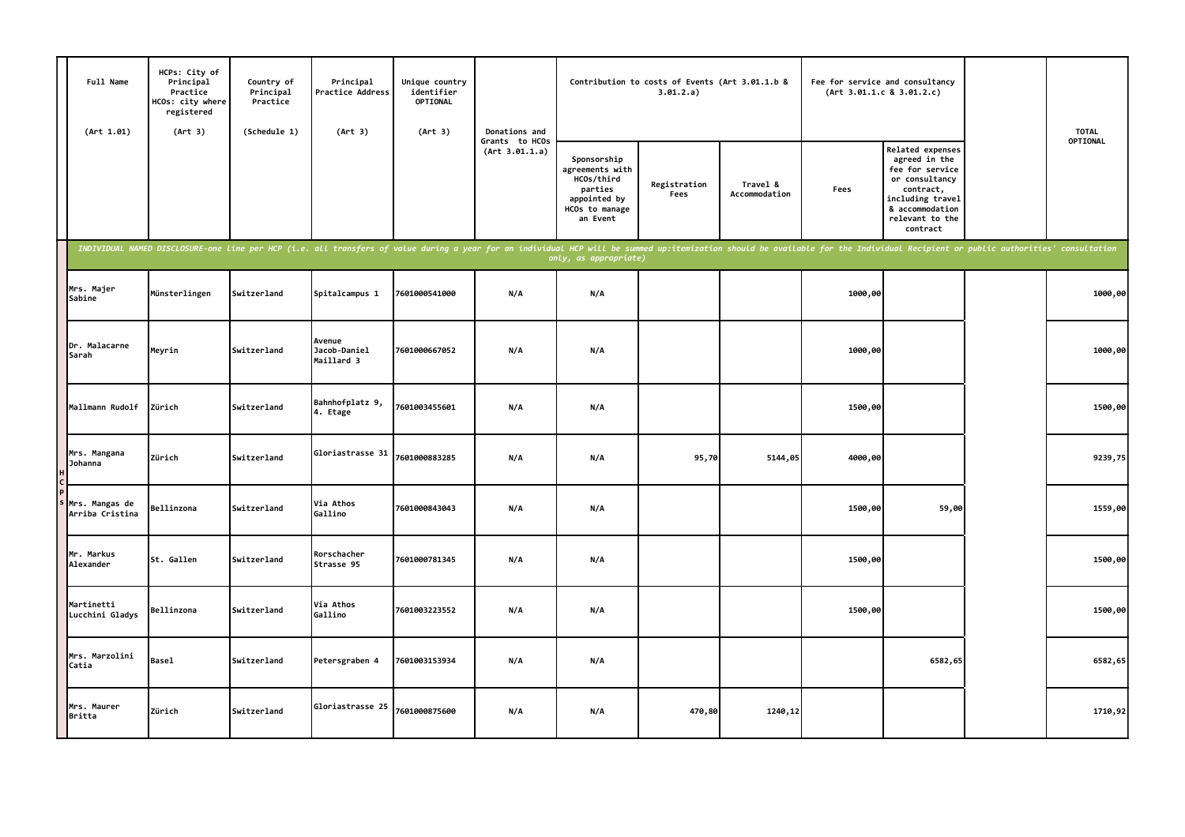| | Full Name (Art 1.01) | HCPs: City of Principal Practice HCOs: city where registered (Art 3) | Country of Principal Practice (Schedule 1) | Principal Practice Address (Art 3) | Unique country identifier OPTIONAL (Art 3) | Donations and Grants to HCOs (Art 3.01.1.a) | Contribution to costs of Events (Art 3.01.1.b & 3.01.2.a) | | | Fee for service and consultancy (Art 3.01.1.c & 3.01.2.c) | | | TOTAL OPTIONAL |
|---|---|---|---|---|---|---|---|---|---|---|---|---|---|
| | | | | | | | Sponsorship agreements with HCOs/third parties appointed by HCOs to manage an Event | Registration Fees | Travel & Accommodation | Fees | Related expenses agreed in the fee for service or consultancy contract, including travel & accommodation relevant to the contract | | |
| | *INDIVIDUAL NAMED DISCLOSURE-one line per HCP (i.e. all transfers of value during a year for an individual HCP will be summed up:itemization should be available for the Individual Recipient or public authorities' consultation only, as appropriate)* | | | | | | | | | | | | |
| HCPs | Mrs. Majer Sabine | Münsterlingen | Switzerland | Spitalcampus 1 | 7601000541000 | N/A | N/A | | | 1000,00 | | | 1000,00 |
| | Dr. Malacarne Sarah | Meyrin | Switzerland | Avenue Jacob-Daniel Maillard 3 | 7601000667052 | N/A | N/A | | | 1000,00 | | | 1000,00 |
| | Mallmann Rudolf | Zürich | Switzerland | Bahnhofplatz 9, 4. Etage | 7601003455601 | N/A | N/A | | | 1500,00 | | | 1500,00 |
| | Mrs. Mangana Johanna | Zürich | Switzerland | Gloriastrasse 31 | 7601000883285 | N/A | N/A | 95,70 | 5144,05 | 4000,00 | | | 9239,75 |
| | Mrs. Mangas de Arriba Cristina | Bellinzona | Switzerland | Via Athos Gallino | 7601000843043 | N/A | N/A | | | 1500,00 | 59,00 | | 1559,00 |
| | Mr. Markus Alexander | St. Gallen | Switzerland | Rorschacher Strasse 95 | 7601000781345 | N/A | N/A | | | 1500,00 | | | 1500,00 |
| | Martinetti Lucchini Gladys | Bellinzona | Switzerland | Via Athos Gallino | 7601003223552 | N/A | N/A | | | 1500,00 | | | 1500,00 |
| | Mrs. Marzolini Catia | Basel | Switzerland | Petersgraben 4 | 7601003153934 | N/A | N/A | | | | 6582,65 | | 6582,65 |
| | Mrs. Maurer Britta | Zürich | Switzerland | Gloriastrasse 25 | 7601000875600 | N/A | N/A | 470,80 | 1240,12 | | | | 1710,92 |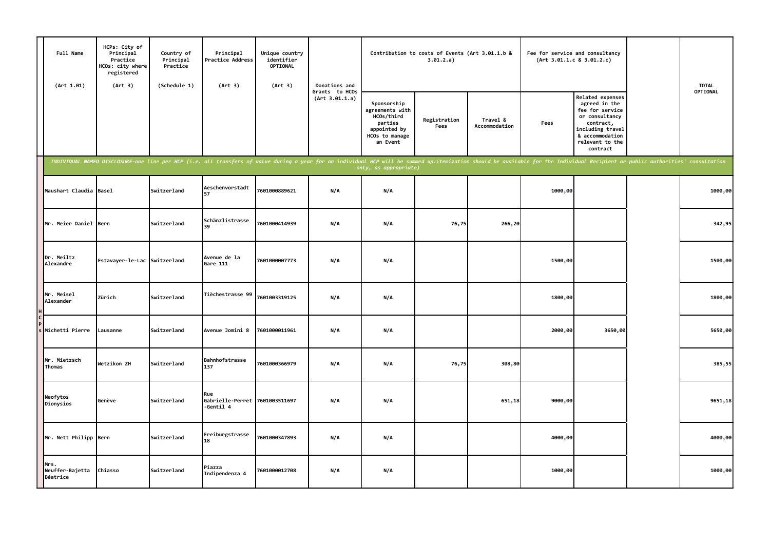| | Full Name (Art 1.01) | HCPs: City of Principal Practice HCOs: city where registered (Art 3) | Country of Principal Practice (Schedule 1) | Principal Practice Address (Art 3) | Unique country identifier OPTIONAL (Art 3) | Donations and Grants to HCOs (Art 3.01.1.a) | Contribution to costs of Events (Art 3.01.1.b & 3.01.2.a) | | | Fee for service and consultancy (Art 3.01.1.c & 3.01.2.c) | | | TOTAL OPTIONAL |
|---|---|---|---|---|---|---|---|---|---|---|---|---|---|
| | | | | | | | Sponsorship agreements with HCOs/third parties appointed by HCOs to manage an Event | Registration Fees | Travel & Accommodation | Fees | Related expenses agreed in the fee for service or consultancy contract, including travel & accommodation relevant to the contract | | |
| | *INDIVIDUAL NAMED DISCLOSURE-one line per HCP (i.e. all transfers of value during a year for an individual HCP will be summed up:itemization should be available for the Individual Recipient or public authorities' consultation only, as appropriate)* | | | | | | | | | | | | |
| HCPs | Maushart Claudia | Basel | Switzerland | Aeschenvorstadt 57 | 7601000889621 | N/A | N/A | | | 1000,00 | | | 1000,00 |
| | Mr. Meier Daniel | Bern | Switzerland | Schänzlistrasse 39 | 7601000414939 | N/A | N/A | 76,75 | 266,20 | | | | 342,95 |
| | Dr. Meiltz Alexandre | Estavayer-le-Lac | Switzerland | Avenue de la Gare 111 | 7601000007773 | N/A | N/A | | | 1500,00 | | | 1500,00 |
| | Mr. Meisel Alexander | Zürich | Switzerland | Tièchestrasse 99 | 7601003319125 | N/A | N/A | | | 1800,00 | | | 1800,00 |
| | Michetti Pierre | Lausanne | Switzerland | Avenue Jomini 8 | 7601000011961 | N/A | N/A | | | 2000,00 | 3650,00 | | 5650,00 |
| | Mr. Mietzsch Thomas | Wetzikon ZH | Switzerland | Bahnhofstrasse 137 | 7601000366979 | N/A | N/A | 76,75 | 308,80 | | | | 385,55 |
| | Neofytos Dionysios | Genève | Switzerland | Rue Gabrielle-Perret -Gentil 4 | 7601003511697 | N/A | N/A | | 651,18 | 9000,00 | | | 9651,18 |
| | Mr. Nett Philipp | Bern | Switzerland | Freiburgstrasse 18 | 7601000347893 | N/A | N/A | | | 4000,00 | | | 4000,00 |
| | Mrs. Neuffer-Bajetta Béatrice | Chiasso | Switzerland | Piazza Indipendenza 4 | 7601000012708 | N/A | N/A | | | 1000,00 | | | 1000,00 |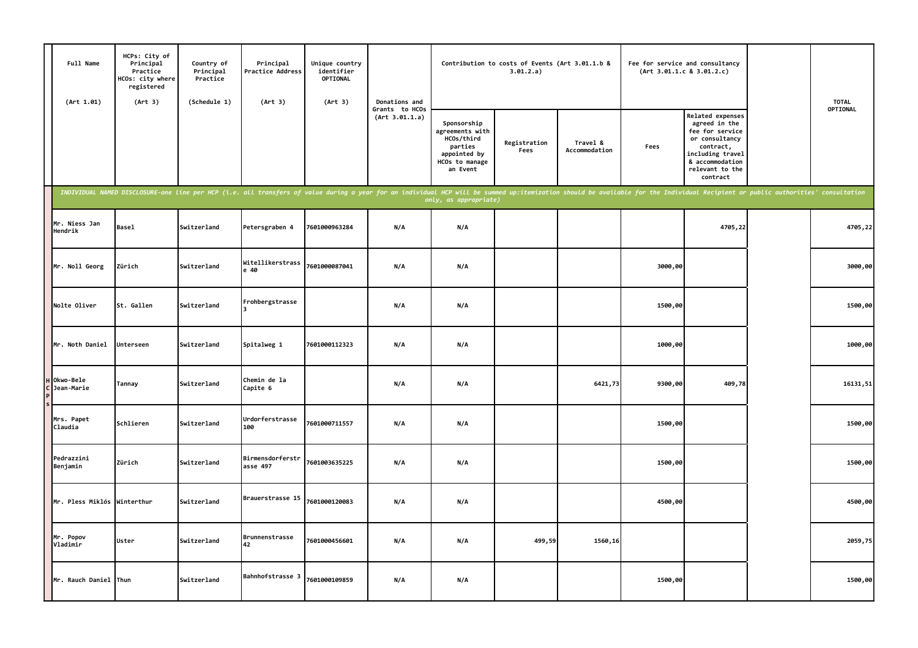| | Full Name<br><br>(Art 1.01) | HCPs: City of Principal Practice HCOs: city where registered<br><br>(Art 3) | Country of Principal Practice<br><br>(Schedule 1) | Principal Practice Address<br><br>(Art 3) | Unique country identifier OPTIONAL<br><br>(Art 3) | Donations and Grants to HCOs (Art 3.01.1.a) | Contribution to costs of Events (Art 3.01.1.b & 3.01.2.a) | | | Fee for service and consultancy (Art 3.01.1.c & 3.01.2.c) | | | TOTAL OPTIONAL |
|---|---|---|---|---|---|---|---|---|---|---|---|---|---|
| | | | | | | | Sponsorship agreements with HCOs/third parties appointed by HCOs to manage an Event | Registration Fees | Travel & Accommodation | Fees | Related expenses agreed in the fee for service or consultancy contract, including travel & accommodation relevant to the contract | | |
| | *INDIVIDUAL NAMED DISCLOSURE-one line per HCP (i.e. all transfers of value during a year for an individual HCP will be summed up:itemization should be available for the Individual Recipient or public authorities' consultation only, as appropriate)* | | | | | | | | | | | | |
| HCPs | Mr. Niess Jan Hendrik | Basel | Switzerland | Petersgraben 4 | 7601000963284 | N/A | N/A | | | | 4705,22 | | 4705,22 |
| | Mr. Noll Georg | Zürich | Switzerland | Witellikerstrasse 40 | 7601000087041 | N/A | N/A | | | 3000,00 | | | 3000,00 |
| | Nolte Oliver | St. Gallen | Switzerland | Frohbergstrasse 3 | | N/A | N/A | | | 1500,00 | | | 1500,00 |
| | Mr. Noth Daniel | Unterseen | Switzerland | Spitalweg 1 | 7601000112323 | N/A | N/A | | | 1000,00 | | | 1000,00 |
| | Okwo-Bele Jean-Marie | Tannay | Switzerland | Chemin de la Capite 6 | | N/A | N/A | | 6421,73 | 9300,00 | 409,78 | | 16131,51 |
| | Mrs. Papet Claudia | Schlieren | Switzerland | Urdorferstrasse 100 | 7601000711557 | N/A | N/A | | | 1500,00 | | | 1500,00 |
| | Pedrazzini Benjamin | Zürich | Switzerland | Birmensdorferstrasse 497 | 7601003635225 | N/A | N/A | | | 1500,00 | | | 1500,00 |
| | Mr. Pless Miklós | Winterthur | Switzerland | Brauerstrasse 15 | 7601000120083 | N/A | N/A | | | 4500,00 | | | 4500,00 |
| | Mr. Popov Vladimir | Uster | Switzerland | Brunnenstrasse 42 | 7601000456601 | N/A | N/A | 499,59 | 1560,16 | | | | 2059,75 |
| | Mr. Rauch Daniel | Thun | Switzerland | Bahnhofstrasse 3 | 7601000109859 | N/A | N/A | | | 1500,00 | | | 1500,00 |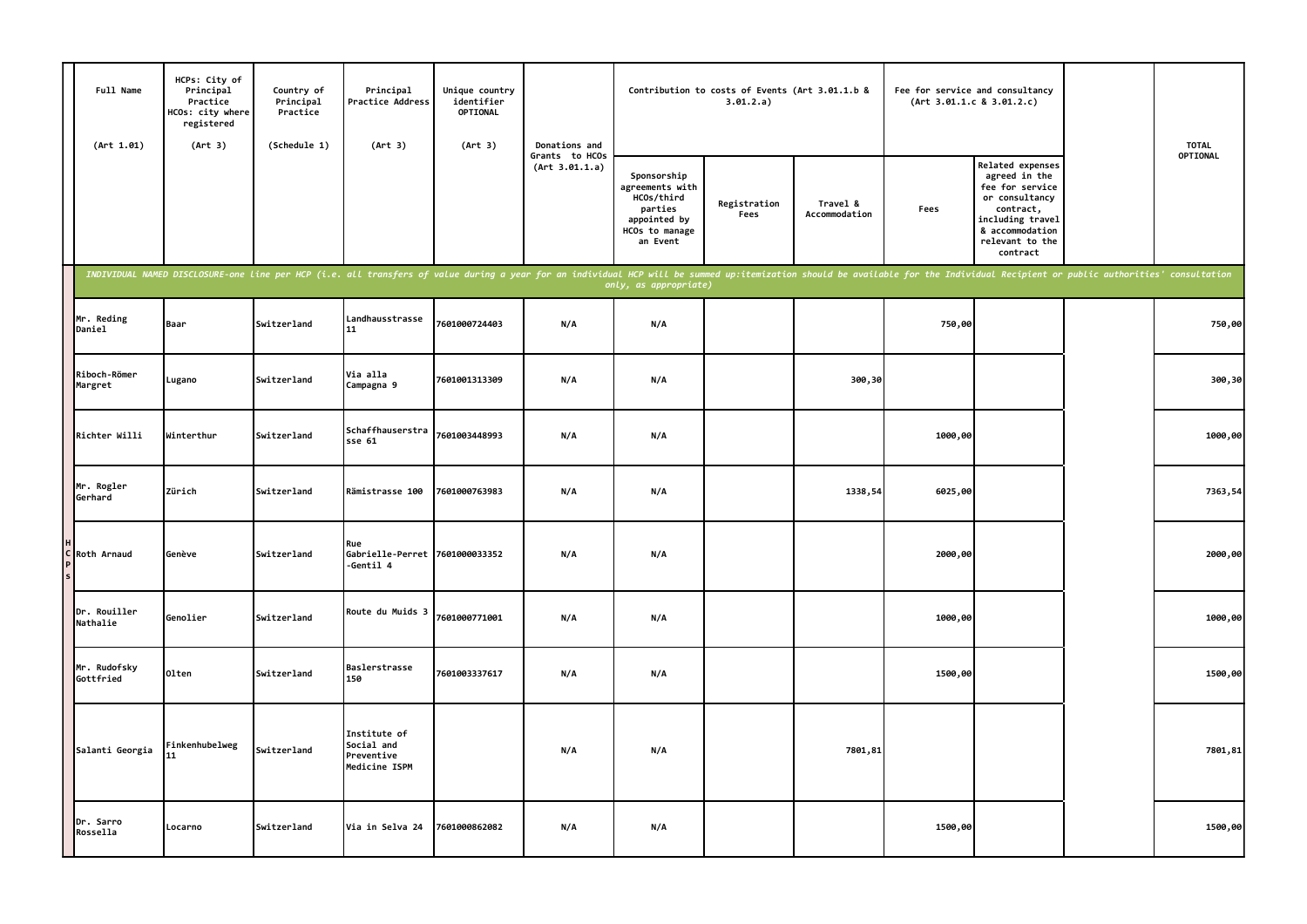| | Full Name (Art 1.01) | HCPs: City of Principal Practice HCOs: city where registered (Art 3) | Country of Principal Practice (Schedule 1) | Principal Practice Address (Art 3) | Unique country identifier OPTIONAL (Art 3) | Donations and Grants to HCOs (Art 3.01.1.a) | Contribution to costs of Events (Art 3.01.1.b & 3.01.2.a) | | | Fee for service and consultancy (Art 3.01.1.c & 3.01.2.c) | | | TOTAL OPTIONAL |
|---|---|---|---|---|---|---|---|---|---|---|---|---|---|
| | | | | | | | Sponsorship agreements with HCOs/third parties appointed by HCOs to manage an Event | Registration Fees | Travel & Accommodation | Fees | Related expenses agreed in the fee for service or consultancy contract, including travel & accommodation relevant to the contract | | |
| | *INDIVIDUAL NAMED DISCLOSURE-one line per HCP (i.e. all transfers of value during a year for an individual HCP will be summed up:itemization should be available for the Individual Recipient or public authorities' consultation only, as appropriate)* | | | | | | | | | | | | |
| HCPs | Mr. Reding Daniel | Baar | Switzerland | Landhausstrasse 11 | 7601000724403 | N/A | N/A | | | 750,00 | | | 750,00 |
| | Riboch-Römer Margret | Lugano | Switzerland | Via alla Campagna 9 | 7601001313309 | N/A | N/A | | 300,30 | | | | 300,30 |
| | Richter Willi | Winterthur | Switzerland | Schaffhauserstrasse 61 | 7601003448993 | N/A | N/A | | | 1000,00 | | | 1000,00 |
| | Mr. Rogler Gerhard | Zürich | Switzerland | Rämistrasse 100 | 7601000763983 | N/A | N/A | | 1338,54 | 6025,00 | | | 7363,54 |
| | Roth Arnaud | Genève | Switzerland | Rue Gabrielle-Perret-Gentil 4 | 7601000033352 | N/A | N/A | | | 2000,00 | | | 2000,00 |
| | Dr. Rouiller Nathalie | Genolier | Switzerland | Route du Muids 3 | 7601000771001 | N/A | N/A | | | 1000,00 | | | 1000,00 |
| | Mr. Rudofsky Gottfried | Olten | Switzerland | Baslerstrasse 150 | 7601003337617 | N/A | N/A | | | 1500,00 | | | 1500,00 |
| | Salanti Georgia | Finkenhubelweg 11 | Switzerland | Institute of Social and Preventive Medicine ISPM | | N/A | N/A | | 7801,81 | | | | 7801,81 |
| | Dr. Sarro Rossella | Locarno | Switzerland | Via in Selva 24 | 7601000862082 | N/A | N/A | | | 1500,00 | | | 1500,00 |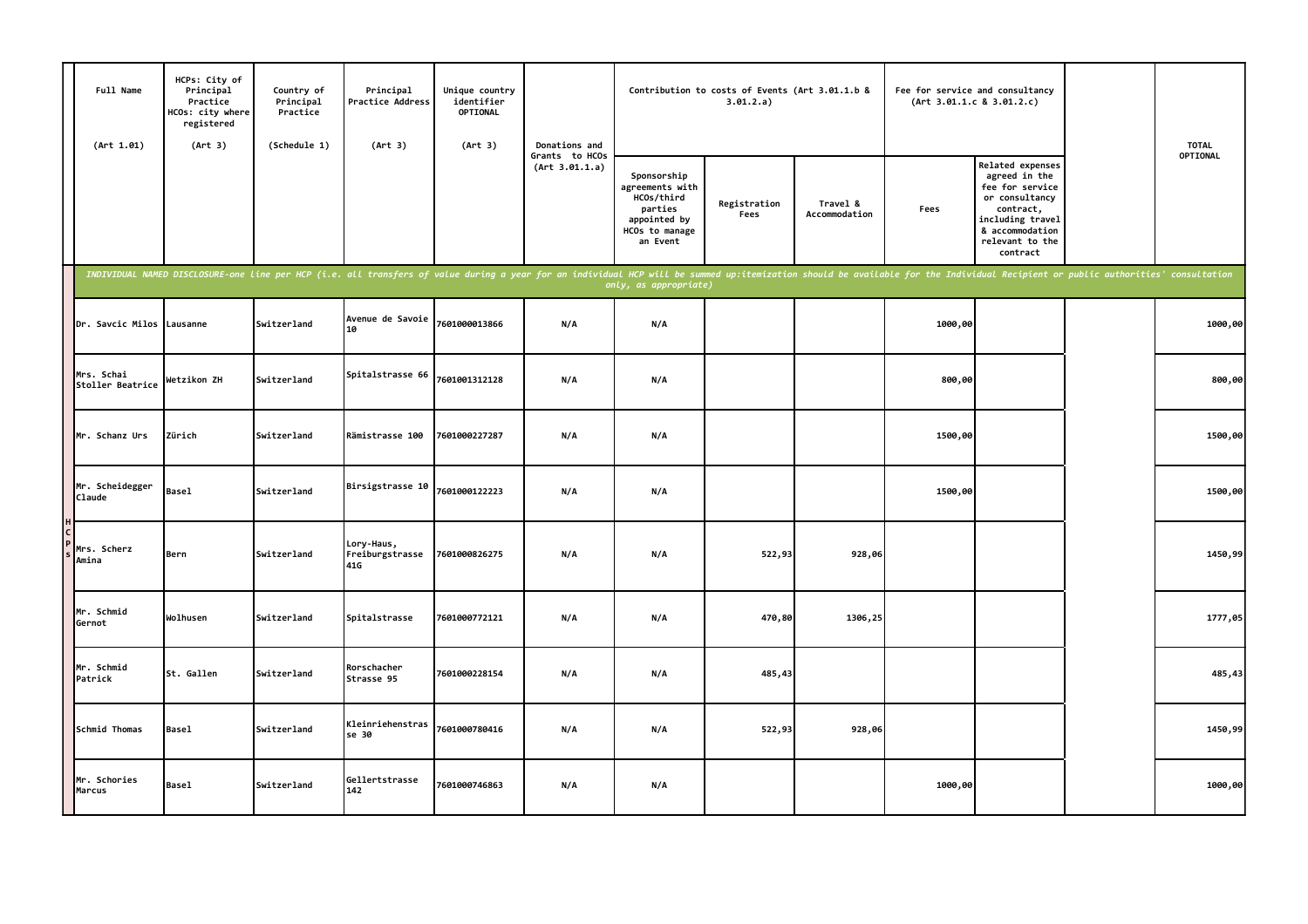| Full Name (Art 1.01) | HCPs: City of Principal Practice HCOs: city where registered (Art 3) | Country of Principal Practice (Schedule 1) | Principal Practice Address (Art 3) | Unique country identifier OPTIONAL (Art 3) | Donations and Grants to HCOs (Art 3.01.1.a) | Contribution to costs of Events (Art 3.01.1.b & 3.01.2.a) | | | Fee for service and consultancy (Art 3.01.1.c & 3.01.2.c) | | | TOTAL OPTIONAL |
|---|---|---|---|---|---|---|---|---|---|---|---|---|
| | | | | | | Sponsorship agreements with HCOs/third parties appointed by HCOs to manage an Event | Registration Fees | Travel & Accommodation | Fees | Related expenses agreed in the fee for service or consultancy contract, including travel & accommodation relevant to the contract | | |
| *INDIVIDUAL NAMED DISCLOSURE-one line per HCP (i.e. all transfers of value during a year for an individual HCP will be summed up:itemization should be available for the Individual Recipient or public authorities' consultation only, as appropriate)* | | | | | | | | | | | | |
| Dr. Savcic Milos | Lausanne | Switzerland | Avenue de Savoie 10 | 7601000013866 | N/A | N/A | | | 1000,00 | | | 1000,00 |
| Mrs. Schai Stoller Beatrice | Wetzikon ZH | Switzerland | Spitalstrasse 66 | 7601001312128 | N/A | N/A | | | 800,00 | | | 800,00 |
| Mr. Schanz Urs | Zürich | Switzerland | Rämistrasse 100 | 7601000227287 | N/A | N/A | | | 1500,00 | | | 1500,00 |
| Mr. Scheidegger Claude | Basel | Switzerland | Birsigstrasse 10 | 7601000122223 | N/A | N/A | | | 1500,00 | | | 1500,00 |
| Mrs. Scherz Amina | Bern | Switzerland | Lory-Haus, Freiburgstrasse 41G | 7601000826275 | N/A | N/A | 522,93 | 928,06 | | | | 1450,99 |
| Mr. Schmid Gernot | Wolhusen | Switzerland | Spitalstrasse | 7601000772121 | N/A | N/A | 470,80 | 1306,25 | | | | 1777,05 |
| Mr. Schmid Patrick | St. Gallen | Switzerland | Rorschacher Strasse 95 | 7601000228154 | N/A | N/A | 485,43 | | | | | 485,43 |
| Schmid Thomas | Basel | Switzerland | Kleinriehenstrasse 30 | 7601000780416 | N/A | N/A | 522,93 | 928,06 | | | | 1450,99 |
| Mr. Schories Marcus | Basel | Switzerland | Gellertstrasse 142 | 7601000746863 | N/A | N/A | | | 1000,00 | | | 1000,00 |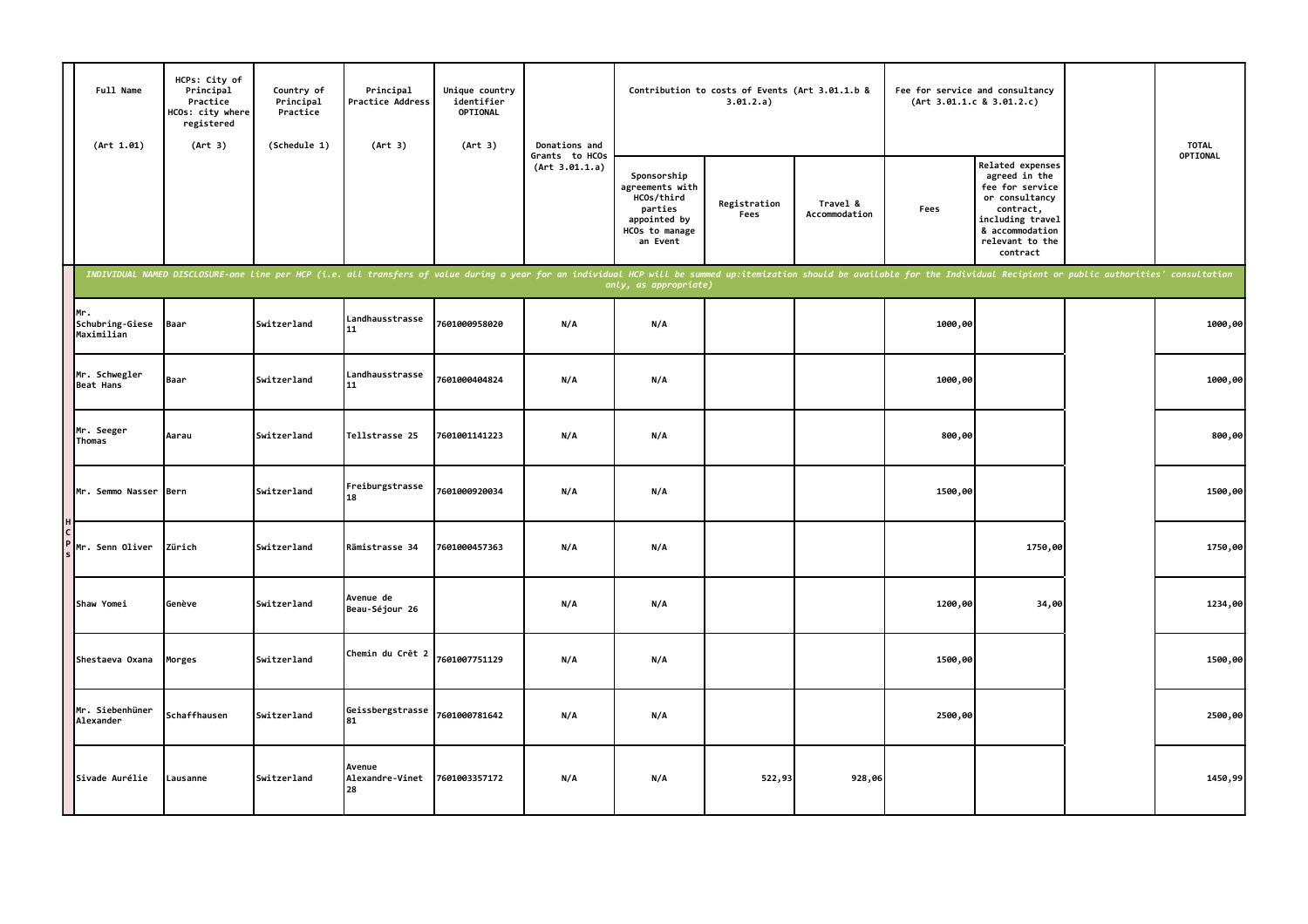| Full Name (Art 1.01) | HCPs: City of Principal Practice HCOs: city where registered (Art 3) | Country of Principal Practice (Schedule 1) | Principal Practice Address (Art 3) | Unique country identifier OPTIONAL (Art 3) | Donations and Grants to HCOs (Art 3.01.1.a) | Contribution to costs of Events (Art 3.01.1.b & 3.01.2.a) | | | Fee for service and consultancy (Art 3.01.1.c & 3.01.2.c) | | | TOTAL OPTIONAL |
|---|---|---|---|---|---|---|---|---|---|---|---|---|
| | | | | | | Sponsorship agreements with HCOs/third parties appointed by HCOs to manage an Event | Registration Fees | Travel & Accommodation | Fees | Related expenses agreed in the fee for service or consultancy contract, including travel & accommodation relevant to the contract | | |
| *INDIVIDUAL NAMED DISCLOSURE-one line per HCP (i.e. all transfers of value during a year for an individual HCP will be summed up:itemization should be available for the Individual Recipient or public authorities' consultation only, as appropriate)* | | | | | | | | | | | | |
| Mr. Schubring-Giese Maximilian | Baar | Switzerland | Landhausstrasse 11 | 7601000958020 | N/A | N/A | | | 1000,00 | | | 1000,00 |
| Mr. Schwegler Beat Hans | Baar | Switzerland | Landhausstrasse 11 | 7601000404824 | N/A | N/A | | | 1000,00 | | | 1000,00 |
| Mr. Seeger Thomas | Aarau | Switzerland | Tellstrasse 25 | 7601001141223 | N/A | N/A | | | 800,00 | | | 800,00 |
| Mr. Semmo Nasser | Bern | Switzerland | Freiburgstrasse 18 | 7601000920034 | N/A | N/A | | | 1500,00 | | | 1500,00 |
| Mr. Senn Oliver | Zürich | Switzerland | Rämistrasse 34 | 7601000457363 | N/A | N/A | | | | 1750,00 | | 1750,00 |
| Shaw Yomei | Genève | Switzerland | Avenue de Beau-Séjour 26 | | N/A | N/A | | | 1200,00 | 34,00 | | 1234,00 |
| Shestaeva Oxana | Morges | Switzerland | Chemin du Crêt 2 | 7601007751129 | N/A | N/A | | | 1500,00 | | | 1500,00 |
| Mr. Siebenhüner Alexander | Schaffhausen | Switzerland | Geissbergstrasse 81 | 7601000781642 | N/A | N/A | | | 2500,00 | | | 2500,00 |
| Sivade Aurélie | Lausanne | Switzerland | Avenue Alexandre-Vinet 28 | 7601003357172 | N/A | N/A | 522,93 | 928,06 | | | | 1450,99 |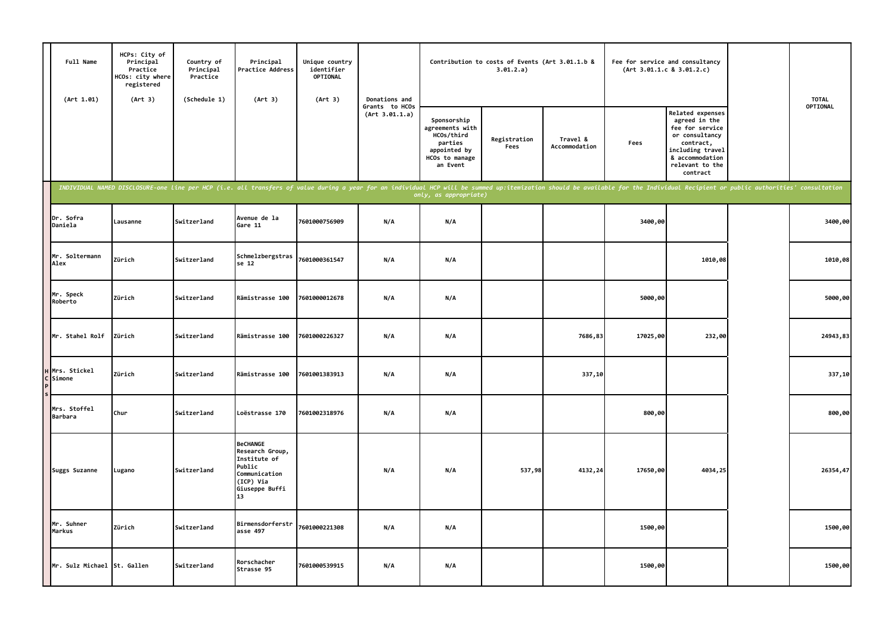| | Full Name (Art 1.01) | HCPs: City of Principal Practice HCOs: city where registered (Art 3) | Country of Principal Practice (Schedule 1) | Principal Practice Address (Art 3) | Unique country identifier OPTIONAL (Art 3) | Donations and Grants to HCOs (Art 3.01.1.a) | Contribution to costs of Events (Art 3.01.1.b & 3.01.2.a) | | | Fee for service and consultancy (Art 3.01.1.c & 3.01.2.c) | | | TOTAL OPTIONAL |
|---|---|---|---|---|---|---|---|---|---|---|---|---|---|
| | | | | | | | Sponsorship agreements with HCOs/third parties appointed by HCOs to manage an Event | Registration Fees | Travel & Accommodation | Fees | Related expenses agreed in the fee for service or consultancy contract, including travel & accommodation relevant to the contract | | |
| | *INDIVIDUAL NAMED DISCLOSURE-one line per HCP (i.e. all transfers of value during a year for an individual HCP will be summed up:itemization should be available for the Individual Recipient or public authorities' consultation only, as appropriate)* | | | | | | | | | | | | |
| HCPs | Dr. Sofra Daniela | Lausanne | Switzerland | Avenue de la Gare 11 | 7601000756909 | N/A | N/A | | | 3400,00 | | | 3400,00 |
| | Mr. Soltermann Alex | Zürich | Switzerland | Schmelzbergstrasse 12 | 7601000361547 | N/A | N/A | | | | 1010,08 | | 1010,08 |
| | Mr. Speck Roberto | Zürich | Switzerland | Rämistrasse 100 | 7601000012678 | N/A | N/A | | | 5000,00 | | | 5000,00 |
| | Mr. Stahel Rolf | Zürich | Switzerland | Rämistrasse 100 | 7601000226327 | N/A | N/A | | 7686,83 | 17025,00 | 232,00 | | 24943,83 |
| | Mrs. Stickel Simone | Zürich | Switzerland | Rämistrasse 100 | 7601001383913 | N/A | N/A | | 337,10 | | | | 337,10 |
| | Mrs. Stoffel Barbara | Chur | Switzerland | Loëstrasse 170 | 7601002318976 | N/A | N/A | | | 800,00 | | | 800,00 |
| | Suggs Suzanne | Lugano | Switzerland | BeCHANGE Research Group, Institute of Public Communication (ICP) Via Giuseppe Buffi 13 | | N/A | N/A | 537,98 | 4132,24 | 17650,00 | 4034,25 | | 26354,47 |
| | Mr. Suhner Markus | Zürich | Switzerland | Birmensdorferstrasse 497 | 7601000221308 | N/A | N/A | | | 1500,00 | | | 1500,00 |
| | Mr. Sulz Michael | St. Gallen | Switzerland | Rorschacher Strasse 95 | 7601000539915 | N/A | N/A | | | 1500,00 | | | 1500,00 |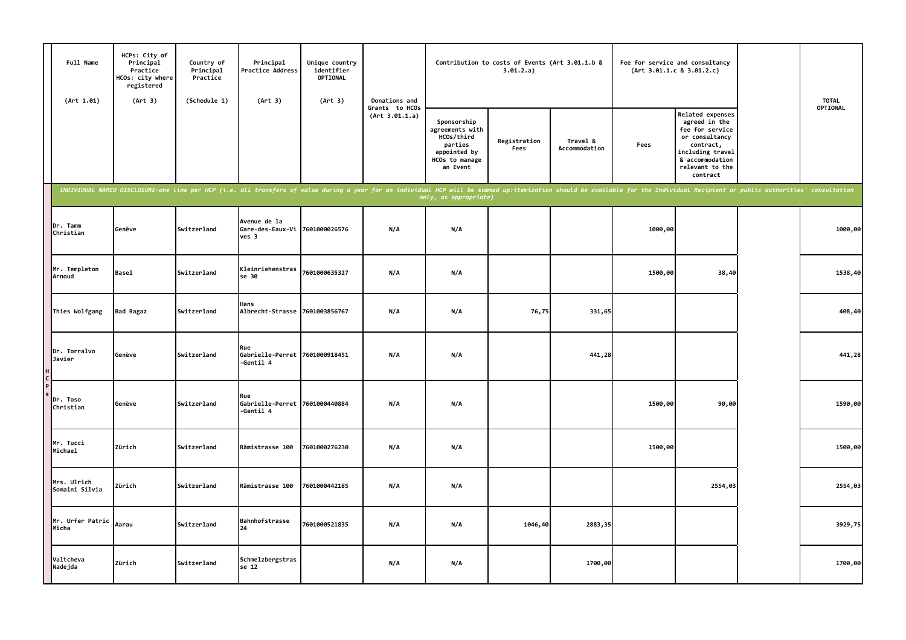| | Full Name (Art 1.01) | HCPs: City of Principal Practice HCOs: city where registered (Art 3) | Country of Principal Practice (Schedule 1) | Principal Practice Address (Art 3) | Unique country identifier OPTIONAL (Art 3) | Donations and Grants to HCOs (Art 3.01.1.a) | Contribution to costs of Events (Art 3.01.1.b & 3.01.2.a) | | | Fee for service and consultancy (Art 3.01.1.c & 3.01.2.c) | | | TOTAL OPTIONAL |
|---|---|---|---|---|---|---|---|---|---|---|---|---|---|
| | | | | | | | Sponsorship agreements with HCOs/third parties appointed by HCOs to manage an Event | Registration Fees | Travel & Accommodation | Fees | Related expenses agreed in the fee for service or consultancy contract, including travel & accommodation relevant to the contract | | |
| | *INDIVIDUAL NAMED DISCLOSURE-one line per HCP (i.e. all transfers of value during a year for an individual HCP will be summed up:itemization should be available for the Individual Recipient or public authorities' consultation only, as appropriate)* | | | | | | | | | | | | |
| HCPs | Dr. Tamm Christian | Genève | Switzerland | Avenue de la Gare-des-Eaux-Vives 3 | 7601000026576 | N/A | N/A | | | 1000,00 | | | 1000,00 |
| | Mr. Templeton Arnoud | Basel | Switzerland | Kleinriehenstrasse 30 | 7601000635327 | N/A | N/A | | | 1500,00 | 38,40 | | 1538,40 |
| | Thies Wolfgang | Bad Ragaz | Switzerland | Hans Albrecht-Strasse | 7601003856767 | N/A | N/A | 76,75 | 331,65 | | | | 408,40 |
| | Dr. Torralvo Javier | Genève | Switzerland | Rue Gabrielle-Perret-Gentil 4 | 7601000918451 | N/A | N/A | | 441,28 | | | | 441,28 |
| | Dr. Toso Christian | Genève | Switzerland | Rue Gabrielle-Perret-Gentil 4 | 7601000440884 | N/A | N/A | | | 1500,00 | 90,00 | | 1590,00 |
| | Mr. Tucci Michael | Zürich | Switzerland | Rämistrasse 100 | 7601000276230 | N/A | N/A | | | 1500,00 | | | 1500,00 |
| | Mrs. Ulrich Somaini Silvia | Zürich | Switzerland | Rämistrasse 100 | 7601000442185 | N/A | N/A | | | | 2554,03 | | 2554,03 |
| | Mr. Urfer Patric Micha | Aarau | Switzerland | Bahnhofstrasse 24 | 7601000521835 | N/A | N/A | 1046,40 | 2883,35 | | | | 3929,75 |
| | Valtcheva Nadejda | Zürich | Switzerland | Schmelzbergstrasse 12 | | N/A | N/A | | 1700,00 | | | | 1700,00 |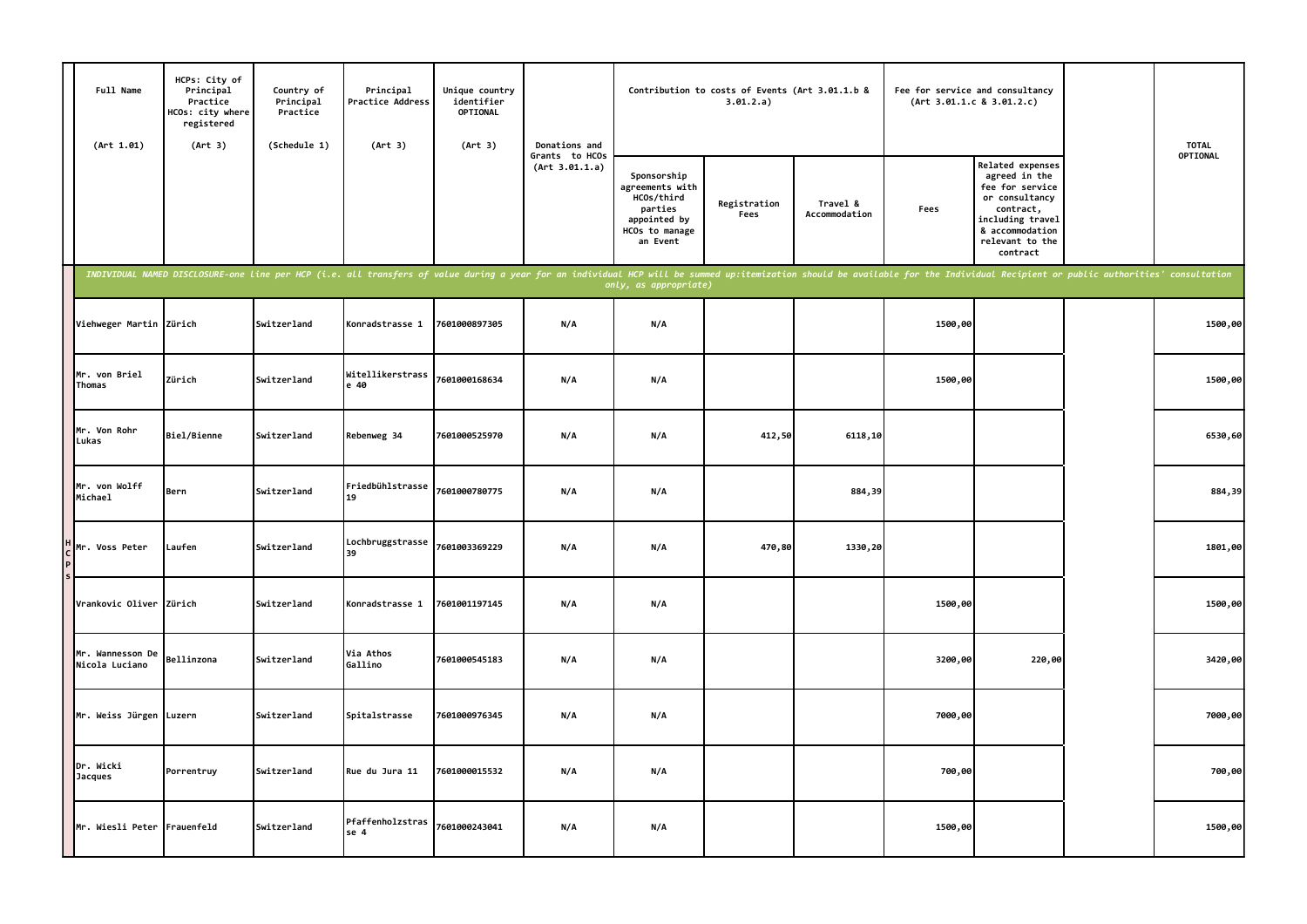| | Full Name (Art 1.01) | HCPs: City of Principal Practice HCOs: city where registered (Art 3) | Country of Principal Practice (Schedule 1) | Principal Practice Address (Art 3) | Unique country identifier OPTIONAL (Art 3) | Donations and Grants to HCOs (Art 3.01.1.a) | Contribution to costs of Events (Art 3.01.1.b & 3.01.2.a) | | | Fee for service and consultancy (Art 3.01.1.c & 3.01.2.c) | | | TOTAL OPTIONAL |
|---|---|---|---|---|---|---|---|---|---|---|---|---|---|
| | | | | | | | Sponsorship agreements with HCOs/third parties appointed by HCOs to manage an Event | Registration Fees | Travel & Accommodation | Fees | Related expenses agreed in the fee for service or consultancy contract, including travel & accommodation relevant to the contract | | |
| | *INDIVIDUAL NAMED DISCLOSURE-one line per HCP (i.e. all transfers of value during a year for an individual HCP will be summed up:itemization should be available for the Individual Recipient or public authorities' consultation only, as appropriate)* | | | | | | | | | | | | |
| HCPs | Viehweger Martin | Zürich | Switzerland | Konradstrasse 1 | 7601000897305 | N/A | N/A | | | 1500,00 | | | 1500,00 |
| | Mr. von Briel Thomas | Zürich | Switzerland | Witellikerstrasse 40 | 7601000168634 | N/A | N/A | | | 1500,00 | | | 1500,00 |
| | Mr. Von Rohr Lukas | Biel/Bienne | Switzerland | Rebenweg 34 | 7601000525970 | N/A | N/A | 412,50 | 6118,10 | | | | 6530,60 |
| | Mr. von Wolff Michael | Bern | Switzerland | Friedbühlstrasse 19 | 7601000780775 | N/A | N/A | | 884,39 | | | | 884,39 |
| | Mr. Voss Peter | Laufen | Switzerland | Lochbruggstrasse 39 | 7601003369229 | N/A | N/A | 470,80 | 1330,20 | | | | 1801,00 |
| | Vrankovic Oliver | Zürich | Switzerland | Konradstrasse 1 | 7601001197145 | N/A | N/A | | | 1500,00 | | | 1500,00 |
| | Mr. Wannesson De Nicola Luciano | Bellinzona | Switzerland | Via Athos Gallino | 7601000545183 | N/A | N/A | | | 3200,00 | 220,00 | | 3420,00 |
| | Mr. Weiss Jürgen | Luzern | Switzerland | Spitalstrasse | 7601000976345 | N/A | N/A | | | 7000,00 | | | 7000,00 |
| | Dr. Wicki Jacques | Porrentruy | Switzerland | Rue du Jura 11 | 7601000015532 | N/A | N/A | | | 700,00 | | | 700,00 |
| | Mr. Wiesli Peter | Frauenfeld | Switzerland | Pfaffenholzstrasse 4 | 7601000243041 | N/A | N/A | | | 1500,00 | | | 1500,00 |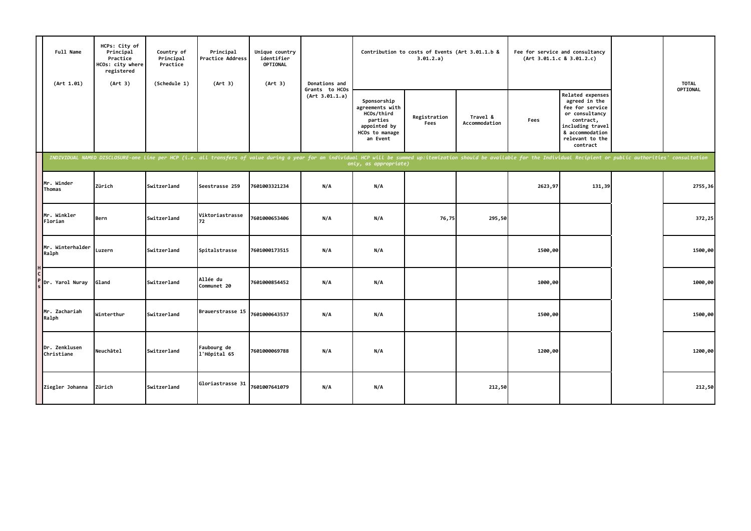| | Full Name (Art 1.01) | HCPs: City of Principal Practice HCOs: city where registered (Art 3) | Country of Principal Practice (Schedule 1) | Principal Practice Address (Art 3) | Unique country identifier OPTIONAL (Art 3) | Donations and Grants to HCOs (Art 3.01.1.a) | Contribution to costs of Events (Art 3.01.1.b & 3.01.2.a) | | | Fee for service and consultancy (Art 3.01.1.c & 3.01.2.c) | | | TOTAL OPTIONAL |
|---|---|---|---|---|---|---|---|---|---|---|---|---|---|
| | | | | | | | Sponsorship agreements with HCOs/third parties appointed by HCOs to manage an Event | Registration Fees | Travel & Accommodation | Fees | Related expenses agreed in the fee for service or consultancy contract, including travel & accommodation relevant to the contract | | |
| | *INDIVIDUAL NAMED DISCLOSURE-one line per HCP (i.e. all transfers of value during a year for an individual HCP will be summed up:itemization should be available for the Individual Recipient or public authorities' consultation only, as appropriate)* | | | | | | | | | | | | |
| HCPs | Mr. Winder Thomas | Zürich | Switzerland | Seestrasse 259 | 7601003321234 | N/A | N/A | | | 2623,97 | 131,39 | | 2755,36 |
| | Mr. Winkler Florian | Bern | Switzerland | Viktoriastrasse 72 | 7601000653406 | N/A | N/A | 76,75 | 295,50 | | | | 372,25 |
| | Mr. Winterhalder Ralph | Luzern | Switzerland | Spitalstrasse | 7601000173515 | N/A | N/A | | | 1500,00 | | | 1500,00 |
| | Dr. Yarol Nuray | Gland | Switzerland | Allée du Communet 20 | 7601000854452 | N/A | N/A | | | 1000,00 | | | 1000,00 |
| | Mr. Zachariah Ralph | Winterthur | Switzerland | Brauerstrasse 15 | 7601000643537 | N/A | N/A | | | 1500,00 | | | 1500,00 |
| | Dr. Zenklusen Christiane | Neuchâtel | Switzerland | Faubourg de l'Hôpital 65 | 7601000069788 | N/A | N/A | | | 1200,00 | | | 1200,00 |
| | Ziegler Johanna | Zürich | Switzerland | Gloriastrasse 31 | 7601007641079 | N/A | N/A | | 212,50 | | | | 212,50 |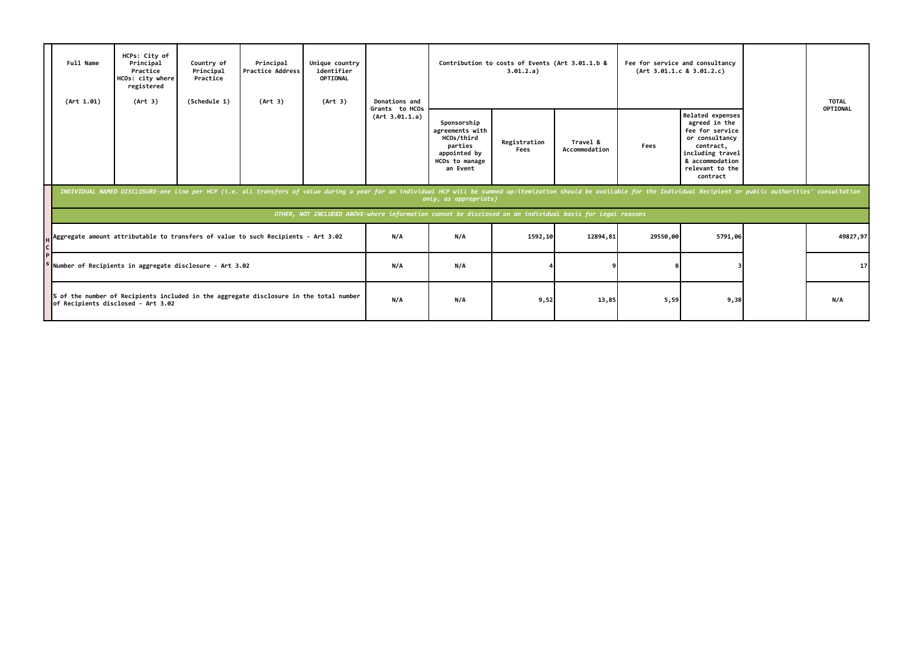| | Full Name (Art 1.01) | HCPs: City of Principal Practice HCOs: city where registered (Art 3) | Country of Principal Practice (Schedule 1) | Principal Practice Address (Art 3) | Unique country identifier OPTIONAL (Art 3) | Donations and Grants to HCOs (Art 3.01.1.a) | Contribution to costs of Events (Art 3.01.1.b & 3.01.2.a) | | | Fee for service and consultancy (Art 3.01.1.c & 3.01.2.c) | | | TOTAL OPTIONAL |
|---|---|---|---|---|---|---|---|---|---|---|---|---|---|
| | | | | | | | Sponsorship agreements with HCOs/third parties appointed by HCOs to manage an Event | Registration Fees | Travel & Accommodation | Fees | Related expenses agreed in the fee for service or consultancy contract, including travel & accommodation relevant to the contract | | |
| | *INDIVIDUAL NAMED DISCLOSURE-one line per HCP (i.e. all transfers of value during a year for an individual HCP will be summed up:itemization should be available for the Individual Recipient or public authorities' consultation only, as appropriate)* | | | | | | | | | | | | |
| | *OTHER, NOT INCLUDED ABOVE-where information cannot be disclosed on an individual basis for legal reasons* | | | | | | | | | | | | |
| HCPs | Aggregate amount attributable to transfers of value to such Recipients - Art 3.02 | | | | | N/A | N/A | 1592,10 | 12894,81 | 29550,00 | 5791,06 | | 49827,97 |
| | Number of Recipients in aggregate disclosure - Art 3.02 | | | | | N/A | N/A | 4 | 9 | 8 | 3 | | 17 |
| | % of the number of Recipients included in the aggregate disclosure in the total number of Recipients disclosed - Art 3.02 | | | | | N/A | N/A | 9,52 | 13,85 | 5,59 | 9,38 | | N/A |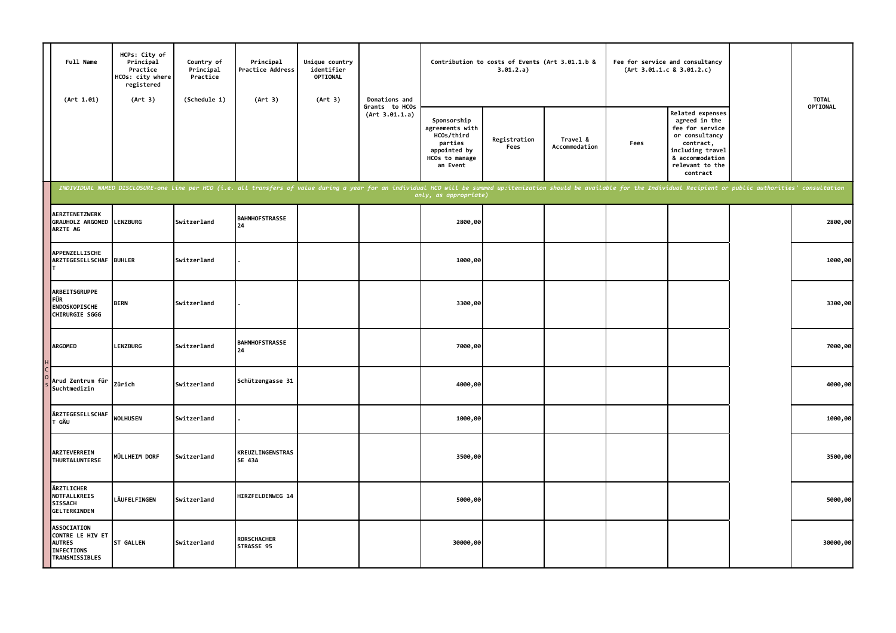| | Full Name (Art 1.01) | HCPs: City of Principal Practice HCOs: city where registered (Art 3) | Country of Principal Practice (Schedule 1) | Principal Practice Address (Art 3) | Unique country identifier OPTIONAL (Art 3) | Donations and Grants to HCOs (Art 3.01.1.a) | Contribution to costs of Events (Art 3.01.1.b & 3.01.2.a) | | | Fee for service and consultancy (Art 3.01.1.c & 3.01.2.c) | | | TOTAL OPTIONAL |
|---|---|---|---|---|---|---|---|---|---|---|---|---|---|
| | | | | | | | Sponsorship agreements with HCOs/third parties appointed by HCOs to manage an Event | Registration Fees | Travel & Accommodation | Fees | Related expenses agreed in the fee for service or consultancy contract, including travel & accommodation relevant to the contract | | |
| | *INDIVIDUAL NAMED DISCLOSURE-one line per HCO (i.e. all transfers of value during a year for an individual HCO will be summed up:itemization should be available for the Individual Recipient or public authorities' consultation only, as appropriate)* | | | | | | | | | | | | |
| HCOs | AERZTENETZWERK GRAUHOLZ ARGOMED ARZTE AG | LENZBURG | Switzerland | BAHNHOFSTRASSE 24 | | | 2800,00 | | | | | | 2800,00 |
| | APPENZELLISCHE ARZTEGESELLSCHAFT | BUHLER | Switzerland | . | | | 1000,00 | | | | | | 1000,00 |
| | ARBEITSGRUPPE FÜR ENDOSKOPISCHE CHIRURGIE SGGG | BERN | Switzerland | . | | | 3300,00 | | | | | | 3300,00 |
| | ARGOMED | LENZBURG | Switzerland | BAHNHOFSTRASSE 24 | | | 7000,00 | | | | | | 7000,00 |
| | Arud Zentrum für Suchtmedizin | Zürich | Switzerland | Schützengasse 31 | | | 4000,00 | | | | | | 4000,00 |
| | ÄRZTEGESELLSCHAFT GÄU | WOLHUSEN | Switzerland | . | | | 1000,00 | | | | | | 1000,00 |
| | ARZTEVERREIN THURTALUNTERSE | MÜLLHEIM DORF | Switzerland | KREUZLINGENSTRASSE 43A | | | 3500,00 | | | | | | 3500,00 |
| | ÄRZTLICHER NOTFALLKREIS SISSACH GELTERKINDEN | LÄUFELFINGEN | Switzerland | HIRZFELDENWEG 14 | | | 5000,00 | | | | | | 5000,00 |
| | ASSOCIATION CONTRE LE HIV ET AUTRES INFECTIONS TRANSMISSIBLES | ST GALLEN | Switzerland | RORSCHACHER STRASSE 95 | | | 30000,00 | | | | | | 30000,00 |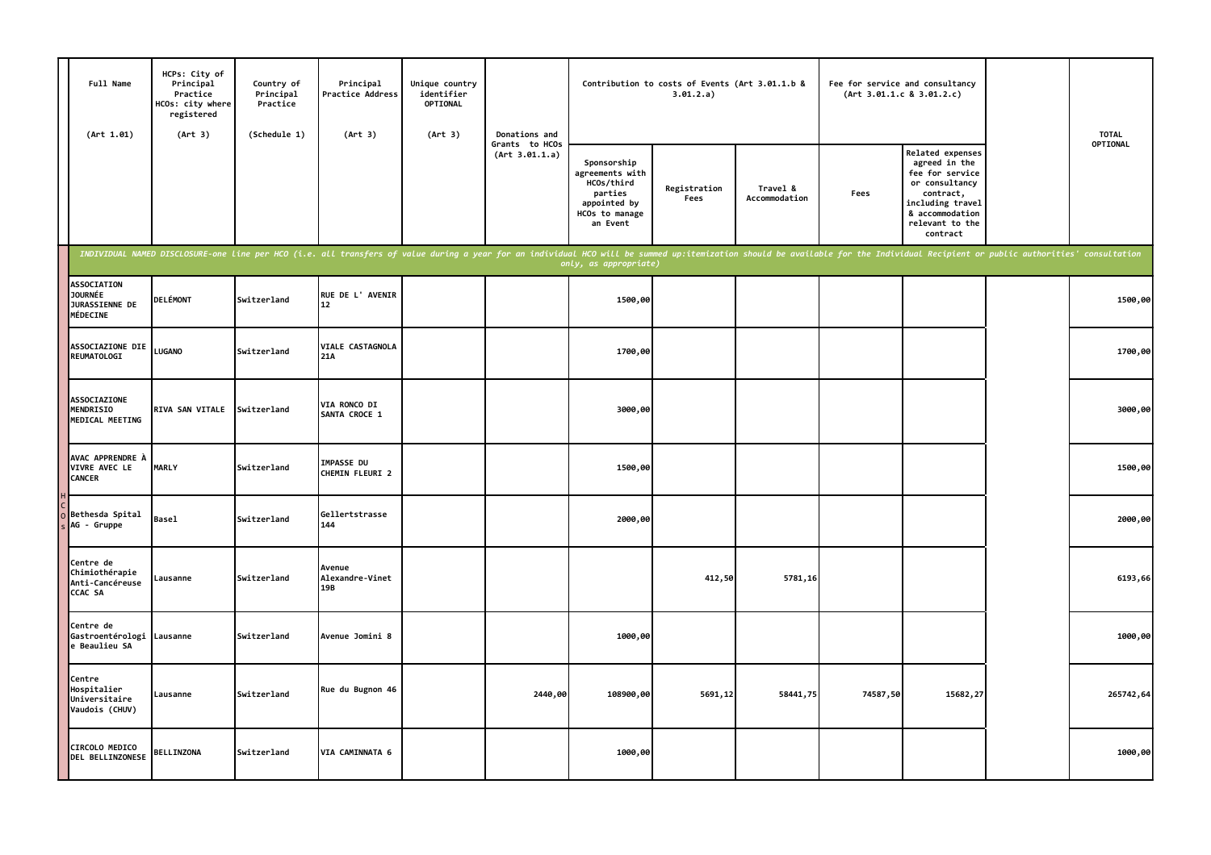| Full Name (Art 1.01) | HCPs: City of Principal Practice HCOs: city where registered (Art 3) | Country of Principal Practice (Schedule 1) | Principal Practice Address (Art 3) | Unique country identifier OPTIONAL (Art 3) | Donations and Grants to HCOs (Art 3.01.1.a) | Contribution to costs of Events (Art 3.01.1.b & 3.01.2.a) | | | Fee for service and consultancy (Art 3.01.1.c & 3.01.2.c) | | | TOTAL OPTIONAL |
|---|---|---|---|---|---|---|---|---|---|---|---|---|
| | | | | | | Sponsorship agreements with HCOs/third parties appointed by HCOs to manage an Event | Registration Fees | Travel & Accommodation | Fees | Related expenses agreed in the fee for service or consultancy contract, including travel & accommodation relevant to the contract | | |
| *INDIVIDUAL NAMED DISCLOSURE-one line per HCO (i.e. all transfers of value during a year for an individual HCO will be summed up:itemization should be available for the Individual Recipient or public authorities' consultation only, as appropriate)* | | | | | | | | | | | | |
| ASSOCIATION JOURNÉE JURASSIENNE DE MÉDECINE | DELÉMONT | Switzerland | RUE DE L' AVENIR 12 | | | 1500,00 | | | | | | 1500,00 |
| ASSOCIAZIONE DIE REUMATOLOGI | LUGANO | Switzerland | VIALE CASTAGNOLA 21A | | | 1700,00 | | | | | | 1700,00 |
| ASSOCIAZIONE MENDRISIO MEDICAL MEETING | RIVA SAN VITALE | Switzerland | VIA RONCO DI SANTA CROCE 1 | | | 3000,00 | | | | | | 3000,00 |
| AVAC APPRENDRE À VIVRE AVEC LE CANCER | MARLY | Switzerland | IMPASSE DU CHEMIN FLEURI 2 | | | 1500,00 | | | | | | 1500,00 |
| Bethesda Spital AG - Gruppe | Basel | Switzerland | Gellertstrasse 144 | | | 2000,00 | | | | | | 2000,00 |
| Centre de Chimiothérapie Anti-Cancéreuse CCAC SA | Lausanne | Switzerland | Avenue Alexandre-Vinet 19B | | | | 412,50 | 5781,16 | | | | 6193,66 |
| Centre de Gastroentérologie Beaulieu SA | Lausanne | Switzerland | Avenue Jomini 8 | | | 1000,00 | | | | | | 1000,00 |
| Centre Hospitalier Universitaire Vaudois (CHUV) | Lausanne | Switzerland | Rue du Bugnon 46 | | 2440,00 | 108900,00 | 5691,12 | 58441,75 | 74587,50 | 15682,27 | | 265742,64 |
| CIRCOLO MEDICO DEL BELLINZONESE | BELLINZONA | Switzerland | VIA CAMINNATA 6 | | | 1000,00 | | | | | | 1000,00 |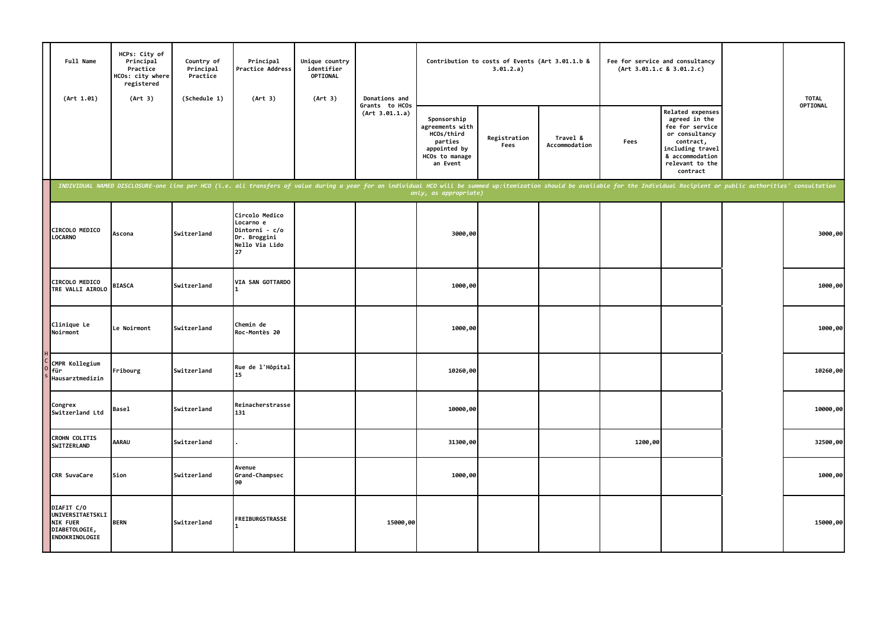| Full Name (Art 1.01) | HCPs: City of Principal Practice HCOs: city where registered (Art 3) | Country of Principal Practice (Schedule 1) | Principal Practice Address (Art 3) | Unique country identifier OPTIONAL (Art 3) | Donations and Grants to HCOs (Art 3.01.1.a) | Contribution to costs of Events (Art 3.01.1.b & 3.01.2.a) | | | Fee for service and consultancy (Art 3.01.1.c & 3.01.2.c) | | | TOTAL OPTIONAL |
|---|---|---|---|---|---|---|---|---|---|---|---|---|
| | | | | | | Sponsorship agreements with HCOs/third parties appointed by HCOs to manage an Event | Registration Fees | Travel & Accommodation | Fees | Related expenses agreed in the fee for service or consultancy contract, including travel & accommodation relevant to the contract | | |
| *INDIVIDUAL NAMED DISCLOSURE-one line per HCO (i.e. all transfers of value during a year for an individual HCO will be summed up:itemization should be available for the Individual Recipient or public authorities' consultation only, as appropriate)* | | | | | | | | | | | | |
| CIRCOLO MEDICO LOCARNO | Ascona | Switzerland | Circolo Medico Locarno e Dintorni - c/o Dr. Broggini Nello Via Lido 27 | | | 3000,00 | | | | | | 3000,00 |
| CIRCOLO MEDICO TRE VALLI AIROLO | BIASCA | Switzerland | VIA SAN GOTTARDO 1 | | | 1000,00 | | | | | | 1000,00 |
| Clinique Le Noirmont | Le Noirmont | Switzerland | Chemin de Roc-Montès 20 | | | 1000,00 | | | | | | 1000,00 |
| CMPR Kollegium für Hausarztmedizin | Fribourg | Switzerland | Rue de l'Hôpital 15 | | | 10260,00 | | | | | | 10260,00 |
| Congrex Switzerland Ltd | Basel | Switzerland | Reinacherstrasse 131 | | | 10000,00 | | | | | | 10000,00 |
| CROHN COLITIS SWITZERLAND | AARAU | Switzerland | . | | | 31300,00 | | | 1200,00 | | | 32500,00 |
| CRR SuvaCare | Sion | Switzerland | Avenue Grand-Champsec 90 | | | 1000,00 | | | | | | 1000,00 |
| DIAFIT C/O UNIVERSITAETSKLINIK FUER DIABETOLOGIE, ENDOKRINOLOGIE | BERN | Switzerland | FREIBURGSTRASSE 1 | | 15000,00 | | | | | | | 15000,00 |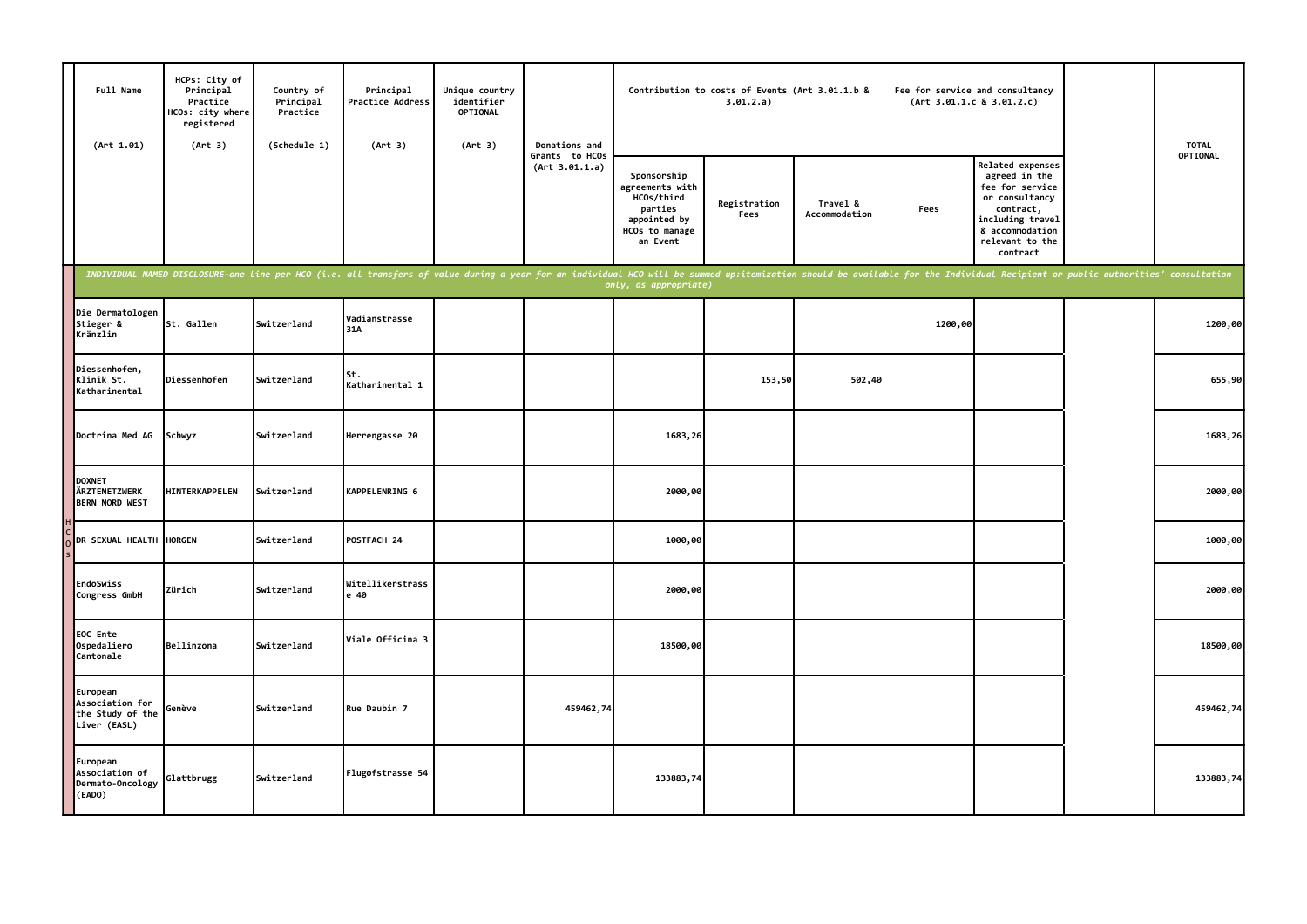| Full Name (Art 1.01) | HCPs: City of Principal Practice HCOs: city where registered (Art 3) | Country of Principal Practice (Schedule 1) | Principal Practice Address (Art 3) | Unique country identifier OPTIONAL (Art 3) | Donations and Grants to HCOs (Art 3.01.1.a) | Contribution to costs of Events (Art 3.01.1.b & 3.01.2.a) | | | Fee for service and consultancy (Art 3.01.1.c & 3.01.2.c) | | | TOTAL OPTIONAL |
|---|---|---|---|---|---|---|---|---|---|---|---|---|
| | | | | | | Sponsorship agreements with HCOs/third parties appointed by HCOs to manage an Event | Registration Fees | Travel & Accommodation | Fees | Related expenses agreed in the fee for service or consultancy contract, including travel & accommodation relevant to the contract | | |
| *INDIVIDUAL NAMED DISCLOSURE-one line per HCO (i.e. all transfers of value during a year for an individual HCO will be summed up:itemization should be available for the Individual Recipient or public authorities' consultation only, as appropriate)* | | | | | | | | | | | | |
| Die Dermatologen Stieger & Kränzlin | St. Gallen | Switzerland | Vadianstrasse 31A | | | | | | 1200,00 | | | 1200,00 |
| Diessenhofen, Klinik St. Katharinental | Diessenhofen | Switzerland | St. Katharinental 1 | | | | 153,50 | 502,40 | | | | 655,90 |
| Doctrina Med AG | Schwyz | Switzerland | Herrengasse 20 | | | 1683,26 | | | | | | 1683,26 |
| DOXNET ÄRZTENETZWERK BERN NORD WEST | HINTERKAPPELEN | Switzerland | KAPPELENRING 6 | | | 2000,00 | | | | | | 2000,00 |
| DR SEXUAL HEALTH | HORGEN | Switzerland | POSTFACH 24 | | | 1000,00 | | | | | | 1000,00 |
| EndoSwiss Congress GmbH | Zürich | Switzerland | Witellikerstrasse 40 | | | 2000,00 | | | | | | 2000,00 |
| EOC Ente Ospedaliero Cantonale | Bellinzona | Switzerland | Viale Officina 3 | | | 18500,00 | | | | | | 18500,00 |
| European Association for the Study of the Liver (EASL) | Genève | Switzerland | Rue Daubin 7 | | 459462,74 | | | | | | | 459462,74 |
| European Association of Dermato-Oncology (EADO) | Glattbrugg | Switzerland | Flugofstrasse 54 | | | 133883,74 | | | | | | 133883,74 |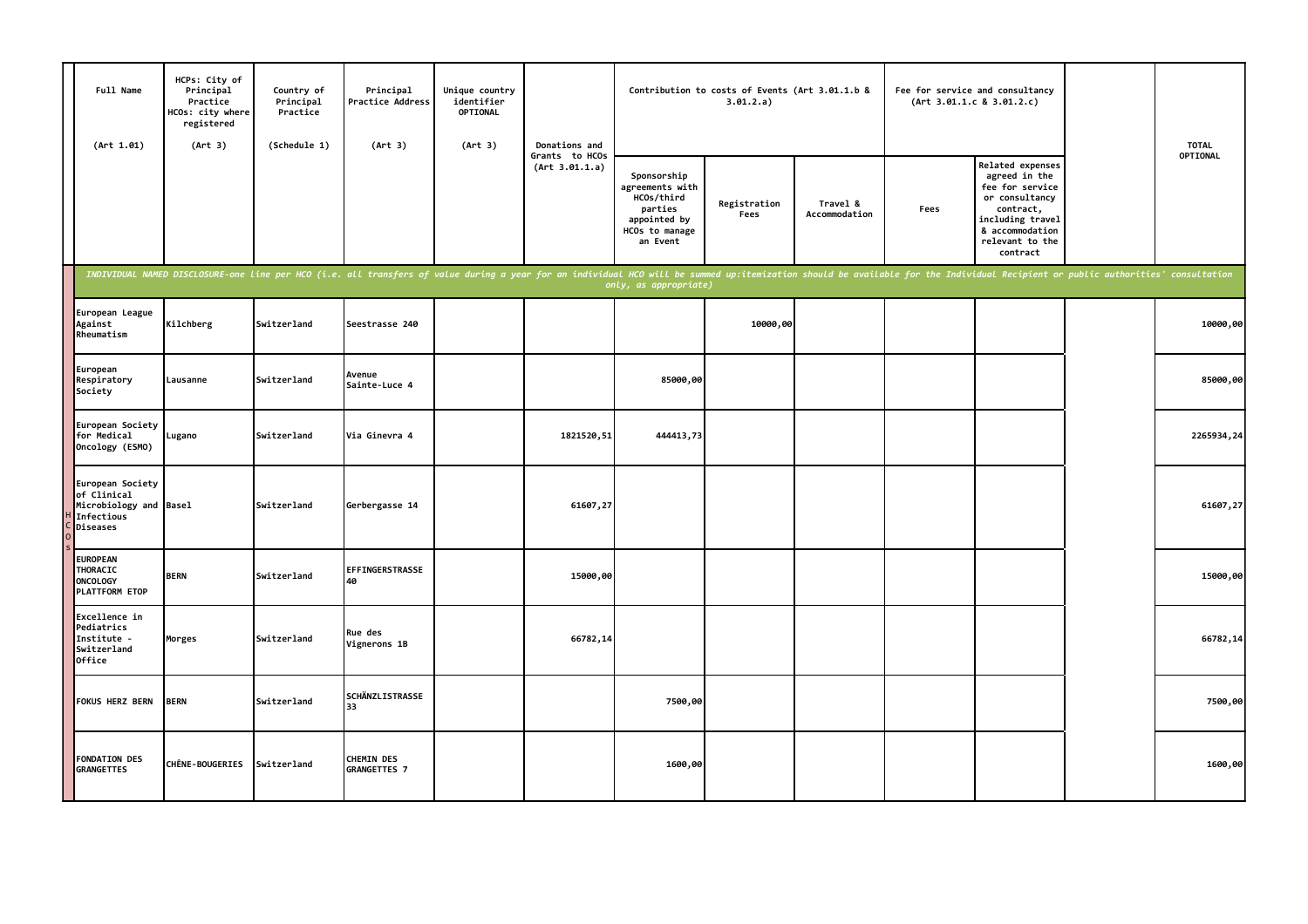| | Full Name (Art 1.01) | HCPs: City of Principal Practice HCOs: city where registered (Art 3) | Country of Principal Practice (Schedule 1) | Principal Practice Address (Art 3) | Unique country identifier OPTIONAL (Art 3) | Donations and Grants to HCOs (Art 3.01.1.a) | Contribution to costs of Events (Art 3.01.1.b & 3.01.2.a) | | | Fee for service and consultancy (Art 3.01.1.c & 3.01.2.c) | | | TOTAL OPTIONAL |
|---|---|---|---|---|---|---|---|---|---|---|---|---|---|
| | | | | | | | Sponsorship agreements with HCOs/third parties appointed by HCOs to manage an Event | Registration Fees | Travel & Accommodation | Fees | Related expenses agreed in the fee for service or consultancy contract, including travel & accommodation relevant to the contract | | |
| | *INDIVIDUAL NAMED DISCLOSURE-one line per HCO (i.e. all transfers of value during a year for an individual HCO will be summed up:itemization should be available for the Individual Recipient or public authorities' consultation only, as appropriate)* | | | | | | | | | | | | |
| HCOs | European League Against Rheumatism | Kilchberg | Switzerland | Seestrasse 240 | | | | 10000,00 | | | | | 10000,00 |
| | European Respiratory Society | Lausanne | Switzerland | Avenue Sainte-Luce 4 | | | 85000,00 | | | | | | 85000,00 |
| | European Society for Medical Oncology (ESMO) | Lugano | Switzerland | Via Ginevra 4 | | 1821520,51 | 444413,73 | | | | | | 2265934,24 |
| | European Society of Clinical Microbiology and Infectious Diseases | Basel | Switzerland | Gerbergasse 14 | | 61607,27 | | | | | | | 61607,27 |
| | EUROPEAN THORACIC ONCOLOGY PLATTFORM ETOP | BERN | Switzerland | EFFINGERSTRASSE 40 | | 15000,00 | | | | | | | 15000,00 |
| | Excellence in Pediatrics Institute - Switzerland Office | Morges | Switzerland | Rue des Vignerons 1B | | 66782,14 | | | | | | | 66782,14 |
| | FOKUS HERZ BERN | BERN | Switzerland | SCHÄNZLISTRASSE 33 | | | 7500,00 | | | | | | 7500,00 |
| | FONDATION DES GRANGETTES | CHÊNE-BOUGERIES | Switzerland | CHEMIN DES GRANGETTES 7 | | | 1600,00 | | | | | | 1600,00 |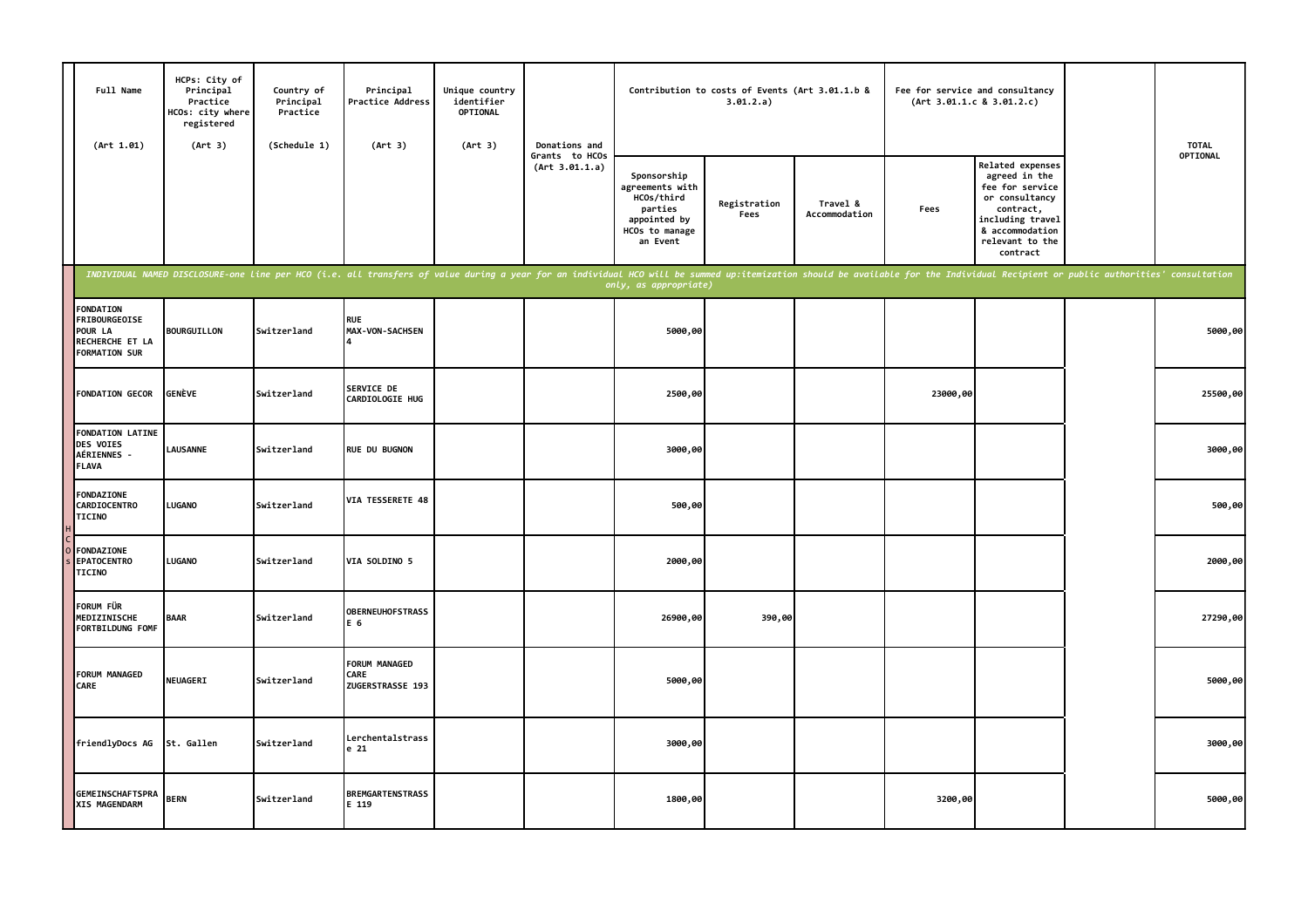| | Full Name (Art 1.01) | HCPs: City of Principal Practice HCOs: city where registered (Art 3) | Country of Principal Practice (Schedule 1) | Principal Practice Address (Art 3) | Unique country identifier OPTIONAL (Art 3) | Donations and Grants to HCOs (Art 3.01.1.a) | Contribution to costs of Events (Art 3.01.1.b & 3.01.2.a) | | | Fee for service and consultancy (Art 3.01.1.c & 3.01.2.c) | | | TOTAL OPTIONAL |
|---|---|---|---|---|---|---|---|---|---|---|---|---|---|
| | | | | | | | Sponsorship agreements with HCOs/third parties appointed by HCOs to manage an Event | Registration Fees | Travel & Accommodation | Fees | Related expenses agreed in the fee for service or consultancy contract, including travel & accommodation relevant to the contract | | |
| | *INDIVIDUAL NAMED DISCLOSURE-one line per HCO (i.e. all transfers of value during a year for an individual HCO will be summed up:itemization should be available for the Individual Recipient or public authorities' consultation only, as appropriate)* | | | | | | | | | | | | |
| HCOs | FONDATION FRIBOURGEOISE POUR LA RECHERCHE ET LA FORMATION SUR | BOURGUILLON | Switzerland | RUE MAX-VON-SACHSEN 4 | | | 5000,00 | | | | | | 5000,00 |
| | FONDATION GECOR | GENÈVE | Switzerland | SERVICE DE CARDIOLOGIE HUG | | | 2500,00 | | | 23000,00 | | | 25500,00 |
| | FONDATION LATINE DES VOIES AÉRIENNES - FLAVA | LAUSANNE | Switzerland | RUE DU BUGNON | | | 3000,00 | | | | | | 3000,00 |
| | FONDAZIONE CARDIOCENTRO TICINO | LUGANO | Switzerland | VIA TESSERETE 48 | | | 500,00 | | | | | | 500,00 |
| | FONDAZIONE EPATOCENTRO TICINO | LUGANO | Switzerland | VIA SOLDINO 5 | | | 2000,00 | | | | | | 2000,00 |
| | FORUM FÜR MEDIZINISCHE FORTBILDUNG FOMF | BAAR | Switzerland | OBERNEUHOFSTRASSE 6 | | | 26900,00 | 390,00 | | | | | 27290,00 |
| | FORUM MANAGED CARE | NEUAGERI | Switzerland | FORUM MANAGED CARE ZUGERSTRASSE 193 | | | 5000,00 | | | | | | 5000,00 |
| | friendlyDocs AG | St. Gallen | Switzerland | Lerchentalstrasse 21 | | | 3000,00 | | | | | | 3000,00 |
| | GEMEINSCHAFTSPRAXIS MAGENDARM | BERN | Switzerland | BREMGARTENSTRASSE 119 | | | 1800,00 | | | 3200,00 | | | 5000,00 |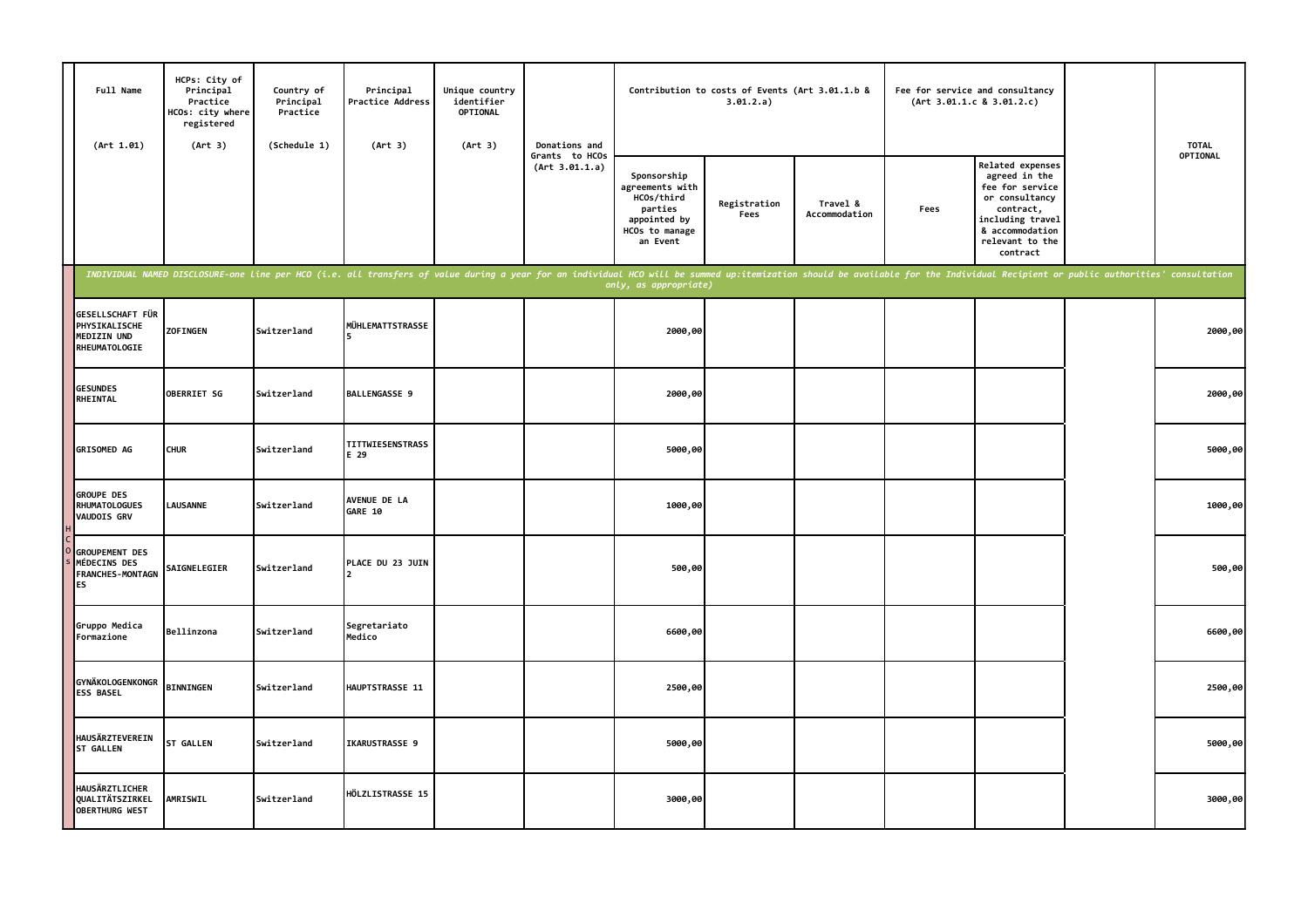| Full Name (Art 1.01) | HCPs: City of Principal Practice HCOs: city where registered (Art 3) | Country of Principal Practice (Schedule 1) | Principal Practice Address (Art 3) | Unique country identifier OPTIONAL (Art 3) | Donations and Grants to HCOs (Art 3.01.1.a) | Contribution to costs of Events (Art 3.01.1.b & 3.01.2.a) | | | Fee for service and consultancy (Art 3.01.1.c & 3.01.2.c) | | | TOTAL OPTIONAL |
|---|---|---|---|---|---|---|---|---|---|---|---|---|
| | | | | | | Sponsorship agreements with HCOs/third parties appointed by HCOs to manage an Event | Registration Fees | Travel & Accommodation | Fees | Related expenses agreed in the fee for service or consultancy contract, including travel & accommodation relevant to the contract | | |
| *INDIVIDUAL NAMED DISCLOSURE-one line per HCO (i.e. all transfers of value during a year for an individual HCO will be summed up:itemization should be available for the Individual Recipient or public authorities' consultation only, as appropriate)* | | | | | | | | | | | | |
| GESELLSCHAFT FÜR PHYSIKALISCHE MEDIZIN UND RHEUMATOLOGIE | ZOFINGEN | Switzerland | MÜHLEMATTSTRASSE 5 | | | 2000,00 | | | | | | 2000,00 |
| GESUNDES RHEINTAL | OBERRIET SG | Switzerland | BALLENGASSE 9 | | | 2000,00 | | | | | | 2000,00 |
| GRISOMED AG | CHUR | Switzerland | TITTWIESENSTRASSE 29 | | | 5000,00 | | | | | | 5000,00 |
| GROUPE DES RHUMATOLOGUES VAUDOIS GRV | LAUSANNE | Switzerland | AVENUE DE LA GARE 10 | | | 1000,00 | | | | | | 1000,00 |
| GROUPEMENT DES MÉDECINS DES FRANCHES-MONTAGNES | SAIGNELEGIER | Switzerland | PLACE DU 23 JUIN 2 | | | 500,00 | | | | | | 500,00 |
| Gruppo Medica Formazione | Bellinzona | Switzerland | Segretariato Medico | | | 6600,00 | | | | | | 6600,00 |
| GYNÄKOLOGENKONGRESS BASEL | BINNINGEN | Switzerland | HAUPTSTRASSE 11 | | | 2500,00 | | | | | | 2500,00 |
| HAUSÄRZTEVEREIN ST GALLEN | ST GALLEN | Switzerland | IKARUSTRASSE 9 | | | 5000,00 | | | | | | 5000,00 |
| HAUSÄRZTLICHER QUALITÄTSZIRKEL OBERTHURG WEST | AMRISWIL | Switzerland | HÖLZLISTRASSE 15 | | | 3000,00 | | | | | | 3000,00 |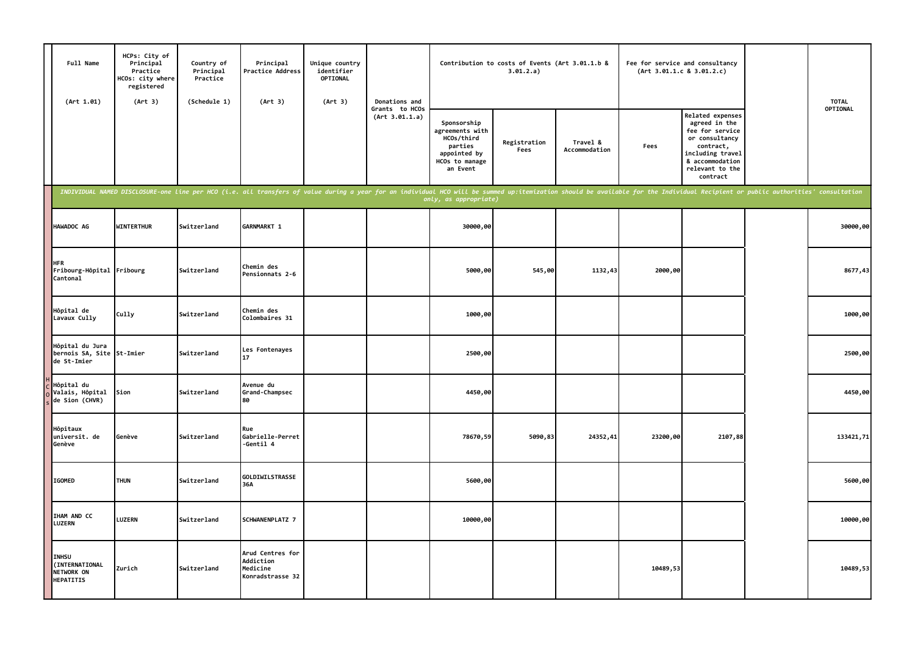| | Full Name (Art 1.01) | HCPs: City of Principal Practice HCOs: city where registered (Art 3) | Country of Principal Practice (Schedule 1) | Principal Practice Address (Art 3) | Unique country identifier OPTIONAL (Art 3) | Donations and Grants to HCOs (Art 3.01.1.a) | Contribution to costs of Events (Art 3.01.1.b & 3.01.2.a) | | | Fee for service and consultancy (Art 3.01.1.c & 3.01.2.c) | | | TOTAL OPTIONAL |
|---|---|---|---|---|---|---|---|---|---|---|---|---|---|
| | | | | | | | Sponsorship agreements with HCOs/third parties appointed by HCOs to manage an Event | Registration Fees | Travel & Accommodation | Fees | Related expenses agreed in the fee for service or consultancy contract, including travel & accommodation relevant to the contract | | |
| | *INDIVIDUAL NAMED DISCLOSURE-one line per HCO (i.e. all transfers of value during a year for an individual HCO will be summed up:itemization should be available for the Individual Recipient or public authorities' consultation only, as appropriate)* | | | | | | | | | | | | |
| HCOs | HAWADOC AG | WINTERTHUR | Switzerland | GARNMARKT 1 | | | 30000,00 | | | | | | 30000,00 |
| HCOs | HFR Fribourg-Hôpital Cantonal | Fribourg | Switzerland | Chemin des Pensionnats 2-6 | | | 5000,00 | 545,00 | 1132,43 | 2000,00 | | | 8677,43 |
| HCOs | Hôpital de Lavaux Cully | Cully | Switzerland | Chemin des Colombaires 31 | | | 1000,00 | | | | | | 1000,00 |
| HCOs | Hôpital du Jura bernois SA, Site de St-Imier | St-Imier | Switzerland | Les Fontenayes 17 | | | 2500,00 | | | | | | 2500,00 |
| HCOs | Hôpital du Valais, Hôpital de Sion (CHVR) | Sion | Switzerland | Avenue du Grand-Champsec 80 | | | 4450,00 | | | | | | 4450,00 |
| HCOs | Hôpitaux universit. de Genève | Genève | Switzerland | Rue Gabrielle-Perret -Gentil 4 | | | 78670,59 | 5090,83 | 24352,41 | 23200,00 | 2107,88 | | 133421,71 |
| HCOs | IGOMED | THUN | Switzerland | GOLDIWILSTRASSE 36A | | | 5600,00 | | | | | | 5600,00 |
| HCOs | IHAM AND CC LUZERN | LUZERN | Switzerland | SCHWANENPLATZ 7 | | | 10000,00 | | | | | | 10000,00 |
| HCOs | INHSU (INTERNATIONAL NETWORK ON HEPATITIS | Zurich | Switzerland | Arud Centres for Addiction Medicine Konradstrasse 32 | | | | | | 10489,53 | | | 10489,53 |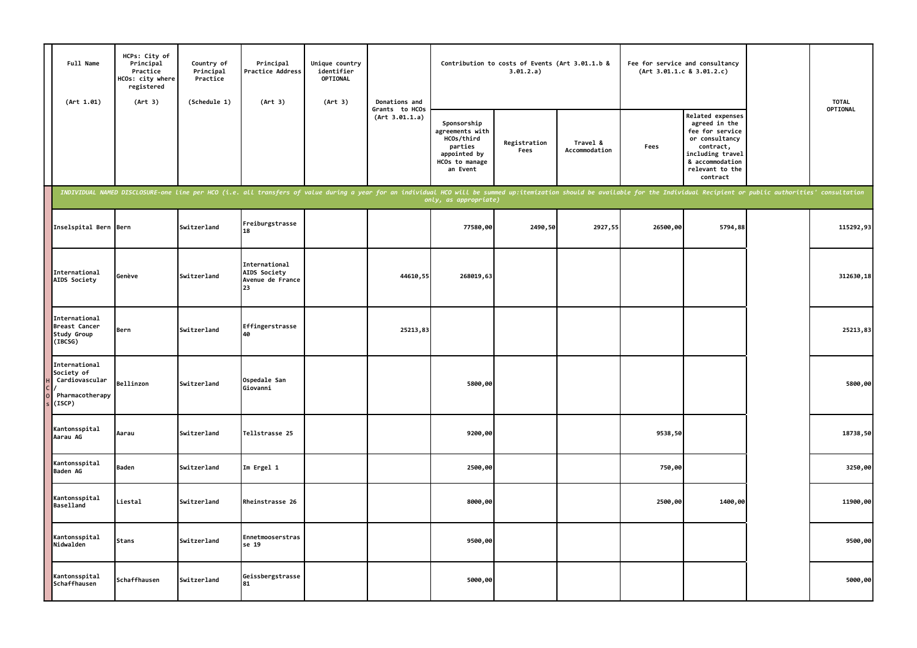| Full Name (Art 1.01) | HCPs: City of Principal Practice HCOs: city where registered (Art 3) | Country of Principal Practice (Schedule 1) | Principal Practice Address (Art 3) | Unique country identifier OPTIONAL (Art 3) | Donations and Grants to HCOs (Art 3.01.1.a) | Contribution to costs of Events (Art 3.01.1.b & 3.01.2.a) | | | Fee for service and consultancy (Art 3.01.1.c & 3.01.2.c) | | | TOTAL OPTIONAL |
|---|---|---|---|---|---|---|---|---|---|---|---|---|
| | | | | | | Sponsorship agreements with HCOs/third parties appointed by HCOs to manage an Event | Registration Fees | Travel & Accommodation | Fees | Related expenses agreed in the fee for service or consultancy contract, including travel & accommodation relevant to the contract | | |
| *INDIVIDUAL NAMED DISCLOSURE-one line per HCO (i.e. all transfers of value during a year for an individual HCO will be summed up:itemization should be available for the Individual Recipient or public authorities' consultation only, as appropriate)* | | | | | | | | | | | | |
| Inselspital Bern | Bern | Switzerland | Freiburgstrasse 18 | | | 77580,00 | 2490,50 | 2927,55 | 26500,00 | 5794,88 | | 115292,93 |
| International AIDS Society | Genève | Switzerland | International AIDS Society Avenue de France 23 | | 44610,55 | 268019,63 | | | | | | 312630,18 |
| International Breast Cancer Study Group (IBCSG) | Bern | Switzerland | Effingerstrasse 40 | | 25213,83 | | | | | | | 25213,83 |
| International Society of Cardiovascular / Pharmacotherapy (ISCP) | Bellinzon | Switzerland | Ospedale San Giovanni | | | 5800,00 | | | | | | 5800,00 |
| Kantonsspital Aarau AG | Aarau | Switzerland | Tellstrasse 25 | | | 9200,00 | | | 9538,50 | | | 18738,50 |
| Kantonsspital Baden AG | Baden | Switzerland | Im Ergel 1 | | | 2500,00 | | | 750,00 | | | 3250,00 |
| Kantonsspital Baselland | Liestal | Switzerland | Rheinstrasse 26 | | | 8000,00 | | | 2500,00 | 1400,00 | | 11900,00 |
| Kantonsspital Nidwalden | Stans | Switzerland | Ennetmooserstrasse 19 | | | 9500,00 | | | | | | 9500,00 |
| Kantonsspital Schaffhausen | Schaffhausen | Switzerland | Geissbergstrasse 81 | | | 5000,00 | | | | | | 5000,00 |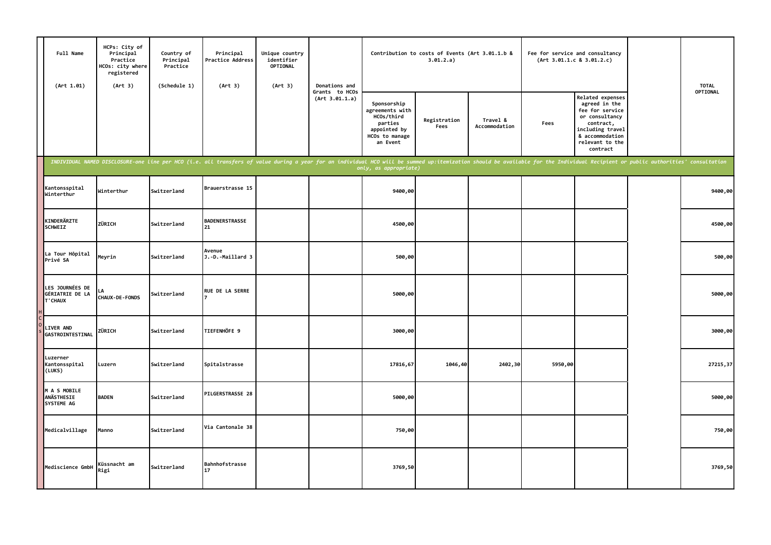| | Full Name (Art 1.01) | HCPs: City of Principal Practice HCOs: city where registered (Art 3) | Country of Principal Practice (Schedule 1) | Principal Practice Address (Art 3) | Unique country identifier OPTIONAL (Art 3) | Donations and Grants to HCOs (Art 3.01.1.a) | Contribution to costs of Events (Art 3.01.1.b & 3.01.2.a) | | | Fee for service and consultancy (Art 3.01.1.c & 3.01.2.c) | | | TOTAL OPTIONAL |
|---|---|---|---|---|---|---|---|---|---|---|---|---|---|
| | | | | | | | Sponsorship agreements with HCOs/third parties appointed by HCOs to manage an Event | Registration Fees | Travel & Accommodation | Fees | Related expenses agreed in the fee for service or consultancy contract, including travel & accommodation relevant to the contract | | |
| | *INDIVIDUAL NAMED DISCLOSURE-one line per HCO (i.e. all transfers of value during a year for an individual HCO will be summed up:itemization should be available for the Individual Recipient or public authorities' consultation only, as appropriate)* | | | | | | | | | | | | |
| HCOs | Kantonsspital Winterthur | Winterthur | Switzerland | Brauerstrasse 15 | | | 9400,00 | | | | | | 9400,00 |
| | KINDERÄRZTE SCHWEIZ | ZÜRICH | Switzerland | BADENERSTRASSE 21 | | | 4500,00 | | | | | | 4500,00 |
| | La Tour Hôpital Privé SA | Meyrin | Switzerland | Avenue J.-D.-Maillard 3 | | | 500,00 | | | | | | 500,00 |
| | LES JOURNÉES DE GÉRIATRIE DE LA T'CHAUX | LA CHAUX-DE-FONDS | Switzerland | RUE DE LA SERRE 7 | | | 5000,00 | | | | | | 5000,00 |
| | LIVER AND GASTROINTESTINAL | ZÜRICH | Switzerland | TIEFENHÖFE 9 | | | 3000,00 | | | | | | 3000,00 |
| | Luzerner Kantonsspital (LUKS) | Luzern | Switzerland | Spitalstrasse | | | 17816,67 | 1046,40 | 2402,30 | 5950,00 | | | 27215,37 |
| | M A S MOBILE ANÄSTHESIE SYSTEME AG | BADEN | Switzerland | PILGERSTRASSE 28 | | | 5000,00 | | | | | | 5000,00 |
| | Medicalvillage | Manno | Switzerland | Via Cantonale 38 | | | 750,00 | | | | | | 750,00 |
| | Mediscience GmbH | Küssnacht am Rigi | Switzerland | Bahnhofstrasse 17 | | | 3769,50 | | | | | | 3769,50 |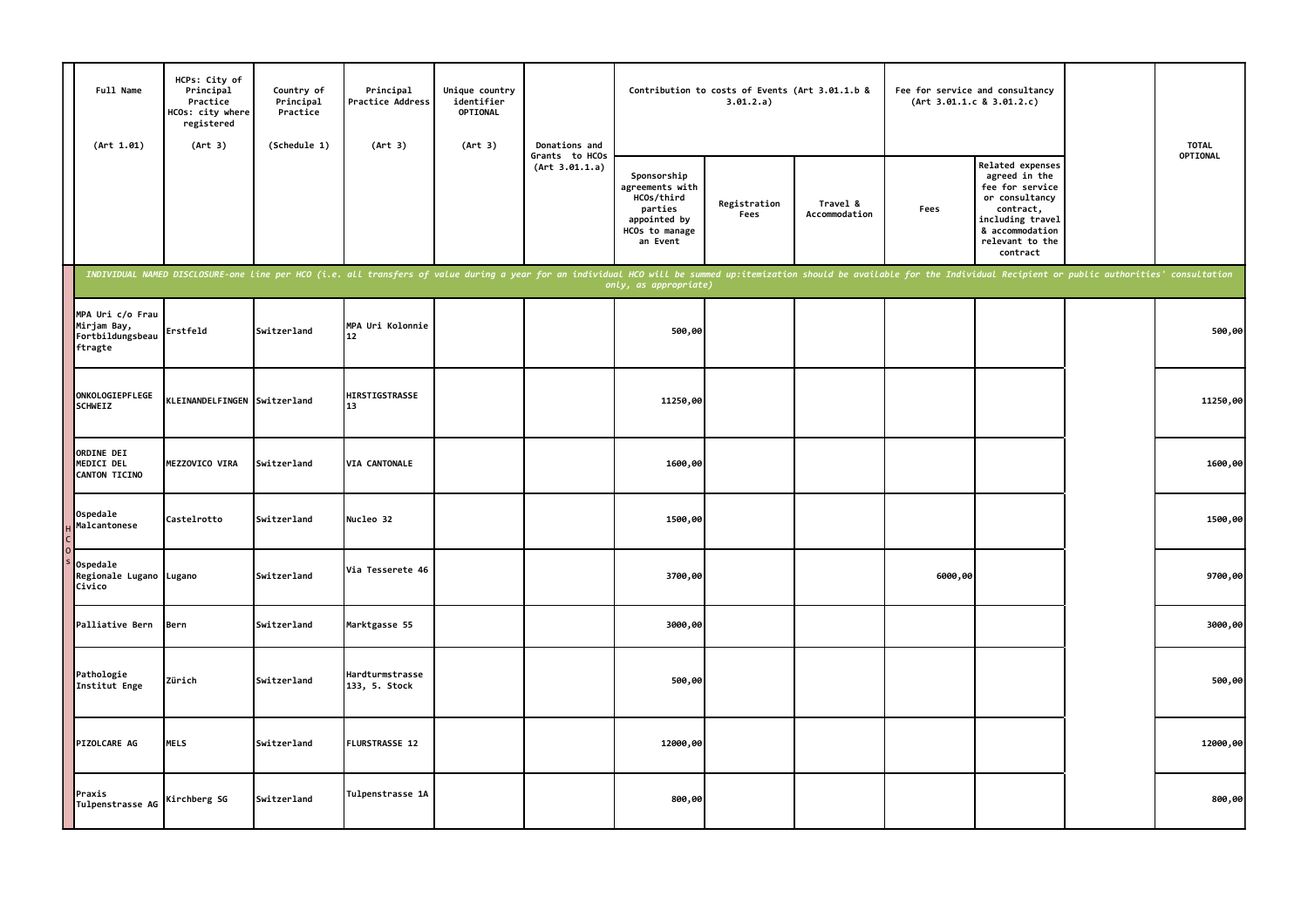| | Full Name (Art 1.01) | HCPs: City of Principal Practice HCOs: city where registered (Art 3) | Country of Principal Practice (Schedule 1) | Principal Practice Address (Art 3) | Unique country identifier OPTIONAL (Art 3) | Donations and Grants to HCOs (Art 3.01.1.a) | Contribution to costs of Events (Art 3.01.1.b & 3.01.2.a) | | | Fee for service and consultancy (Art 3.01.1.c & 3.01.2.c) | | | TOTAL OPTIONAL |
|---|---|---|---|---|---|---|---|---|---|---|---|---|---|
| | | | | | | | Sponsorship agreements with HCOs/third parties appointed by HCOs to manage an Event | Registration Fees | Travel & Accommodation | Fees | Related expenses agreed in the fee for service or consultancy contract, including travel & accommodation relevant to the contract | | |
| | *INDIVIDUAL NAMED DISCLOSURE-one line per HCO (i.e. all transfers of value during a year for an individual HCO will be summed up:itemization should be available for the Individual Recipient or public authorities' consultation only, as appropriate)* | | | | | | | | | | | | |
| HCOs | MPA Uri c/o Frau Mirjam Bay, Fortbildungsbeauftragte | Erstfeld | Switzerland | MPA Uri Kolonnie 12 | | | 500,00 | | | | | | 500,00 |
| | ONKOLOGIEPFLEGE SCHWEIZ | KLEINANDELFINGEN | Switzerland | HIRSTIGSTRASSE 13 | | | 11250,00 | | | | | | 11250,00 |
| | ORDINE DEI MEDICI DEL CANTON TICINO | MEZZOVICO VIRA | Switzerland | VIA CANTONALE | | | 1600,00 | | | | | | 1600,00 |
| | Ospedale Malcantonese | Castelrotto | Switzerland | Nucleo 32 | | | 1500,00 | | | | | | 1500,00 |
| | Ospedale Regionale Lugano Civico | Lugano | Switzerland | Via Tesserete 46 | | | 3700,00 | | | 6000,00 | | | 9700,00 |
| | Palliative Bern | Bern | Switzerland | Marktgasse 55 | | | 3000,00 | | | | | | 3000,00 |
| | Pathologie Institut Enge | Zürich | Switzerland | Hardturmstrasse 133, 5. Stock | | | 500,00 | | | | | | 500,00 |
| | PIZOLCARE AG | MELS | Switzerland | FLURSTRASSE 12 | | | 12000,00 | | | | | | 12000,00 |
| | Praxis Tulpenstrasse AG | Kirchberg SG | Switzerland | Tulpenstrasse 1A | | | 800,00 | | | | | | 800,00 |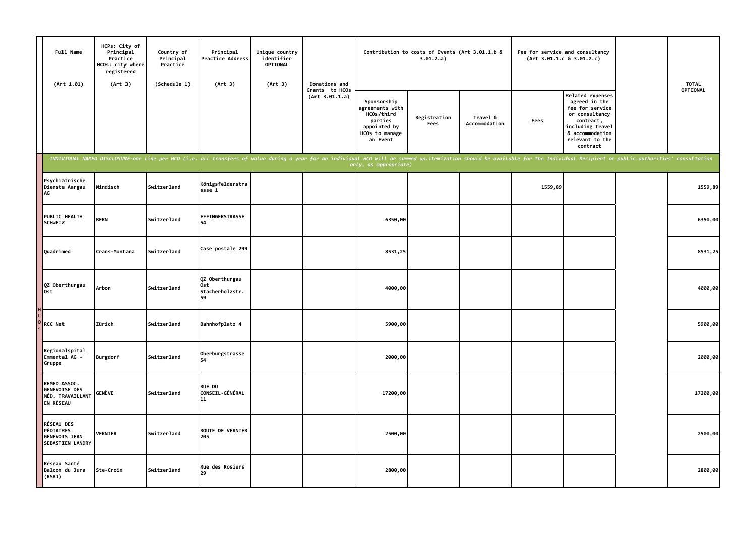| Full Name (Art 1.01) | HCPs: City of Principal Practice HCOs: city where registered (Art 3) | Country of Principal Practice (Schedule 1) | Principal Practice Address (Art 3) | Unique country identifier OPTIONAL (Art 3) | Donations and Grants to HCOs (Art 3.01.1.a) | Contribution to costs of Events (Art 3.01.1.b & 3.01.2.a) | | | Fee for service and consultancy (Art 3.01.1.c & 3.01.2.c) | | | TOTAL OPTIONAL |
|---|---|---|---|---|---|---|---|---|---|---|---|---|
| | | | | | | Sponsorship agreements with HCOs/third parties appointed by HCOs to manage an Event | Registration Fees | Travel & Accommodation | Fees | Related expenses agreed in the fee for service or consultancy contract, including travel & accommodation relevant to the contract | | |
| *INDIVIDUAL NAMED DISCLOSURE-one line per HCO (i.e. all transfers of value during a year for an individual HCO will be summed up:itemization should be available for the Individual Recipient or public authorities' consultation only, as appropriate)* | | | | | | | | | | | | |
| Psychiatrische Dienste Aargau AG | Windisch | Switzerland | Königsfelderstrasse 1 | | | | | | 1559,89 | | | 1559,89 |
| PUBLIC HEALTH SCHWEIZ | BERN | Switzerland | EFFINGERSTRASSE 54 | | | 6350,00 | | | | | | 6350,00 |
| Quadrimed | Crans-Montana | Switzerland | Case postale 299 | | | 8531,25 | | | | | | 8531,25 |
| QZ Oberthurgau Ost | Arbon | Switzerland | QZ Oberthurgau Ost Stacherholzstr. 59 | | | 4000,00 | | | | | | 4000,00 |
| RCC Net | Zürich | Switzerland | Bahnhofplatz 4 | | | 5900,00 | | | | | | 5900,00 |
| Regionalspital Emmental AG - Gruppe | Burgdorf | Switzerland | Oberburgstrasse 54 | | | 2000,00 | | | | | | 2000,00 |
| REMED ASSOC. GENEVOISE DES MÉD. TRAVAILLANT EN RÉSEAU | GENÈVE | Switzerland | RUE DU CONSEIL-GÉNÉRAL 11 | | | 17200,00 | | | | | | 17200,00 |
| RÉSEAU DES PÉDIATRES GENEVOIS JEAN SEBASTIEN LANDRY | VERNIER | Switzerland | ROUTE DE VERNIER 205 | | | 2500,00 | | | | | | 2500,00 |
| Réseau Santé Balcon du Jura (RSBJ) | Ste-Croix | Switzerland | Rue des Rosiers 29 | | | 2800,00 | | | | | | 2800,00 |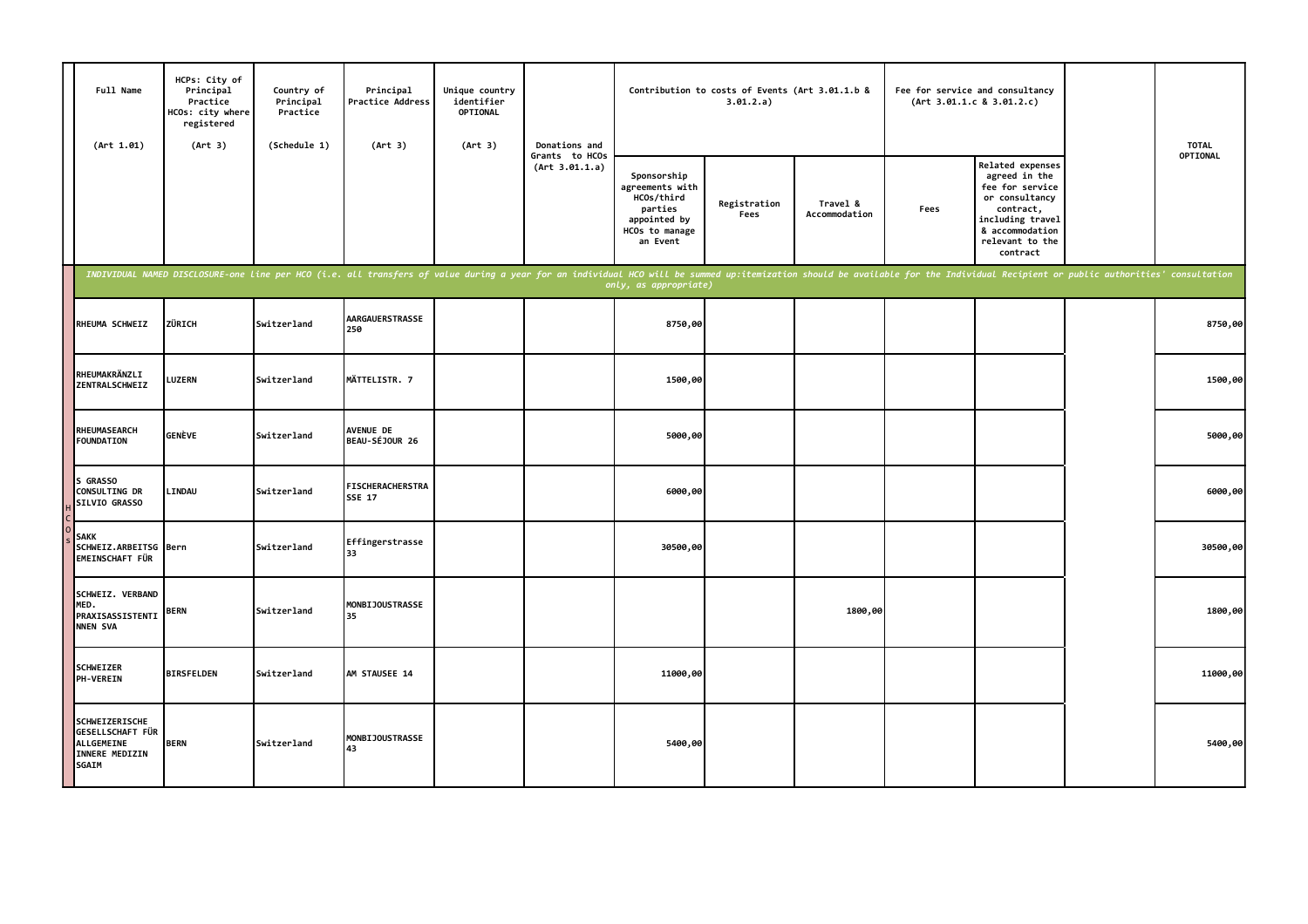| Full Name (Art 1.01) | HCPs: City of Principal Practice HCOs: city where registered (Art 3) | Country of Principal Practice (Schedule 1) | Principal Practice Address (Art 3) | Unique country identifier OPTIONAL (Art 3) | Donations and Grants to HCOs (Art 3.01.1.a) | Contribution to costs of Events (Art 3.01.1.b & 3.01.2.a) | | | Fee for service and consultancy (Art 3.01.1.c & 3.01.2.c) | | | TOTAL OPTIONAL |
|---|---|---|---|---|---|---|---|---|---|---|---|---|
| | | | | | | Sponsorship agreements with HCOs/third parties appointed by HCOs to manage an Event | Registration Fees | Travel & Accommodation | Fees | Related expenses agreed in the fee for service or consultancy contract, including travel & accommodation relevant to the contract | | |
| *INDIVIDUAL NAMED DISCLOSURE-one line per HCO (i.e. all transfers of value during a year for an individual HCO will be summed up:itemization should be available for the Individual Recipient or public authorities' consultation only, as appropriate)* | | | | | | | | | | | | |
| RHEUMA SCHWEIZ | ZÜRICH | Switzerland | AARGAUERSTRASSE 250 | | | 8750,00 | | | | | | 8750,00 |
| RHEUMAKRÄNZLI ZENTRALSCHWEIZ | LUZERN | Switzerland | MÄTTELISTR. 7 | | | 1500,00 | | | | | | 1500,00 |
| RHEUMASEARCH FOUNDATION | GENÈVE | Switzerland | AVENUE DE BEAU-SÉJOUR 26 | | | 5000,00 | | | | | | 5000,00 |
| S GRASSO CONSULTING DR SILVIO GRASSO | LINDAU | Switzerland | FISCHERACHERSTRASSE 17 | | | 6000,00 | | | | | | 6000,00 |
| SAKK SCHWEIZ.ARBEITSGEMEINSCHAFT FÜR | Bern | Switzerland | Effingerstrasse 33 | | | 30500,00 | | | | | | 30500,00 |
| SCHWEIZ. VERBAND MED. PRAXISASSISTENTINNEN SVA | BERN | Switzerland | MONBIJOUSTRASSE 35 | | | | | 1800,00 | | | | 1800,00 |
| SCHWEIZER PH-VEREIN | BIRSFELDEN | Switzerland | AM STAUSEE 14 | | | 11000,00 | | | | | | 11000,00 |
| SCHWEIZERISCHE GESELLSCHAFT FÜR ALLGEMEINE INNERE MEDIZIN SGAIM | BERN | Switzerland | MONBIJOUSTRASSE 43 | | | 5400,00 | | | | | | 5400,00 |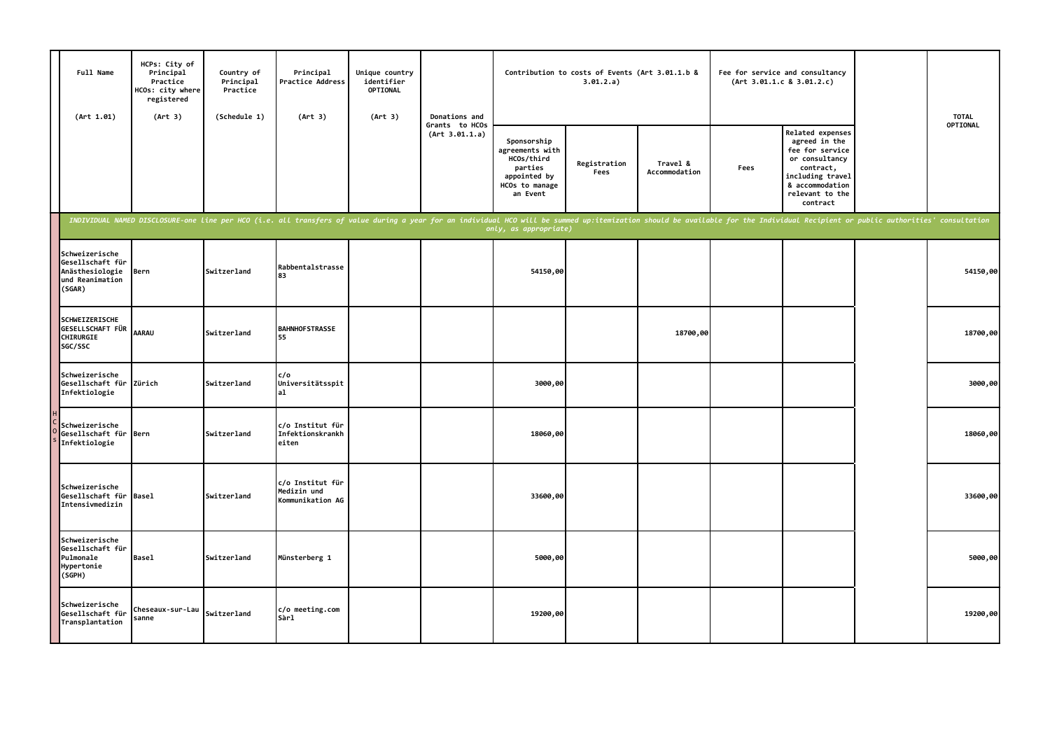| | Full Name (Art 1.01) | HCPs: City of Principal Practice HCOs: city where registered (Art 3) | Country of Principal Practice (Schedule 1) | Principal Practice Address (Art 3) | Unique country identifier OPTIONAL (Art 3) | Donations and Grants to HCOs (Art 3.01.1.a) | Contribution to costs of Events (Art 3.01.1.b & 3.01.2.a) | | | Fee for service and consultancy (Art 3.01.1.c & 3.01.2.c) | | | TOTAL OPTIONAL |
|---|---|---|---|---|---|---|---|---|---|---|---|---|---|
| | | | | | | | Sponsorship agreements with HCOs/third parties appointed by HCOs to manage an Event | Registration Fees | Travel & Accommodation | Fees | Related expenses agreed in the fee for service or consultancy contract, including travel & accommodation relevant to the contract | | |
| | *INDIVIDUAL NAMED DISCLOSURE-one line per HCO (i.e. all transfers of value during a year for an individual HCO will be summed up:itemization should be available for the Individual Recipient or public authorities' consultation only, as appropriate)* | | | | | | | | | | | | |
| HCOs | Schweizerische Gesellschaft für Anästhesiologie und Reanimation (SGAR) | Bern | Switzerland | Rabbentalstrasse 83 | | | 54150,00 | | | | | | 54150,00 |
| HCOs | SCHWEIZERISCHE GESELLSCHAFT FÜR CHIRURGIE SGC/SSC | AARAU | Switzerland | BAHNHOFSTRASSE 55 | | | | | 18700,00 | | | | 18700,00 |
| HCOs | Schweizerische Gesellschaft für Infektiologie | Zürich | Switzerland | c/o Universitätsspital | | | 3000,00 | | | | | | 3000,00 |
| HCOs | Schweizerische Gesellschaft für Infektiologie | Bern | Switzerland | c/o Institut für Infektionskrankheiten | | | 18060,00 | | | | | | 18060,00 |
| HCOs | Schweizerische Gesellschaft für Intensivmedizin | Basel | Switzerland | c/o Institut für Medizin und Kommunikation AG | | | 33600,00 | | | | | | 33600,00 |
| HCOs | Schweizerische Gesellschaft für Pulmonale Hypertonie (SGPH) | Basel | Switzerland | Münsterberg 1 | | | 5000,00 | | | | | | 5000,00 |
| HCOs | Schweizerische Gesellschaft für Transplantation | Cheseaux-sur-Lausanne | Switzerland | c/o meeting.com Sàrl | | | 19200,00 | | | | | | 19200,00 |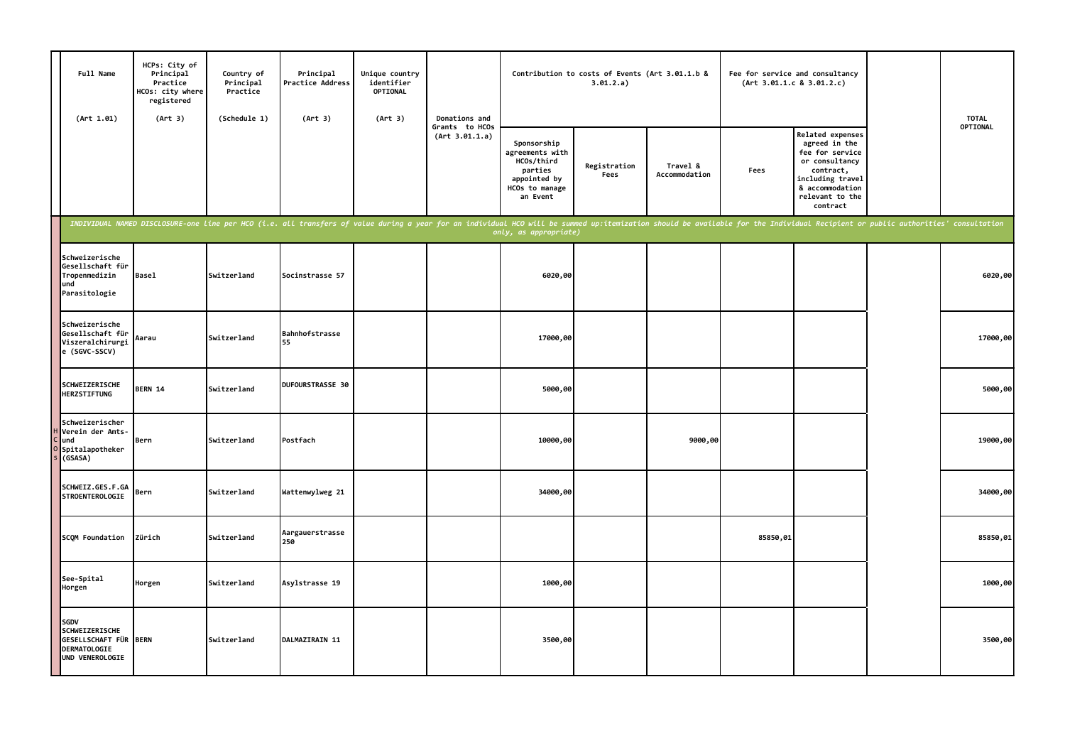| Full Name (Art 1.01) | HCPs: City of Principal Practice HCOs: city where registered (Art 3) | Country of Principal Practice (Schedule 1) | Principal Practice Address (Art 3) | Unique country identifier OPTIONAL (Art 3) | Donations and Grants to HCOs (Art 3.01.1.a) | Contribution to costs of Events (Art 3.01.1.b & 3.01.2.a) | | | Fee for service and consultancy (Art 3.01.1.c & 3.01.2.c) | | | TOTAL OPTIONAL |
|---|---|---|---|---|---|---|---|---|---|---|---|---|
| | | | | | | Sponsorship agreements with HCOs/third parties appointed by HCOs to manage an Event | Registration Fees | Travel & Accommodation | Fees | Related expenses agreed in the fee for service or consultancy contract, including travel & accommodation relevant to the contract | | |
| *INDIVIDUAL NAMED DISCLOSURE-one line per HCO (i.e. all transfers of value during a year for an individual HCO will be summed up:itemization should be available for the Individual Recipient or public authorities' consultation only, as appropriate)* | | | | | | | | | | | | |
| Schweizerische Gesellschaft für Tropenmedizin und Parasitologie | Basel | Switzerland | Socinstrasse 57 | | | 6020,00 | | | | | | 6020,00 |
| Schweizerische Gesellschaft für Viszeralchirurgie (SGVC-SSCV) | Aarau | Switzerland | Bahnhofstrasse 55 | | | 17000,00 | | | | | | 17000,00 |
| SCHWEIZERISCHE HERZSTIFTUNG | BERN 14 | Switzerland | DUFOURSTRASSE 30 | | | 5000,00 | | | | | | 5000,00 |
| Schweizerischer Verein der Amts- und Spitalapotheker (GSASA) | Bern | Switzerland | Postfach | | | 10000,00 | | 9000,00 | | | | 19000,00 |
| SCHWEIZ.GES.F.GASTROENTEROLOGIE | Bern | Switzerland | Wattenwylweg 21 | | | 34000,00 | | | | | | 34000,00 |
| SCQM Foundation | Zürich | Switzerland | Aargauerstrasse 250 | | | | | | 85850,01 | | | 85850,01 |
| See-Spital Horgen | Horgen | Switzerland | Asylstrasse 19 | | | 1000,00 | | | | | | 1000,00 |
| SGDV SCHWEIZERISCHE GESELLSCHAFT FÜR DERMATOLOGIE UND VENEROLOGIE | BERN | Switzerland | DALMAZIRAIN 11 | | | 3500,00 | | | | | | 3500,00 |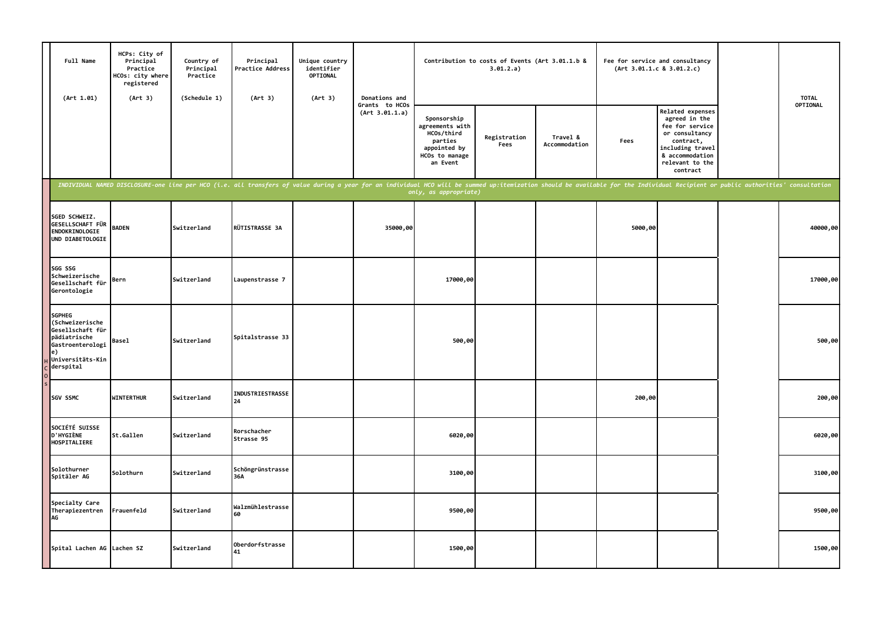| Full Name (Art 1.01) | HCPs: City of Principal Practice HCOs: city where registered (Art 3) | Country of Principal Practice (Schedule 1) | Principal Practice Address (Art 3) | Unique country identifier OPTIONAL (Art 3) | Donations and Grants to HCOs (Art 3.01.1.a) | Contribution to costs of Events (Art 3.01.1.b & 3.01.2.a) | | | Fee for service and consultancy (Art 3.01.1.c & 3.01.2.c) | | | TOTAL OPTIONAL |
|---|---|---|---|---|---|---|---|---|---|---|---|---|
| | | | | | | Sponsorship agreements with HCOs/third parties appointed by HCOs to manage an Event | Registration Fees | Travel & Accommodation | Fees | Related expenses agreed in the fee for service or consultancy contract, including travel & accommodation relevant to the contract | | |
| *INDIVIDUAL NAMED DISCLOSURE-one line per HCO (i.e. all transfers of value during a year for an individual HCO will be summed up:itemization should be available for the Individual Recipient or public authorities' consultation only, as appropriate)* | | | | | | | | | | | | |
| SGED SCHWEIZ. GESELLSCHAFT FÜR ENDOKRINOLOGIE UND DIABETOLOGIE | BADEN | Switzerland | RÜTISTRASSE 3A | | 35000,00 | | | | 5000,00 | | | 40000,00 |
| SGG SSG Schweizerische Gesellschaft für Gerontologie | Bern | Switzerland | Laupenstrasse 7 | | | 17000,00 | | | | | | 17000,00 |
| SGPHEG (Schweizerische Gesellschaft für pädiatrische Gastroenterologie) Universitäts-Kinderspital | Basel | Switzerland | Spitalstrasse 33 | | | 500,00 | | | | | | 500,00 |
| SGV SSMC | WINTERTHUR | Switzerland | INDUSTRIESTRASSE 24 | | | | | | 200,00 | | | 200,00 |
| SOCIÉTÉ SUISSE D'HYGIÈNE HOSPITALIERE | St.Gallen | Switzerland | Rorschacher Strasse 95 | | | 6020,00 | | | | | | 6020,00 |
| Solothurner Spitäler AG | Solothurn | Switzerland | Schöngrünstrasse 36A | | | 3100,00 | | | | | | 3100,00 |
| Specialty Care Therapiezentren AG | Frauenfeld | Switzerland | Walzmühlestrasse 60 | | | 9500,00 | | | | | | 9500,00 |
| Spital Lachen AG | Lachen SZ | Switzerland | Oberdorfstrasse 41 | | | 1500,00 | | | | | | 1500,00 |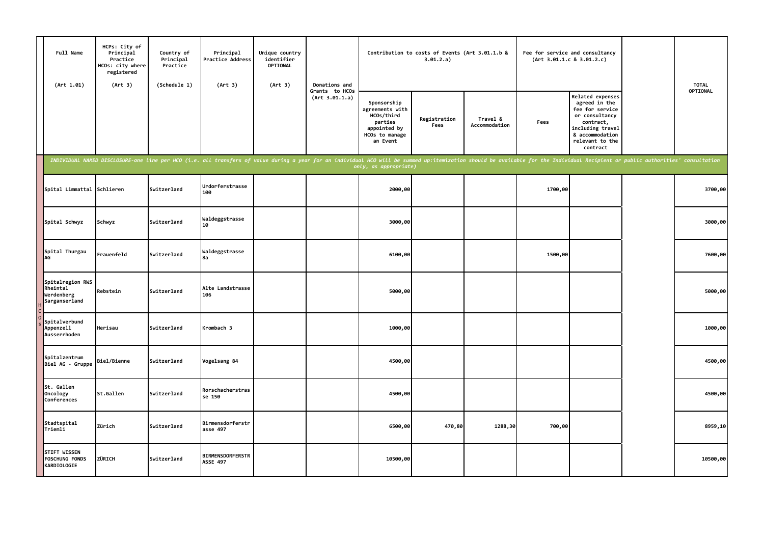| | Full Name (Art 1.01) | HCPs: City of Principal Practice HCOs: city where registered (Art 3) | Country of Principal Practice (Schedule 1) | Principal Practice Address (Art 3) | Unique country identifier OPTIONAL (Art 3) | Donations and Grants to HCOs (Art 3.01.1.a) | Contribution to costs of Events (Art 3.01.1.b & 3.01.2.a) | | | Fee for service and consultancy (Art 3.01.1.c & 3.01.2.c) | | | TOTAL OPTIONAL |
|---|---|---|---|---|---|---|---|---|---|---|---|---|---|
| | | | | | | | Sponsorship agreements with HCOs/third parties appointed by HCOs to manage an Event | Registration Fees | Travel & Accommodation | Fees | Related expenses agreed in the fee for service or consultancy contract, including travel & accommodation relevant to the contract | | |
| | *INDIVIDUAL NAMED DISCLOSURE-one line per HCO (i.e. all transfers of value during a year for an individual HCO will be summed up:itemization should be available for the Individual Recipient or public authorities' consultation only, as appropriate)* | | | | | | | | | | | | |
| HCOs | Spital Limmattal | Schlieren | Switzerland | Urdorferstrasse 100 | | | 2000,00 | | | 1700,00 | | | 3700,00 |
| | Spital Schwyz | Schwyz | Switzerland | Waldeggstrasse 10 | | | 3000,00 | | | | | | 3000,00 |
| | Spital Thurgau AG | Frauenfeld | Switzerland | Waldeggstrasse 8a | | | 6100,00 | | | 1500,00 | | | 7600,00 |
| | Spitalregion RWS Rheintal Werdenberg Sarganserland | Rebstein | Switzerland | Alte Landstrasse 106 | | | 5000,00 | | | | | | 5000,00 |
| | Spitalverbund Appenzell Ausserrhoden | Herisau | Switzerland | Krombach 3 | | | 1000,00 | | | | | | 1000,00 |
| | Spitalzentrum Biel AG - Gruppe | Biel/Bienne | Switzerland | Vogelsang 84 | | | 4500,00 | | | | | | 4500,00 |
| | St. Gallen Oncology Conferences | St.Gallen | Switzerland | Rorschacherstrasse 150 | | | 4500,00 | | | | | | 4500,00 |
| | Stadtspital Triemli | Zürich | Switzerland | Birmensdorferstrasse 497 | | | 6500,00 | 470,80 | 1288,30 | 700,00 | | | 8959,10 |
| | STIFT WISSEN FOSCHUNG FONDS KARDIOLOGIE | ZÜRICH | Switzerland | BIRMENSDORFERSTRASSE 497 | | | 10500,00 | | | | | | 10500,00 |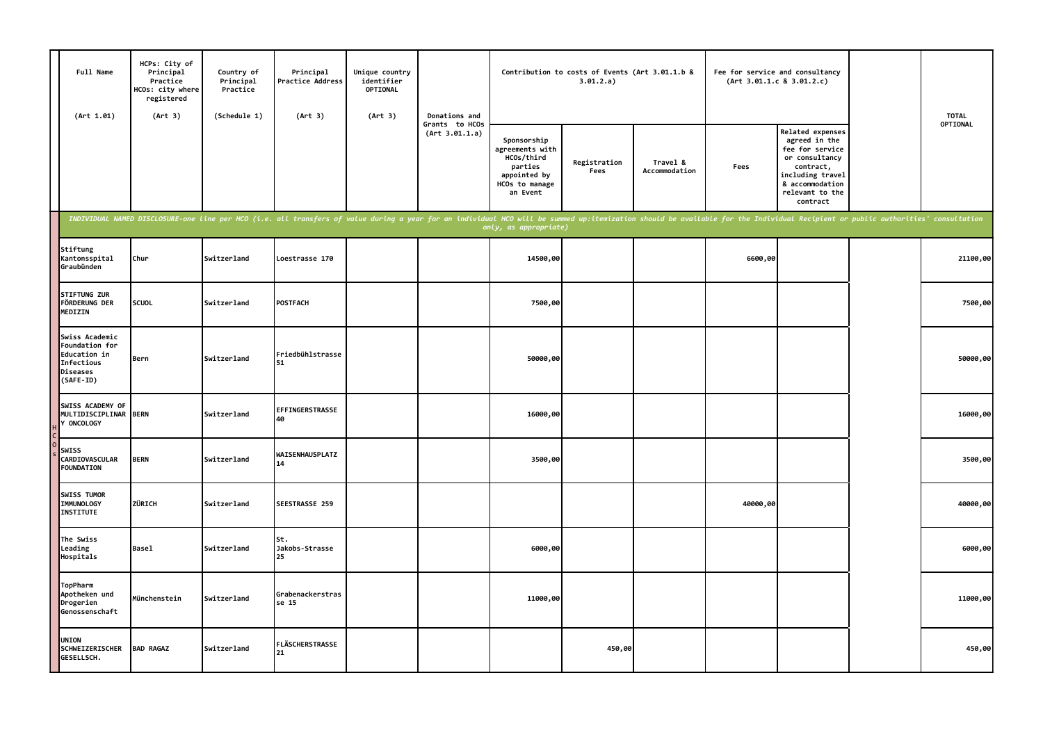| Full Name (Art 1.01) | HCPs: City of Principal Practice HCOs: city where registered (Art 3) | Country of Principal Practice (Schedule 1) | Principal Practice Address (Art 3) | Unique country identifier OPTIONAL (Art 3) | Donations and Grants to HCOs (Art 3.01.1.a) | Contribution to costs of Events (Art 3.01.1.b & 3.01.2.a) | | | Fee for service and consultancy (Art 3.01.1.c & 3.01.2.c) | | | TOTAL OPTIONAL |
|---|---|---|---|---|---|---|---|---|---|---|---|---|
| | | | | | | Sponsorship agreements with HCOs/third parties appointed by HCOs to manage an Event | Registration Fees | Travel & Accommodation | Fees | Related expenses agreed in the fee for service or consultancy contract, including travel & accommodation relevant to the contract | | |
| *INDIVIDUAL NAMED DISCLOSURE-one line per HCO (i.e. all transfers of value during a year for an individual HCO will be summed up:itemization should be available for the Individual Recipient or public authorities' consultation only, as appropriate)* | | | | | | | | | | | | |
| Stiftung Kantonsspital Graubünden | Chur | Switzerland | Loestrasse 170 | | | 14500,00 | | | 6600,00 | | | 21100,00 |
| STIFTUNG ZUR FÖRDERUNG DER MEDIZIN | SCUOL | Switzerland | POSTFACH | | | 7500,00 | | | | | | 7500,00 |
| Swiss Academic Foundation for Education in Infectious Diseases (SAFE-ID) | Bern | Switzerland | Friedbühlstrasse 51 | | | 50000,00 | | | | | | 50000,00 |
| SWISS ACADEMY OF MULTIDISCIPLINARY ONCOLOGY | BERN | Switzerland | EFFINGERSTRASSE 40 | | | 16000,00 | | | | | | 16000,00 |
| SWISS CARDIOVASCULAR FOUNDATION | BERN | Switzerland | WAISENHAUSPLATZ 14 | | | 3500,00 | | | | | | 3500,00 |
| SWISS TUMOR IMMUNOLOGY INSTITUTE | ZÜRICH | Switzerland | SEESTRASSE 259 | | | | | | 40000,00 | | | 40000,00 |
| The Swiss Leading Hospitals | Basel | Switzerland | St. Jakobs-Strasse 25 | | | 6000,00 | | | | | | 6000,00 |
| TopPharm Apotheken und Drogerien Genossenschaft | Münchenstein | Switzerland | Grabenackerstrasse 15 | | | 11000,00 | | | | | | 11000,00 |
| UNION SCHWEIZERISCHER GESELLSCH. | BAD RAGAZ | Switzerland | FLÄSCHERSTRASSE 21 | | | | 450,00 | | | | | 450,00 |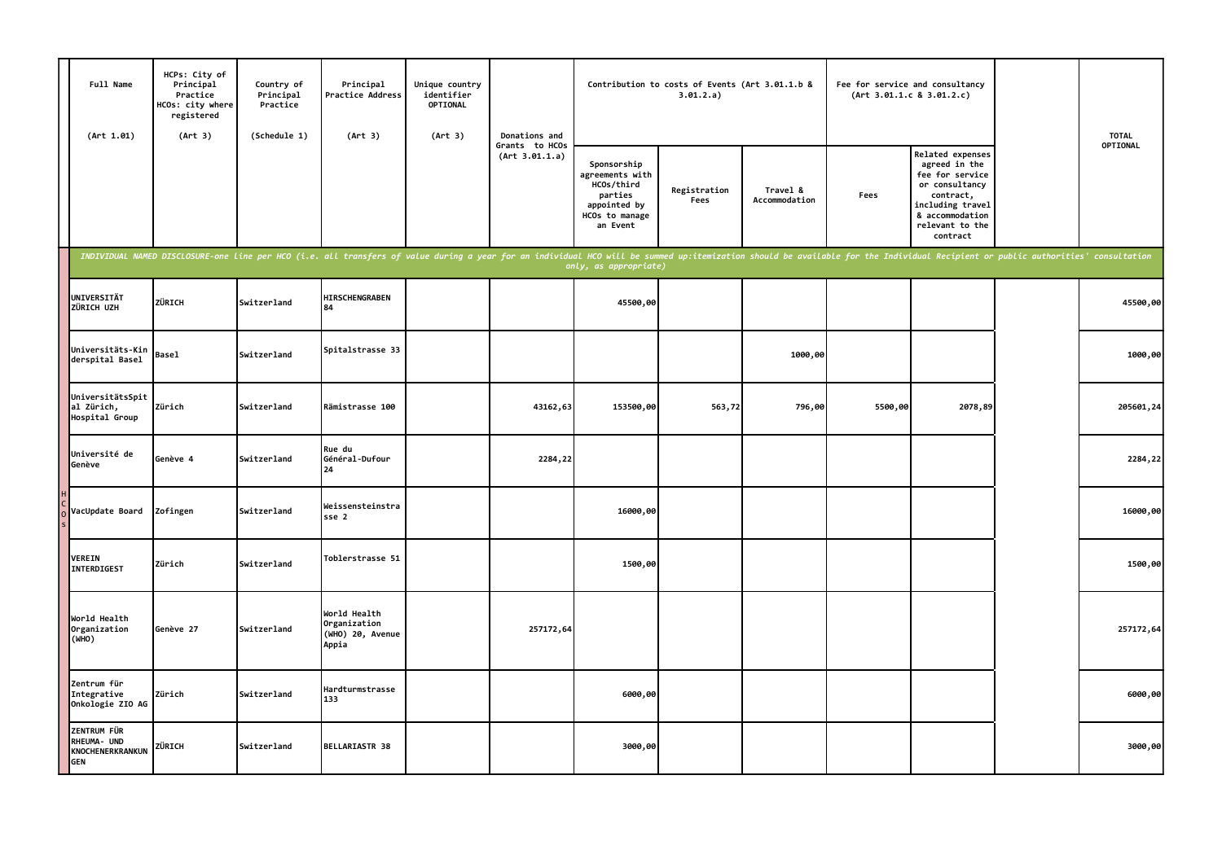| Full Name (Art 1.01) | HCPs: City of Principal Practice HCOs: city where registered (Art 3) | Country of Principal Practice (Schedule 1) | Principal Practice Address (Art 3) | Unique country identifier OPTIONAL (Art 3) | Donations and Grants to HCOs (Art 3.01.1.a) | Contribution to costs of Events (Art 3.01.1.b & 3.01.2.a) | | | Fee for service and consultancy (Art 3.01.1.c & 3.01.2.c) | | | TOTAL OPTIONAL |
|---|---|---|---|---|---|---|---|---|---|---|---|---|
| | | | | | | Sponsorship agreements with HCOs/third parties appointed by HCOs to manage an Event | Registration Fees | Travel & Accommodation | Fees | Related expenses agreed in the fee for service or consultancy contract, including travel & accommodation relevant to the contract | | |
| *INDIVIDUAL NAMED DISCLOSURE-one line per HCO (i.e. all transfers of value during a year for an individual HCO will be summed up:itemization should be available for the Individual Recipient or public authorities' consultation only, as appropriate)* | | | | | | | | | | | | |
| UNIVERSITÄT ZÜRICH UZH | ZÜRICH | Switzerland | HIRSCHENGRABEN 84 | | | 45500,00 | | | | | | 45500,00 |
| Universitäts-Kinderspital Basel | Basel | Switzerland | Spitalstrasse 33 | | | | | 1000,00 | | | | 1000,00 |
| UniversitätsSpital Zürich, Hospital Group | Zürich | Switzerland | Rämistrasse 100 | | 43162,63 | 153500,00 | 563,72 | 796,00 | 5500,00 | 2078,89 | | 205601,24 |
| Université de Genève | Genève 4 | Switzerland | Rue du Général-Dufour 24 | | 2284,22 | | | | | | | 2284,22 |
| VacUpdate Board | Zofingen | Switzerland | Weissensteinstrasse 2 | | | 16000,00 | | | | | | 16000,00 |
| VEREIN INTERDIGEST | Zürich | Switzerland | Toblerstrasse 51 | | | 1500,00 | | | | | | 1500,00 |
| World Health Organization (WHO) | Genève 27 | Switzerland | World Health Organization (WHO) 20, Avenue Appia | | 257172,64 | | | | | | | 257172,64 |
| Zentrum für Integrative Onkologie ZIO AG | Zürich | Switzerland | Hardturmstrasse 133 | | | 6000,00 | | | | | | 6000,00 |
| ZENTRUM FÜR RHEUMA- UND KNOCHENERKRANKUNGEN | ZÜRICH | Switzerland | BELLARIASTR 38 | | | 3000,00 | | | | | | 3000,00 |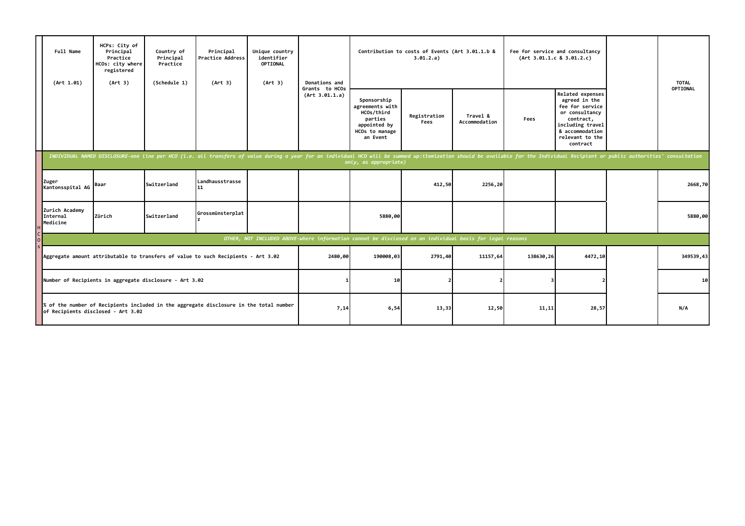| | Full Name (Art 1.01) | HCPs: City of Principal Practice HCOs: city where registered (Art 3) | Country of Principal Practice (Schedule 1) | Principal Practice Address (Art 3) | Unique country identifier OPTIONAL (Art 3) | Donations and Grants to HCOs (Art 3.01.1.a) | Contribution to costs of Events (Art 3.01.1.b & 3.01.2.a) | | | Fee for service and consultancy (Art 3.01.1.c & 3.01.2.c) | | | TOTAL OPTIONAL |
|---|---|---|---|---|---|---|---|---|---|---|---|---|---|
| | | | | | | | Sponsorship agreements with HCOs/third parties appointed by HCOs to manage an Event | Registration Fees | Travel & Accommodation | Fees | Related expenses agreed in the fee for service or consultancy contract, including travel & accommodation relevant to the contract | | |
| HCOs | *INDIVIDUAL NAMED DISCLOSURE-one line per HCO (i.e. all transfers of value during a year for an individual HCO will be summed up:itemization should be available for the Individual Recipient or public authorities' consultation only, as appropriate)* | | | | | | | | | | | | |
| | Zuger Kantonsspital AG | Baar | Switzerland | Landhausstrasse 11 | | | | 412,50 | 2256,20 | | | | 2668,70 |
| | Zurich Academy Internal Medicine | Zürich | Switzerland | Grossmünsterplatz | | | 5880,00 | | | | | | 5880,00 |
| | *OTHER, NOT INCLUDED ABOVE-where information cannot be disclosed on an individual basis for legal reasons* | | | | | | | | | | | | |
| | Aggregate amount attributable to transfers of value to such Recipients - Art 3.02 | | | | | 2480,00 | 190008,03 | 2791,40 | 11157,64 | 138630,26 | 4472,10 | | 349539,43 |
| | Number of Recipients in aggregate disclosure - Art 3.02 | | | | | 1 | 10 | 2 | 2 | 3 | 2 | | 10 |
| | % of the number of Recipients included in the aggregate disclosure in the total number of Recipients disclosed - Art 3.02 | | | | | 7,14 | 6,54 | 13,33 | 12,50 | 11,11 | 28,57 | | N/A |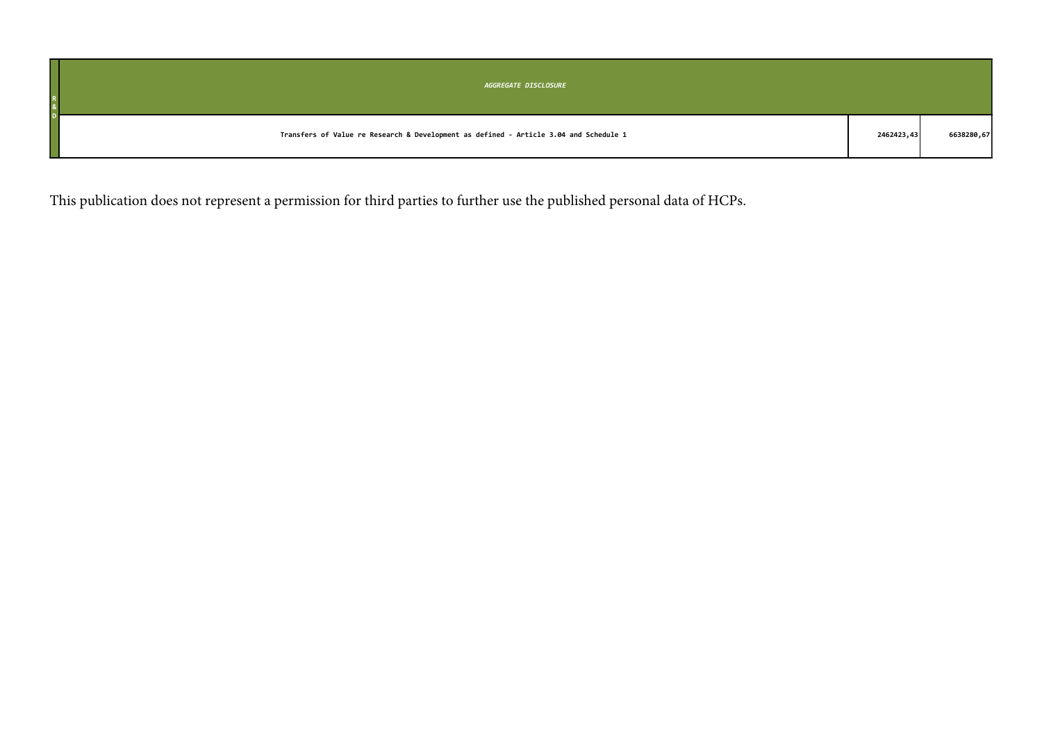| | | | |
|---|---|---|---|
| R & D | *AGGREGATE DISCLOSURE* | | |
| | Transfers of Value re Research & Development as defined - Article 3.04 and Schedule 1 | 2462423,43 | 6638280,67 |

This publication does not represent a permission for third parties to further use the published personal data of HCPs.